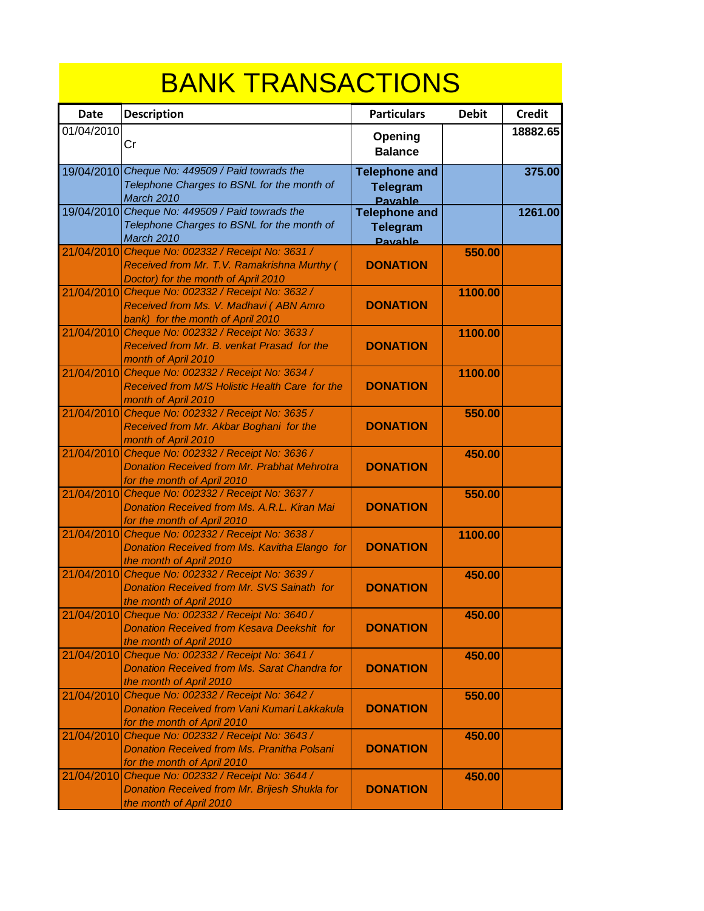# BANK TRANSACTIONS

| Date | Description | Particulars | Debit | Credit |
|---|---|---|---|---|
| 01/04/2010 | Cr | **Opening Balance** | | **18882.65** |
| 19/04/2010 | *Cheque No: 449509 / Paid towrads the Telephone Charges to BSNL for the month of March 2010* | **Telephone and Telegram Payable** | | **375.00** |
| 19/04/2010 | *Cheque No: 449509 / Paid towrads the Telephone Charges to BSNL for the month of March 2010* | **Telephone and Telegram Payable** | | **1261.00** |
| 21/04/2010 | *Cheque No: 002332 / Receipt No: 3631 / Received from Mr. T.V. Ramakrishna Murthy ( Doctor) for the month of April 2010* | **DONATION** | **550.00** | |
| 21/04/2010 | *Cheque No: 002332 / Receipt No: 3632 / Received from Ms. V. Madhavi ( ABN Amro bank) for the month of April 2010* | **DONATION** | **1100.00** | |
| 21/04/2010 | *Cheque No: 002332 / Receipt No: 3633 / Received from Mr. B. venkat Prasad for the month of April 2010* | **DONATION** | **1100.00** | |
| 21/04/2010 | *Cheque No: 002332 / Receipt No: 3634 / Received from M/S Holistic Health Care for the month of April 2010* | **DONATION** | **1100.00** | |
| 21/04/2010 | *Cheque No: 002332 / Receipt No: 3635 / Received from Mr. Akbar Boghani for the month of April 2010* | **DONATION** | **550.00** | |
| 21/04/2010 | *Cheque No: 002332 / Receipt No: 3636 / Donation Received from Mr. Prabhat Mehrotra for the month of April 2010* | **DONATION** | **450.00** | |
| 21/04/2010 | *Cheque No: 002332 / Receipt No: 3637 / Donation Received from Ms. A.R.L. Kiran Mai for the month of April 2010* | **DONATION** | **550.00** | |
| 21/04/2010 | *Cheque No: 002332 / Receipt No: 3638 / Donation Received from Ms. Kavitha Elango for the month of April 2010* | **DONATION** | **1100.00** | |
| 21/04/2010 | *Cheque No: 002332 / Receipt No: 3639 / Donation Received from Mr. SVS Sainath for the month of April 2010* | **DONATION** | **450.00** | |
| 21/04/2010 | *Cheque No: 002332 / Receipt No: 3640 / Donation Received from Kesava Deekshit for the month of April 2010* | **DONATION** | **450.00** | |
| 21/04/2010 | *Cheque No: 002332 / Receipt No: 3641 / Donation Received from Ms. Sarat Chandra for the month of April 2010* | **DONATION** | **450.00** | |
| 21/04/2010 | *Cheque No: 002332 / Receipt No: 3642 / Donation Received from Vani Kumari Lakkakula for the month of April 2010* | **DONATION** | **550.00** | |
| 21/04/2010 | *Cheque No: 002332 / Receipt No: 3643 / Donation Received from Ms. Pranitha Polsani for the month of April 2010* | **DONATION** | **450.00** | |
| 21/04/2010 | *Cheque No: 002332 / Receipt No: 3644 / Donation Received from Mr. Brijesh Shukla for the month of April 2010* | **DONATION** | **450.00** | |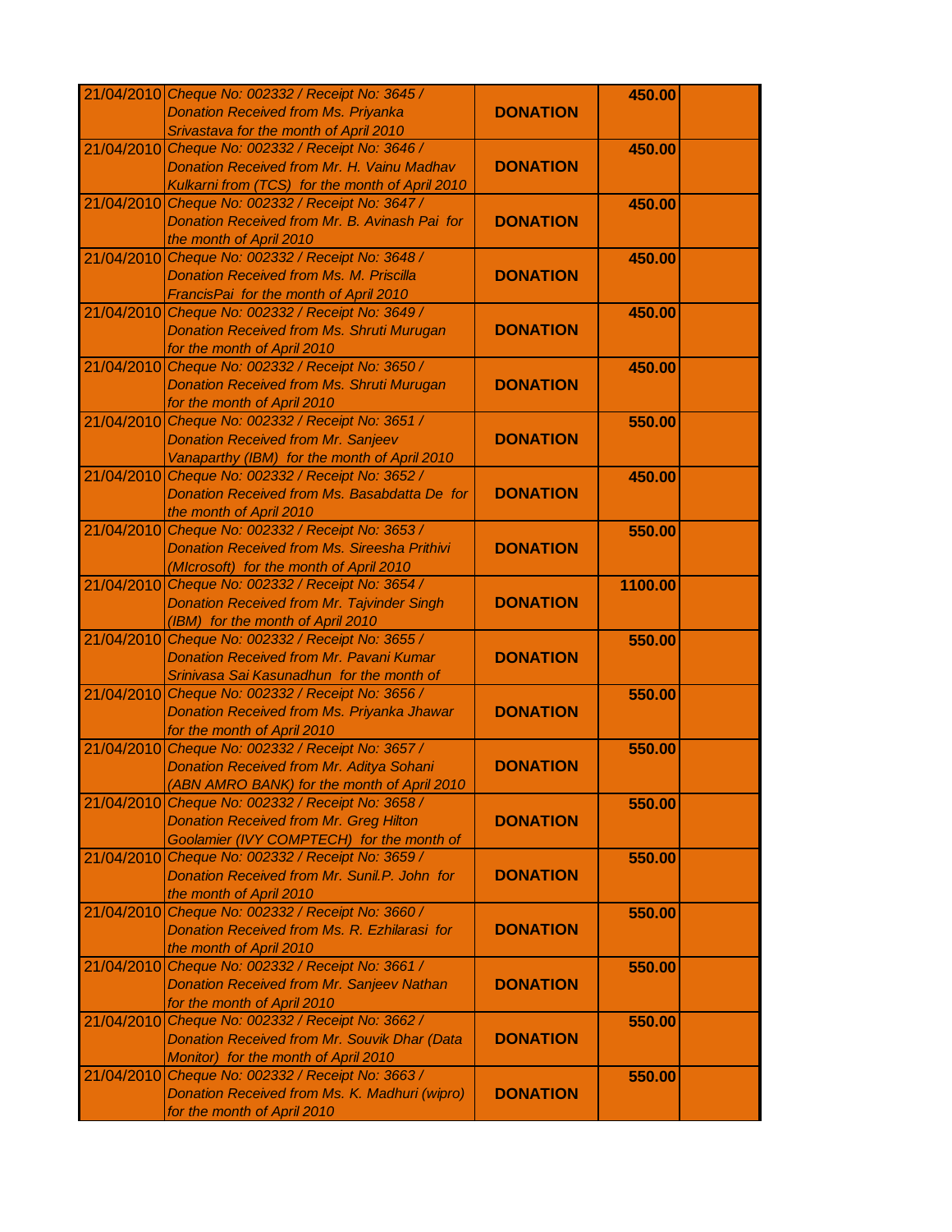| | | | | |
|---|---|---|---|---|
| 21/04/2010 | *Cheque No: 002332 / Receipt No: 3645 / Donation Received from Ms. Priyanka Srivastava for the month of April 2010* | **DONATION** | **450.00** | |
| 21/04/2010 | *Cheque No: 002332 / Receipt No: 3646 / Donation Received from Mr. H. Vainu Madhav Kulkarni from (TCS) for the month of April 2010* | **DONATION** | **450.00** | |
| 21/04/2010 | *Cheque No: 002332 / Receipt No: 3647 / Donation Received from Mr. B. Avinash Pai for the month of April 2010* | **DONATION** | **450.00** | |
| 21/04/2010 | *Cheque No: 002332 / Receipt No: 3648 / Donation Received from Ms. M. Priscilla FrancisPai for the month of April 2010* | **DONATION** | **450.00** | |
| 21/04/2010 | *Cheque No: 002332 / Receipt No: 3649 / Donation Received from Ms. Shruti Murugan for the month of April 2010* | **DONATION** | **450.00** | |
| 21/04/2010 | *Cheque No: 002332 / Receipt No: 3650 / Donation Received from Ms. Shruti Murugan for the month of April 2010* | **DONATION** | **450.00** | |
| 21/04/2010 | *Cheque No: 002332 / Receipt No: 3651 / Donation Received from Mr. Sanjeev Vanaparthy (IBM) for the month of April 2010* | **DONATION** | **550.00** | |
| 21/04/2010 | *Cheque No: 002332 / Receipt No: 3652 / Donation Received from Ms. Basabdatta De for the month of April 2010* | **DONATION** | **450.00** | |
| 21/04/2010 | *Cheque No: 002332 / Receipt No: 3653 / Donation Received from Ms. Sireesha Prithivi (MIcrosoft) for the month of April 2010* | **DONATION** | **550.00** | |
| 21/04/2010 | *Cheque No: 002332 / Receipt No: 3654 / Donation Received from Mr. Tajvinder Singh (IBM) for the month of April 2010* | **DONATION** | **1100.00** | |
| 21/04/2010 | *Cheque No: 002332 / Receipt No: 3655 / Donation Received from Mr. Pavani Kumar Srinivasa Sai Kasunadhun for the month of* | **DONATION** | **550.00** | |
| 21/04/2010 | *Cheque No: 002332 / Receipt No: 3656 / Donation Received from Ms. Priyanka Jhawar for the month of April 2010* | **DONATION** | **550.00** | |
| 21/04/2010 | *Cheque No: 002332 / Receipt No: 3657 / Donation Received from Mr. Aditya Sohani (ABN AMRO BANK) for the month of April 2010* | **DONATION** | **550.00** | |
| 21/04/2010 | *Cheque No: 002332 / Receipt No: 3658 / Donation Received from Mr. Greg Hilton Goolamier (IVY COMPTECH) for the month of* | **DONATION** | **550.00** | |
| 21/04/2010 | *Cheque No: 002332 / Receipt No: 3659 / Donation Received from Mr. Sunil.P. John for the month of April 2010* | **DONATION** | **550.00** | |
| 21/04/2010 | *Cheque No: 002332 / Receipt No: 3660 / Donation Received from Ms. R. Ezhilarasi for the month of April 2010* | **DONATION** | **550.00** | |
| 21/04/2010 | *Cheque No: 002332 / Receipt No: 3661 / Donation Received from Mr. Sanjeev Nathan for the month of April 2010* | **DONATION** | **550.00** | |
| 21/04/2010 | *Cheque No: 002332 / Receipt No: 3662 / Donation Received from Mr. Souvik Dhar (Data Monitor) for the month of April 2010* | **DONATION** | **550.00** | |
| 21/04/2010 | *Cheque No: 002332 / Receipt No: 3663 / Donation Received from Ms. K. Madhuri (wipro) for the month of April 2010* | **DONATION** | **550.00** | |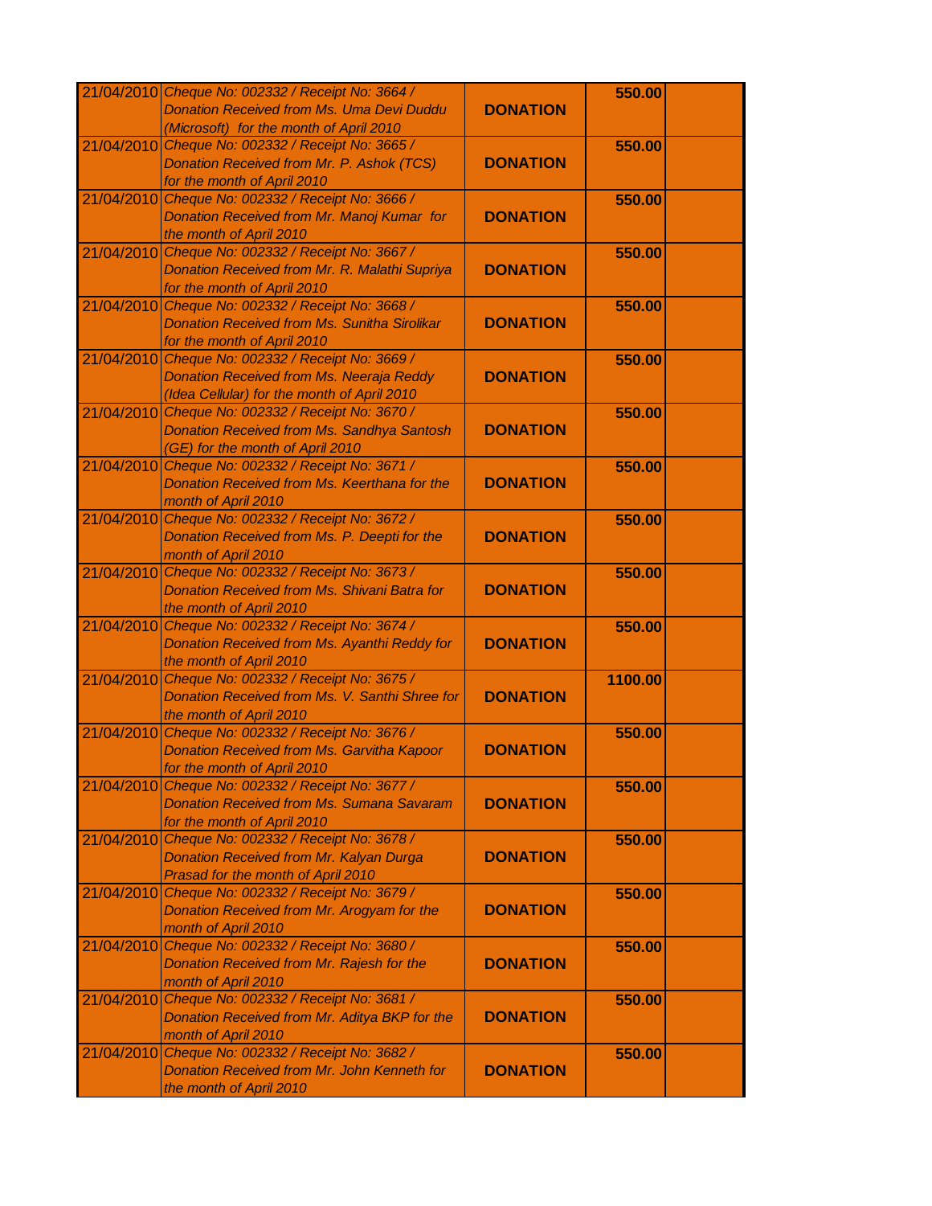| | | | | |
|---|---|---|---|---|
| 21/04/2010 | *Cheque No: 002332 / Receipt No: 3664 / Donation Received from Ms. Uma Devi Duddu (Microsoft) for the month of April 2010* | **DONATION** | **550.00** | |
| 21/04/2010 | *Cheque No: 002332 / Receipt No: 3665 / Donation Received from Mr. P. Ashok (TCS) for the month of April 2010* | **DONATION** | **550.00** | |
| 21/04/2010 | *Cheque No: 002332 / Receipt No: 3666 / Donation Received from Mr. Manoj Kumar for the month of April 2010* | **DONATION** | **550.00** | |
| 21/04/2010 | *Cheque No: 002332 / Receipt No: 3667 / Donation Received from Mr. R. Malathi Supriya for the month of April 2010* | **DONATION** | **550.00** | |
| 21/04/2010 | *Cheque No: 002332 / Receipt No: 3668 / Donation Received from Ms. Sunitha Sirolikar for the month of April 2010* | **DONATION** | **550.00** | |
| 21/04/2010 | *Cheque No: 002332 / Receipt No: 3669 / Donation Received from Ms. Neeraja Reddy (Idea Cellular) for the month of April 2010* | **DONATION** | **550.00** | |
| 21/04/2010 | *Cheque No: 002332 / Receipt No: 3670 / Donation Received from Ms. Sandhya Santosh (GE) for the month of April 2010* | **DONATION** | **550.00** | |
| 21/04/2010 | *Cheque No: 002332 / Receipt No: 3671 / Donation Received from Ms. Keerthana for the month of April 2010* | **DONATION** | **550.00** | |
| 21/04/2010 | *Cheque No: 002332 / Receipt No: 3672 / Donation Received from Ms. P. Deepti for the month of April 2010* | **DONATION** | **550.00** | |
| 21/04/2010 | *Cheque No: 002332 / Receipt No: 3673 / Donation Received from Ms. Shivani Batra for the month of April 2010* | **DONATION** | **550.00** | |
| 21/04/2010 | *Cheque No: 002332 / Receipt No: 3674 / Donation Received from Ms. Ayanthi Reddy for the month of April 2010* | **DONATION** | **550.00** | |
| 21/04/2010 | *Cheque No: 002332 / Receipt No: 3675 / Donation Received from Ms. V. Santhi Shree for the month of April 2010* | **DONATION** | **1100.00** | |
| 21/04/2010 | *Cheque No: 002332 / Receipt No: 3676 / Donation Received from Ms. Garvitha Kapoor for the month of April 2010* | **DONATION** | **550.00** | |
| 21/04/2010 | *Cheque No: 002332 / Receipt No: 3677 / Donation Received from Ms. Sumana Savaram for the month of April 2010* | **DONATION** | **550.00** | |
| 21/04/2010 | *Cheque No: 002332 / Receipt No: 3678 / Donation Received from Mr. Kalyan Durga Prasad for the month of April 2010* | **DONATION** | **550.00** | |
| 21/04/2010 | *Cheque No: 002332 / Receipt No: 3679 / Donation Received from Mr. Arogyam for the month of April 2010* | **DONATION** | **550.00** | |
| 21/04/2010 | *Cheque No: 002332 / Receipt No: 3680 / Donation Received from Mr. Rajesh for the month of April 2010* | **DONATION** | **550.00** | |
| 21/04/2010 | *Cheque No: 002332 / Receipt No: 3681 / Donation Received from Mr. Aditya BKP for the month of April 2010* | **DONATION** | **550.00** | |
| 21/04/2010 | *Cheque No: 002332 / Receipt No: 3682 / Donation Received from Mr. John Kenneth for the month of April 2010* | **DONATION** | **550.00** | |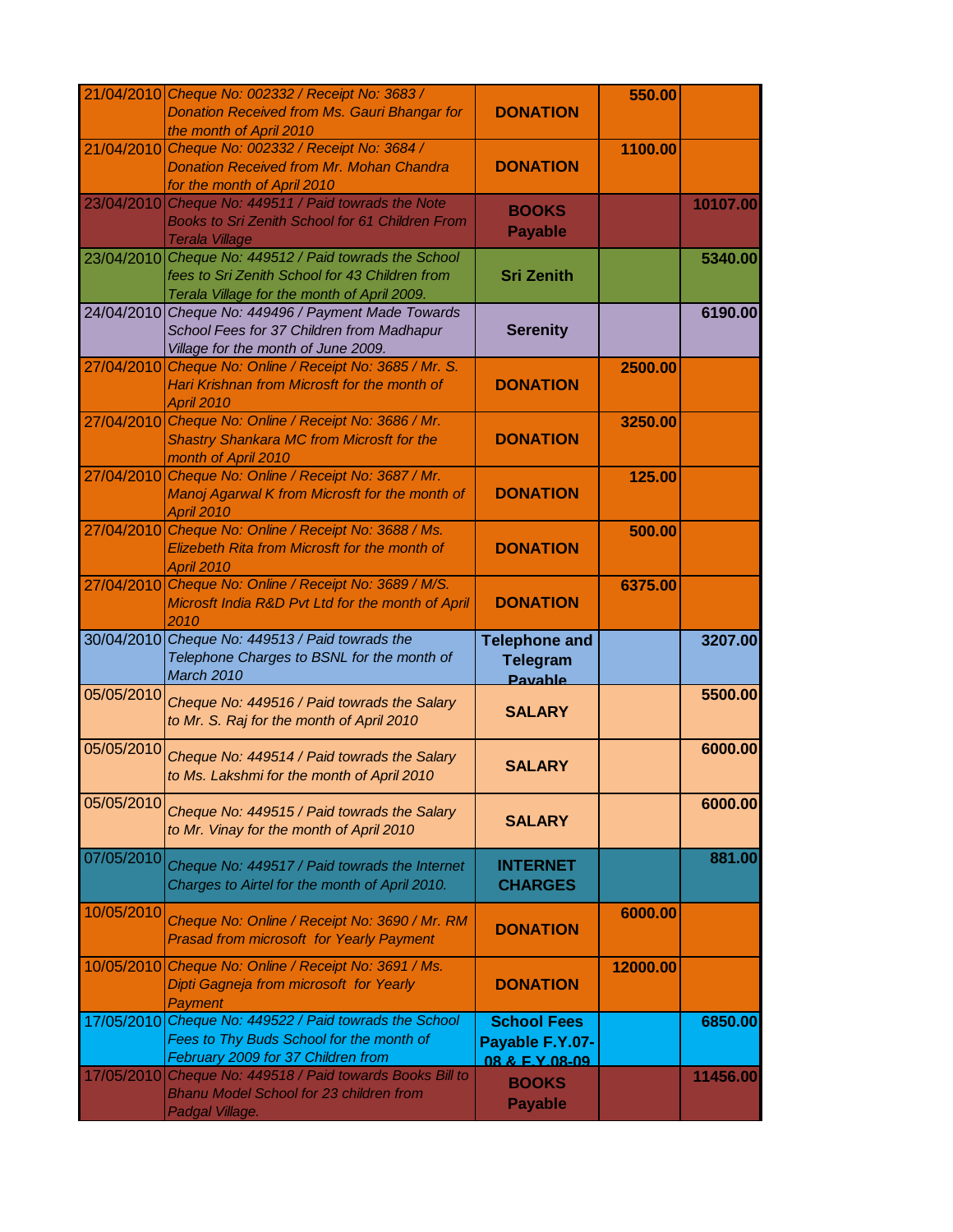| | | | | |
|---|---|---|---|---|
| 21/04/2010 | *Cheque No: 002332 / Receipt No: 3683 / Donation Received from Ms. Gauri Bhangar for the month of April 2010* | **DONATION** | **550.00** | |
| 21/04/2010 | *Cheque No: 002332 / Receipt No: 3684 / Donation Received from Mr. Mohan Chandra for the month of April 2010* | **DONATION** | **1100.00** | |
| 23/04/2010 | *Cheque No: 449511 / Paid towrads the Note Books to Sri Zenith School for 61 Children From Terala Village* | **BOOKS Payable** | | **10107.00** |
| 23/04/2010 | *Cheque No: 449512 / Paid towrads the School fees to Sri Zenith School for 43 Children from Terala Village for the month of April 2009.* | **Sri Zenith** | | **5340.00** |
| 24/04/2010 | *Cheque No: 449496 / Payment Made Towards School Fees for 37 Children from Madhapur Village for the month of June 2009.* | **Serenity** | | **6190.00** |
| 27/04/2010 | *Cheque No: Online / Receipt No: 3685 / Mr. S. Hari Krishnan from Microsft for the month of April 2010* | **DONATION** | **2500.00** | |
| 27/04/2010 | *Cheque No: Online / Receipt No: 3686 / Mr. Shastry Shankara MC from Microsft for the month of April 2010* | **DONATION** | **3250.00** | |
| 27/04/2010 | *Cheque No: Online / Receipt No: 3687 / Mr. Manoj Agarwal K from Microsft for the month of April 2010* | **DONATION** | **125.00** | |
| 27/04/2010 | *Cheque No: Online / Receipt No: 3688 / Ms. Elizebeth Rita from Microsft for the month of April 2010* | **DONATION** | **500.00** | |
| 27/04/2010 | *Cheque No: Online / Receipt No: 3689 / M/S. Microsft India R&D Pvt Ltd for the month of April 2010* | **DONATION** | **6375.00** | |
| 30/04/2010 | *Cheque No: 449513 / Paid towrads the Telephone Charges to BSNL for the month of March 2010* | **Telephone and Telegram Payable** | | **3207.00** |
| 05/05/2010 | *Cheque No: 449516 / Paid towrads the Salary to Mr. S. Raj for the month of April 2010* | **SALARY** | | **5500.00** |
| 05/05/2010 | *Cheque No: 449514 / Paid towrads the Salary to Ms. Lakshmi for the month of April 2010* | **SALARY** | | **6000.00** |
| 05/05/2010 | *Cheque No: 449515 / Paid towrads the Salary to Mr. Vinay for the month of April 2010* | **SALARY** | | **6000.00** |
| 07/05/2010 | *Cheque No: 449517 / Paid towrads the Internet Charges to Airtel for the month of April 2010.* | **INTERNET CHARGES** | | **881.00** |
| 10/05/2010 | *Cheque No: Online / Receipt No: 3690 / Mr. RM Prasad from microsoft for Yearly Payment* | **DONATION** | **6000.00** | |
| 10/05/2010 | *Cheque No: Online / Receipt No: 3691 / Ms. Dipti Gagneja from microsoft for Yearly Payment* | **DONATION** | **12000.00** | |
| 17/05/2010 | *Cheque No: 449522 / Paid towrads the School Fees to Thy Buds School for the month of February 2009 for 37 Children from* | **School Fees Payable F.Y.07-08 & F.Y.08-09** | | **6850.00** |
| 17/05/2010 | *Cheque No: 449518 / Paid towards Books Bill to Bhanu Model School for 23 children from Padgal Village.* | **BOOKS Payable** | | **11456.00** |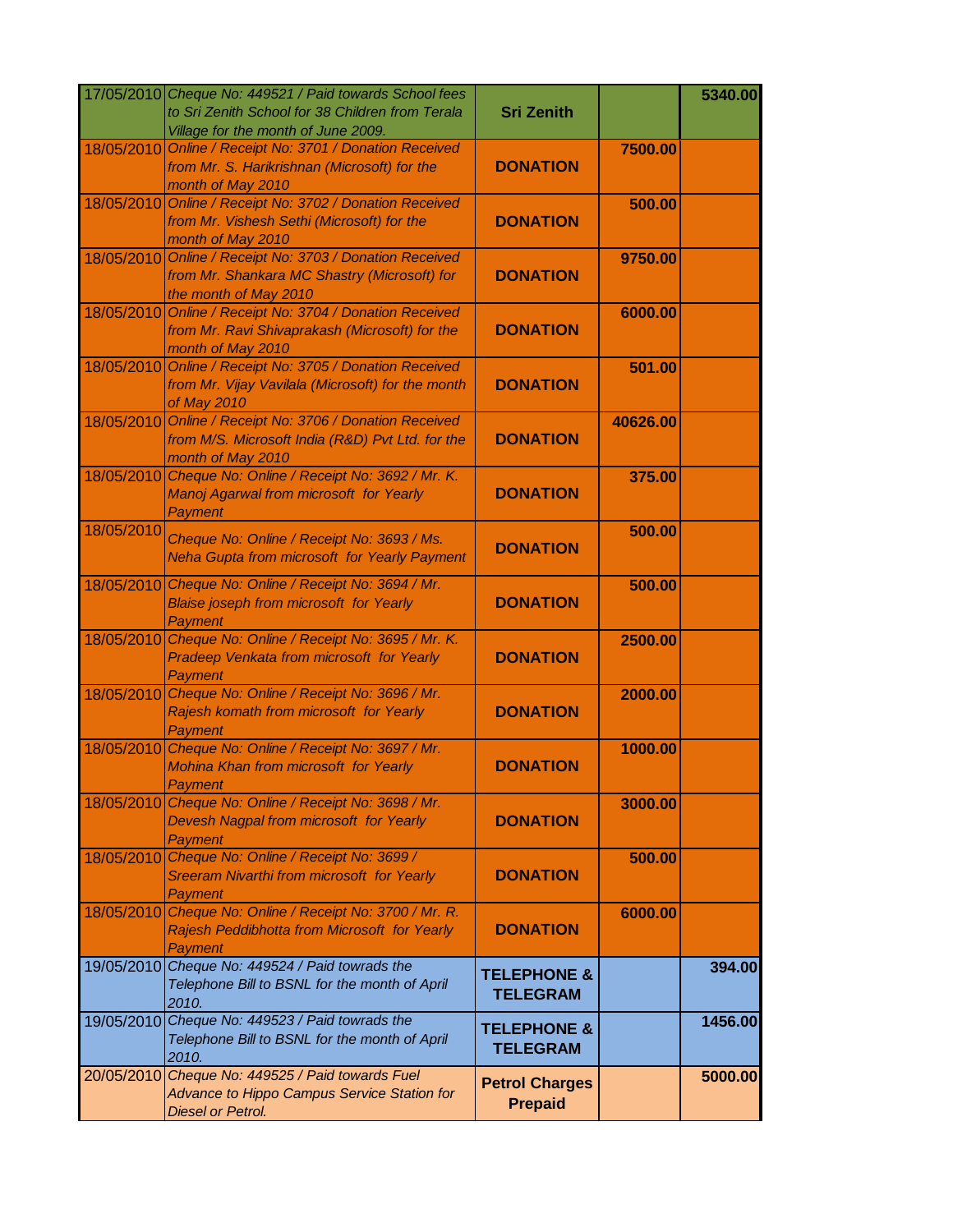| | | | | |
|---|---|---|---|---|
| 17/05/2010 | *Cheque No: 449521 / Paid towards School fees to Sri Zenith School for 38 Children from Terala Village for the month of June 2009.* | **Sri Zenith** | | **5340.00** |
| 18/05/2010 | *Online / Receipt No: 3701 / Donation Received from Mr. S. Harikrishnan (Microsoft) for the month of May 2010* | **DONATION** | **7500.00** | |
| 18/05/2010 | *Online / Receipt No: 3702 / Donation Received from Mr. Vishesh Sethi (Microsoft) for the month of May 2010* | **DONATION** | **500.00** | |
| 18/05/2010 | *Online / Receipt No: 3703 / Donation Received from Mr. Shankara MC Shastry (Microsoft) for the month of May 2010* | **DONATION** | **9750.00** | |
| 18/05/2010 | *Online / Receipt No: 3704 / Donation Received from Mr. Ravi Shivaprakash (Microsoft) for the month of May 2010* | **DONATION** | **6000.00** | |
| 18/05/2010 | *Online / Receipt No: 3705 / Donation Received from Mr. Vijay Vavilala (Microsoft) for the month of May 2010* | **DONATION** | **501.00** | |
| 18/05/2010 | *Online / Receipt No: 3706 / Donation Received from M/S. Microsoft India (R&D) Pvt Ltd. for the month of May 2010* | **DONATION** | **40626.00** | |
| 18/05/2010 | *Cheque No: Online / Receipt No: 3692 / Mr. K. Manoj Agarwal from microsoft for Yearly Payment* | **DONATION** | **375.00** | |
| 18/05/2010 | *Cheque No: Online / Receipt No: 3693 / Ms. Neha Gupta from microsoft for Yearly Payment* | **DONATION** | **500.00** | |
| 18/05/2010 | *Cheque No: Online / Receipt No: 3694 / Mr. Blaise joseph from microsoft for Yearly Payment* | **DONATION** | **500.00** | |
| 18/05/2010 | *Cheque No: Online / Receipt No: 3695 / Mr. K. Pradeep Venkata from microsoft for Yearly Payment* | **DONATION** | **2500.00** | |
| 18/05/2010 | *Cheque No: Online / Receipt No: 3696 / Mr. Rajesh komath from microsoft for Yearly Payment* | **DONATION** | **2000.00** | |
| 18/05/2010 | *Cheque No: Online / Receipt No: 3697 / Mr. Mohina Khan from microsoft for Yearly Payment* | **DONATION** | **1000.00** | |
| 18/05/2010 | *Cheque No: Online / Receipt No: 3698 / Mr. Devesh Nagpal from microsoft for Yearly Payment* | **DONATION** | **3000.00** | |
| 18/05/2010 | *Cheque No: Online / Receipt No: 3699 / Sreeram Nivarthi from microsoft for Yearly Payment* | **DONATION** | **500.00** | |
| 18/05/2010 | *Cheque No: Online / Receipt No: 3700 / Mr. R. Rajesh Peddibhotta from Microsoft for Yearly Payment* | **DONATION** | **6000.00** | |
| 19/05/2010 | *Cheque No: 449524 / Paid towrads the Telephone Bill to BSNL for the month of April 2010.* | **TELEPHONE & TELEGRAM** | | **394.00** |
| 19/05/2010 | *Cheque No: 449523 / Paid towrads the Telephone Bill to BSNL for the month of April 2010.* | **TELEPHONE & TELEGRAM** | | **1456.00** |
| 20/05/2010 | *Cheque No: 449525 / Paid towards Fuel Advance to Hippo Campus Service Station for Diesel or Petrol.* | **Petrol Charges Prepaid** | | **5000.00** |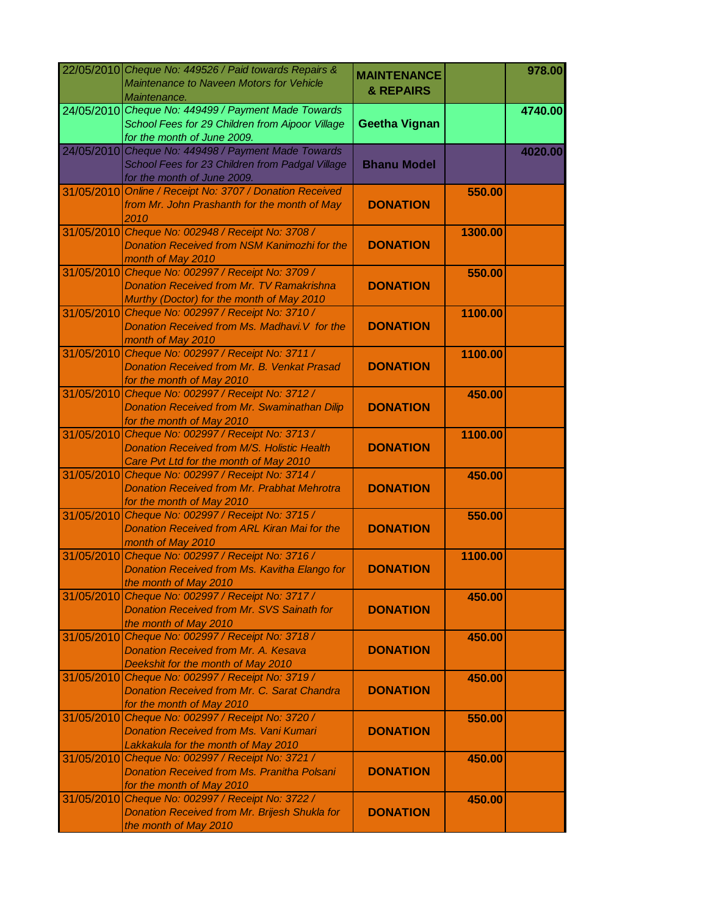| | | | | |
|---|---|---|---|---|
| 22/05/2010 | *Cheque No: 449526 / Paid towards Repairs & Maintenance to Naveen Motors for Vehicle Maintenance.* | **MAINTENANCE & REPAIRS** | | **978.00** |
| 24/05/2010 | *Cheque No: 449499 / Payment Made Towards School Fees for 29 Children from Aipoor Village for the month of June 2009.* | **Geetha Vignan** | | **4740.00** |
| 24/05/2010 | *Cheque No: 449498 / Payment Made Towards School Fees for 23 Children from Padgal Village for the month of June 2009.* | **Bhanu Model** | | **4020.00** |
| 31/05/2010 | *Online / Receipt No: 3707 / Donation Received from Mr. John Prashanth for the month of May 2010* | **DONATION** | **550.00** | |
| 31/05/2010 | *Cheque No: 002948 / Receipt No: 3708 / Donation Received from NSM Kanimozhi for the month of May 2010* | **DONATION** | **1300.00** | |
| 31/05/2010 | *Cheque No: 002997 / Receipt No: 3709 / Donation Received from Mr. TV Ramakrishna Murthy (Doctor) for the month of May 2010* | **DONATION** | **550.00** | |
| 31/05/2010 | *Cheque No: 002997 / Receipt No: 3710 / Donation Received from Ms. Madhavi.V for the month of May 2010* | **DONATION** | **1100.00** | |
| 31/05/2010 | *Cheque No: 002997 / Receipt No: 3711 / Donation Received from Mr. B. Venkat Prasad for the month of May 2010* | **DONATION** | **1100.00** | |
| 31/05/2010 | *Cheque No: 002997 / Receipt No: 3712 / Donation Received from Mr. Swaminathan Dilip for the month of May 2010* | **DONATION** | **450.00** | |
| 31/05/2010 | *Cheque No: 002997 / Receipt No: 3713 / Donation Received from M/S. Holistic Health Care Pvt Ltd for the month of May 2010* | **DONATION** | **1100.00** | |
| 31/05/2010 | *Cheque No: 002997 / Receipt No: 3714 / Donation Received from Mr. Prabhat Mehrotra for the month of May 2010* | **DONATION** | **450.00** | |
| 31/05/2010 | *Cheque No: 002997 / Receipt No: 3715 / Donation Received from ARL Kiran Mai for the month of May 2010* | **DONATION** | **550.00** | |
| 31/05/2010 | *Cheque No: 002997 / Receipt No: 3716 / Donation Received from Ms. Kavitha Elango for the month of May 2010* | **DONATION** | **1100.00** | |
| 31/05/2010 | *Cheque No: 002997 / Receipt No: 3717 / Donation Received from Mr. SVS Sainath for the month of May 2010* | **DONATION** | **450.00** | |
| 31/05/2010 | *Cheque No: 002997 / Receipt No: 3718 / Donation Received from Mr. A. Kesava Deekshit for the month of May 2010* | **DONATION** | **450.00** | |
| 31/05/2010 | *Cheque No: 002997 / Receipt No: 3719 / Donation Received from Mr. C. Sarat Chandra for the month of May 2010* | **DONATION** | **450.00** | |
| 31/05/2010 | *Cheque No: 002997 / Receipt No: 3720 / Donation Received from Ms. Vani Kumari Lakkakula for the month of May 2010* | **DONATION** | **550.00** | |
| 31/05/2010 | *Cheque No: 002997 / Receipt No: 3721 / Donation Received from Ms. Pranitha Polsani for the month of May 2010* | **DONATION** | **450.00** | |
| 31/05/2010 | *Cheque No: 002997 / Receipt No: 3722 / Donation Received from Mr. Brijesh Shukla for the month of May 2010* | **DONATION** | **450.00** | |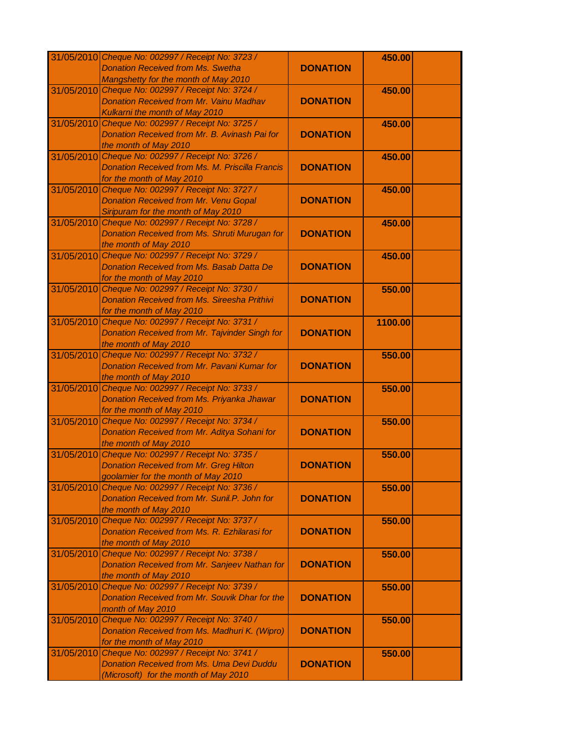| | | | | |
|---|---|---|---|---|
| 31/05/2010 | *Cheque No: 002997 / Receipt No: 3723 / Donation Received from Ms. Swetha Mangshetty for the month of May 2010* | **DONATION** | **450.00** | |
| 31/05/2010 | *Cheque No: 002997 / Receipt No: 3724 / Donation Received from Mr. Vainu Madhav Kulkarni the month of May 2010* | **DONATION** | **450.00** | |
| 31/05/2010 | *Cheque No: 002997 / Receipt No: 3725 / Donation Received from Mr. B. Avinash Pai for the month of May 2010* | **DONATION** | **450.00** | |
| 31/05/2010 | *Cheque No: 002997 / Receipt No: 3726 / Donation Received from Ms. M. Priscilla Francis for the month of May 2010* | **DONATION** | **450.00** | |
| 31/05/2010 | *Cheque No: 002997 / Receipt No: 3727 / Donation Received from Mr. Venu Gopal Siripuram for the month of May 2010* | **DONATION** | **450.00** | |
| 31/05/2010 | *Cheque No: 002997 / Receipt No: 3728 / Donation Received from Ms. Shruti Murugan for the month of May 2010* | **DONATION** | **450.00** | |
| 31/05/2010 | *Cheque No: 002997 / Receipt No: 3729 / Donation Received from Ms. Basab Datta De for the month of May 2010* | **DONATION** | **450.00** | |
| 31/05/2010 | *Cheque No: 002997 / Receipt No: 3730 / Donation Received from Ms. Sireesha Prithivi for the month of May 2010* | **DONATION** | **550.00** | |
| 31/05/2010 | *Cheque No: 002997 / Receipt No: 3731 / Donation Received from Mr. Tajvinder Singh for the month of May 2010* | **DONATION** | **1100.00** | |
| 31/05/2010 | *Cheque No: 002997 / Receipt No: 3732 / Donation Received from Mr. Pavani Kumar for the month of May 2010* | **DONATION** | **550.00** | |
| 31/05/2010 | *Cheque No: 002997 / Receipt No: 3733 / Donation Received from Ms. Priyanka Jhawar for the month of May 2010* | **DONATION** | **550.00** | |
| 31/05/2010 | *Cheque No: 002997 / Receipt No: 3734 / Donation Received from Mr. Aditya Sohani for the month of May 2010* | **DONATION** | **550.00** | |
| 31/05/2010 | *Cheque No: 002997 / Receipt No: 3735 / Donation Received from Mr. Greg Hilton goolamier for the month of May 2010* | **DONATION** | **550.00** | |
| 31/05/2010 | *Cheque No: 002997 / Receipt No: 3736 / Donation Received from Mr. Sunil.P. John for the month of May 2010* | **DONATION** | **550.00** | |
| 31/05/2010 | *Cheque No: 002997 / Receipt No: 3737 / Donation Received from Ms. R. Ezhilarasi for the month of May 2010* | **DONATION** | **550.00** | |
| 31/05/2010 | *Cheque No: 002997 / Receipt No: 3738 / Donation Received from Mr. Sanjeev Nathan for the month of May 2010* | **DONATION** | **550.00** | |
| 31/05/2010 | *Cheque No: 002997 / Receipt No: 3739 / Donation Received from Mr. Souvik Dhar for the month of May 2010* | **DONATION** | **550.00** | |
| 31/05/2010 | *Cheque No: 002997 / Receipt No: 3740 / Donation Received from Ms. Madhuri K. (Wipro) for the month of May 2010* | **DONATION** | **550.00** | |
| 31/05/2010 | *Cheque No: 002997 / Receipt No: 3741 / Donation Received from Ms. Uma Devi Duddu (Microsoft) for the month of May 2010* | **DONATION** | **550.00** | |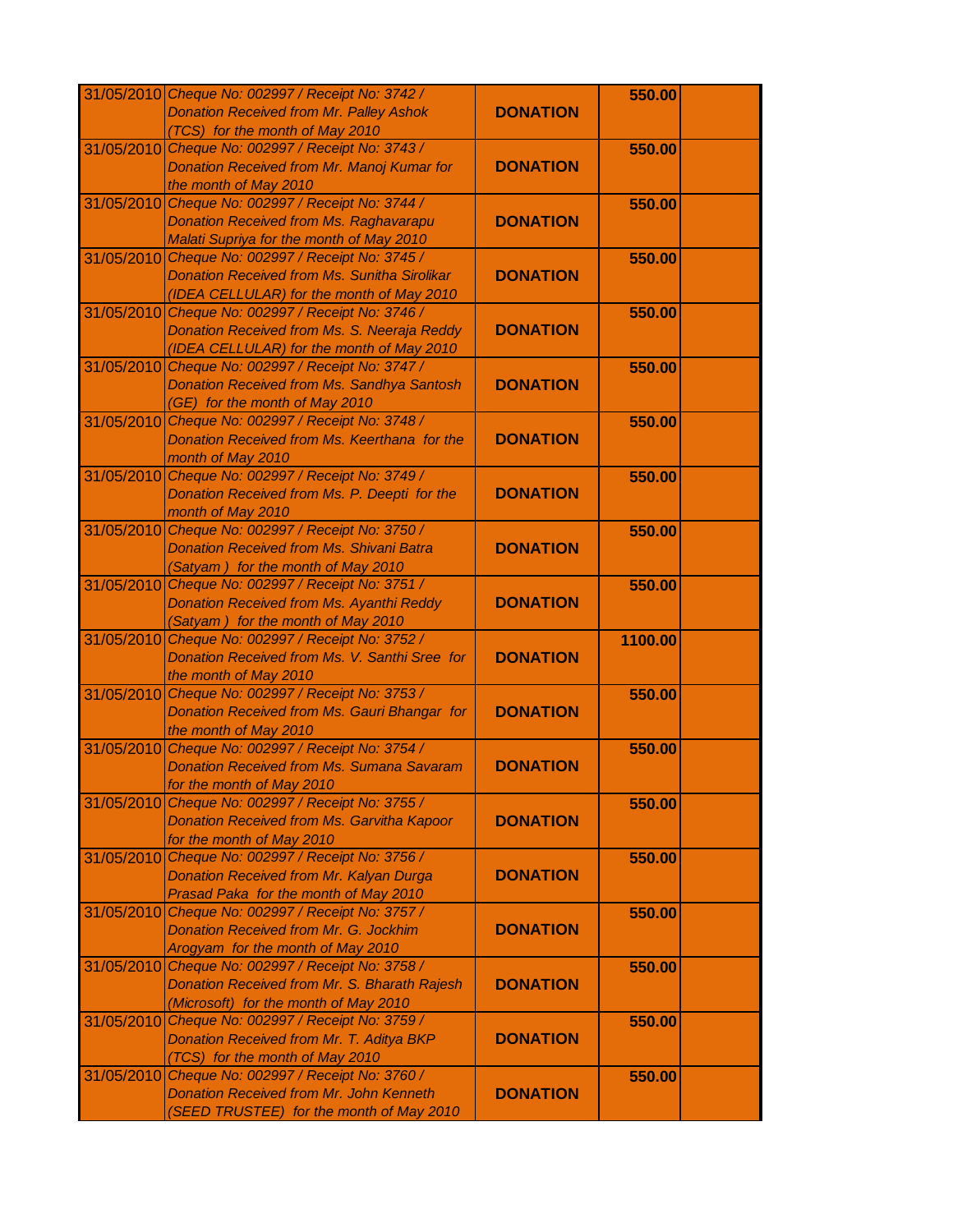| | | | | |
|---|---|---|---|---|
| 31/05/2010 | *Cheque No: 002997 / Receipt No: 3742 / Donation Received from Mr. Palley Ashok (TCS) for the month of May 2010* | **DONATION** | **550.00** | |
| 31/05/2010 | *Cheque No: 002997 / Receipt No: 3743 / Donation Received from Mr. Manoj Kumar for the month of May 2010* | **DONATION** | **550.00** | |
| 31/05/2010 | *Cheque No: 002997 / Receipt No: 3744 / Donation Received from Ms. Raghavarapu Malati Supriya for the month of May 2010* | **DONATION** | **550.00** | |
| 31/05/2010 | *Cheque No: 002997 / Receipt No: 3745 / Donation Received from Ms. Sunitha Sirolikar (IDEA CELLULAR) for the month of May 2010* | **DONATION** | **550.00** | |
| 31/05/2010 | *Cheque No: 002997 / Receipt No: 3746 / Donation Received from Ms. S. Neeraja Reddy (IDEA CELLULAR) for the month of May 2010* | **DONATION** | **550.00** | |
| 31/05/2010 | *Cheque No: 002997 / Receipt No: 3747 / Donation Received from Ms. Sandhya Santosh (GE) for the month of May 2010* | **DONATION** | **550.00** | |
| 31/05/2010 | *Cheque No: 002997 / Receipt No: 3748 / Donation Received from Ms. Keerthana for the month of May 2010* | **DONATION** | **550.00** | |
| 31/05/2010 | *Cheque No: 002997 / Receipt No: 3749 / Donation Received from Ms. P. Deepti for the month of May 2010* | **DONATION** | **550.00** | |
| 31/05/2010 | *Cheque No: 002997 / Receipt No: 3750 / Donation Received from Ms. Shivani Batra (Satyam ) for the month of May 2010* | **DONATION** | **550.00** | |
| 31/05/2010 | *Cheque No: 002997 / Receipt No: 3751 / Donation Received from Ms. Ayanthi Reddy (Satyam ) for the month of May 2010* | **DONATION** | **550.00** | |
| 31/05/2010 | *Cheque No: 002997 / Receipt No: 3752 / Donation Received from Ms. V. Santhi Sree for the month of May 2010* | **DONATION** | **1100.00** | |
| 31/05/2010 | *Cheque No: 002997 / Receipt No: 3753 / Donation Received from Ms. Gauri Bhangar for the month of May 2010* | **DONATION** | **550.00** | |
| 31/05/2010 | *Cheque No: 002997 / Receipt No: 3754 / Donation Received from Ms. Sumana Savaram for the month of May 2010* | **DONATION** | **550.00** | |
| 31/05/2010 | *Cheque No: 002997 / Receipt No: 3755 / Donation Received from Ms. Garvitha Kapoor for the month of May 2010* | **DONATION** | **550.00** | |
| 31/05/2010 | *Cheque No: 002997 / Receipt No: 3756 / Donation Received from Mr. Kalyan Durga Prasad Paka for the month of May 2010* | **DONATION** | **550.00** | |
| 31/05/2010 | *Cheque No: 002997 / Receipt No: 3757 / Donation Received from Mr. G. Jockhim Arogyam for the month of May 2010* | **DONATION** | **550.00** | |
| 31/05/2010 | *Cheque No: 002997 / Receipt No: 3758 / Donation Received from Mr. S. Bharath Rajesh (Microsoft) for the month of May 2010* | **DONATION** | **550.00** | |
| 31/05/2010 | *Cheque No: 002997 / Receipt No: 3759 / Donation Received from Mr. T. Aditya BKP (TCS) for the month of May 2010* | **DONATION** | **550.00** | |
| 31/05/2010 | *Cheque No: 002997 / Receipt No: 3760 / Donation Received from Mr. John Kenneth (SEED TRUSTEE) for the month of May 2010* | **DONATION** | **550.00** | |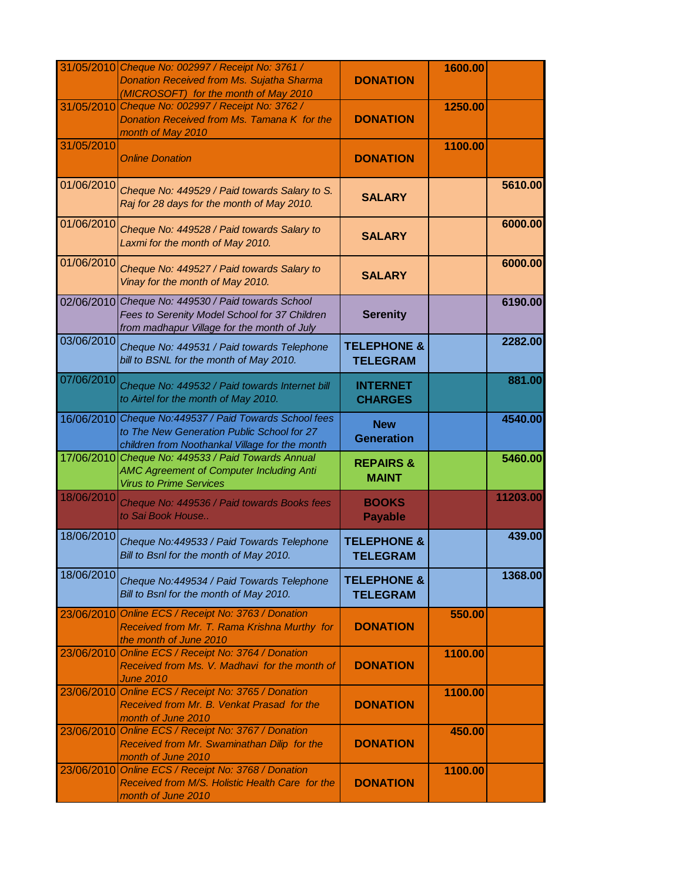| | | | | |
|---|---|---|---|---|
| 31/05/2010 | Cheque No: 002997 / Receipt No: 3761 / Donation Received from Ms. Sujatha Sharma (MICROSOFT) for the month of May 2010 | DONATION | 1600.00 | |
| 31/05/2010 | Cheque No: 002997 / Receipt No: 3762 / Donation Received from Ms. Tamana K for the month of May 2010 | DONATION | 1250.00 | |
| 31/05/2010 | Online Donation | DONATION | 1100.00 | |
| 01/06/2010 | Cheque No: 449529 / Paid towards Salary to S. Raj for 28 days for the month of May 2010. | SALARY | | 5610.00 |
| 01/06/2010 | Cheque No: 449528 / Paid towards Salary to Laxmi for the month of May 2010. | SALARY | | 6000.00 |
| 01/06/2010 | Cheque No: 449527 / Paid towards Salary to Vinay for the month of May 2010. | SALARY | | 6000.00 |
| 02/06/2010 | Cheque No: 449530 / Paid towards School Fees to Serenity Model School for 37 Children from madhapur Village for the month of July | Serenity | | 6190.00 |
| 03/06/2010 | Cheque No: 449531 / Paid towards Telephone bill to BSNL for the month of May 2010. | TELEPHONE & TELEGRAM | | 2282.00 |
| 07/06/2010 | Cheque No: 449532 / Paid towards Internet bill to Airtel for the month of May 2010. | INTERNET CHARGES | | 881.00 |
| 16/06/2010 | Cheque No:449537 / Paid Towards School fees to The New Generation Public School for 27 children from Noothankal Village for the month | New Generation | | 4540.00 |
| 17/06/2010 | Cheque No: 449533 / Paid Towards Annual AMC Agreement of Computer Including Anti Virus to Prime Services | REPAIRS & MAINT | | 5460.00 |
| 18/06/2010 | Cheque No: 449536 / Paid towards Books fees to Sai Book House.. | BOOKS Payable | | 11203.00 |
| 18/06/2010 | Cheque No:449533 / Paid Towards Telephone Bill to Bsnl for the month of May 2010. | TELEPHONE & TELEGRAM | | 439.00 |
| 18/06/2010 | Cheque No:449534 / Paid Towards Telephone Bill to Bsnl for the month of May 2010. | TELEPHONE & TELEGRAM | | 1368.00 |
| 23/06/2010 | Online ECS / Receipt No: 3763 / Donation Received from Mr. T. Rama Krishna Murthy for the month of June 2010 | DONATION | 550.00 | |
| 23/06/2010 | Online ECS / Receipt No: 3764 / Donation Received from Ms. V. Madhavi for the month of June 2010 | DONATION | 1100.00 | |
| 23/06/2010 | Online ECS / Receipt No: 3765 / Donation Received from Mr. B. Venkat Prasad for the month of June 2010 | DONATION | 1100.00 | |
| 23/06/2010 | Online ECS / Receipt No: 3767 / Donation Received from Mr. Swaminathan Dilip for the month of June 2010 | DONATION | 450.00 | |
| 23/06/2010 | Online ECS / Receipt No: 3768 / Donation Received from M/S. Holistic Health Care for the month of June 2010 | DONATION | 1100.00 | |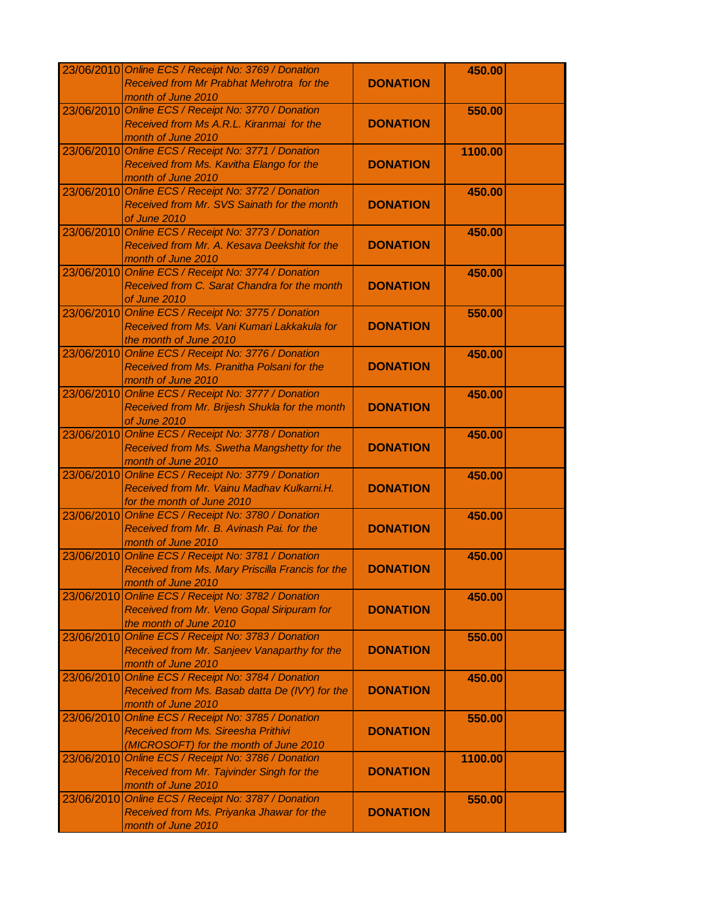| | | | | |
|---|---|---|---|---|
| 23/06/2010 | *Online ECS / Receipt No: 3769 / Donation Received from Mr Prabhat Mehrotra for the month of June 2010* | **DONATION** | **450.00** | |
| 23/06/2010 | *Online ECS / Receipt No: 3770 / Donation Received from Ms A.R.L. Kiranmai for the month of June 2010* | **DONATION** | **550.00** | |
| 23/06/2010 | *Online ECS / Receipt No: 3771 / Donation Received from Ms. Kavitha Elango for the month of June 2010* | **DONATION** | **1100.00** | |
| 23/06/2010 | *Online ECS / Receipt No: 3772 / Donation Received from Mr. SVS Sainath for the month of June 2010* | **DONATION** | **450.00** | |
| 23/06/2010 | *Online ECS / Receipt No: 3773 / Donation Received from Mr. A. Kesava Deekshit for the month of June 2010* | **DONATION** | **450.00** | |
| 23/06/2010 | *Online ECS / Receipt No: 3774 / Donation Received from C. Sarat Chandra for the month of June 2010* | **DONATION** | **450.00** | |
| 23/06/2010 | *Online ECS / Receipt No: 3775 / Donation Received from Ms. Vani Kumari Lakkakula for the month of June 2010* | **DONATION** | **550.00** | |
| 23/06/2010 | *Online ECS / Receipt No: 3776 / Donation Received from Ms. Pranitha Polsani for the month of June 2010* | **DONATION** | **450.00** | |
| 23/06/2010 | *Online ECS / Receipt No: 3777 / Donation Received from Mr. Brijesh Shukla for the month of June 2010* | **DONATION** | **450.00** | |
| 23/06/2010 | *Online ECS / Receipt No: 3778 / Donation Received from Ms. Swetha Mangshetty for the month of June 2010* | **DONATION** | **450.00** | |
| 23/06/2010 | *Online ECS / Receipt No: 3779 / Donation Received from Mr. Vainu Madhav Kulkarni.H. for the month of June 2010* | **DONATION** | **450.00** | |
| 23/06/2010 | *Online ECS / Receipt No: 3780 / Donation Received from Mr. B. Avinash Pai. for the month of June 2010* | **DONATION** | **450.00** | |
| 23/06/2010 | *Online ECS / Receipt No: 3781 / Donation Received from Ms. Mary Priscilla Francis for the month of June 2010* | **DONATION** | **450.00** | |
| 23/06/2010 | *Online ECS / Receipt No: 3782 / Donation Received from Mr. Veno Gopal Siripuram for the month of June 2010* | **DONATION** | **450.00** | |
| 23/06/2010 | *Online ECS / Receipt No: 3783 / Donation Received from Mr. Sanjeev Vanaparthy for the month of June 2010* | **DONATION** | **550.00** | |
| 23/06/2010 | *Online ECS / Receipt No: 3784 / Donation Received from Ms. Basab datta De (IVY) for the month of June 2010* | **DONATION** | **450.00** | |
| 23/06/2010 | *Online ECS / Receipt No: 3785 / Donation Received from Ms. Sireesha Prithivi (MICROSOFT) for the month of June 2010* | **DONATION** | **550.00** | |
| 23/06/2010 | *Online ECS / Receipt No: 3786 / Donation Received from Mr. Tajvinder Singh for the month of June 2010* | **DONATION** | **1100.00** | |
| 23/06/2010 | *Online ECS / Receipt No: 3787 / Donation Received from Ms. Priyanka Jhawar for the month of June 2010* | **DONATION** | **550.00** | |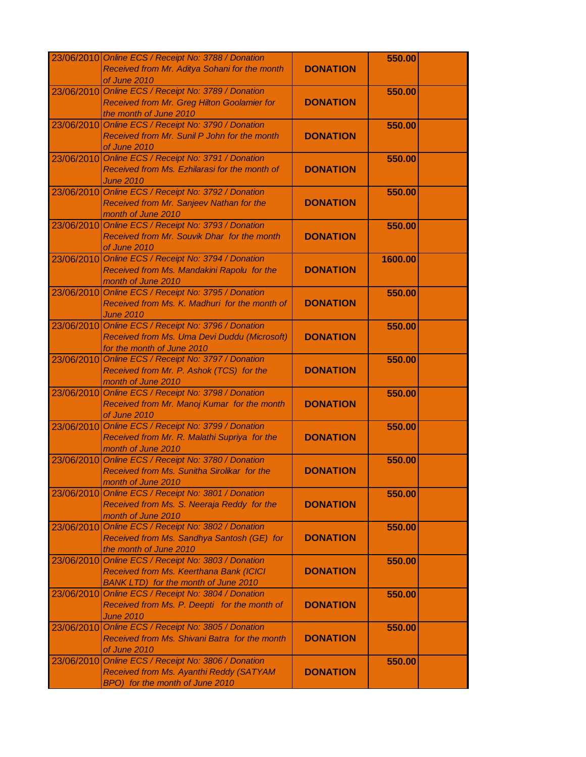| | | | | |
|---|---|---|---|---|
| 23/06/2010 | *Online ECS / Receipt No: 3788 / Donation Received from Mr. Aditya Sohani for the month of June 2010* | **DONATION** | **550.00** | |
| 23/06/2010 | *Online ECS / Receipt No: 3789 / Donation Received from Mr. Greg Hilton Goolamier for the month of June 2010* | **DONATION** | **550.00** | |
| 23/06/2010 | *Online ECS / Receipt No: 3790 / Donation Received from Mr. Sunil P John for the month of June 2010* | **DONATION** | **550.00** | |
| 23/06/2010 | *Online ECS / Receipt No: 3791 / Donation Received from Ms. Ezhilarasi for the month of June 2010* | **DONATION** | **550.00** | |
| 23/06/2010 | *Online ECS / Receipt No: 3792 / Donation Received from Mr. Sanjeev Nathan for the month of June 2010* | **DONATION** | **550.00** | |
| 23/06/2010 | *Online ECS / Receipt No: 3793 / Donation Received from Mr. Souvik Dhar for the month of June 2010* | **DONATION** | **550.00** | |
| 23/06/2010 | *Online ECS / Receipt No: 3794 / Donation Received from Ms. Mandakini Rapolu for the month of June 2010* | **DONATION** | **1600.00** | |
| 23/06/2010 | *Online ECS / Receipt No: 3795 / Donation Received from Ms. K. Madhuri for the month of June 2010* | **DONATION** | **550.00** | |
| 23/06/2010 | *Online ECS / Receipt No: 3796 / Donation Received from Ms. Uma Devi Duddu (Microsoft) for the month of June 2010* | **DONATION** | **550.00** | |
| 23/06/2010 | *Online ECS / Receipt No: 3797 / Donation Received from Mr. P. Ashok (TCS) for the month of June 2010* | **DONATION** | **550.00** | |
| 23/06/2010 | *Online ECS / Receipt No: 3798 / Donation Received from Mr. Manoj Kumar for the month of June 2010* | **DONATION** | **550.00** | |
| 23/06/2010 | *Online ECS / Receipt No: 3799 / Donation Received from Mr. R. Malathi Supriya for the month of June 2010* | **DONATION** | **550.00** | |
| 23/06/2010 | *Online ECS / Receipt No: 3780 / Donation Received from Ms. Sunitha Sirolikar for the month of June 2010* | **DONATION** | **550.00** | |
| 23/06/2010 | *Online ECS / Receipt No: 3801 / Donation Received from Ms. S. Neeraja Reddy for the month of June 2010* | **DONATION** | **550.00** | |
| 23/06/2010 | *Online ECS / Receipt No: 3802 / Donation Received from Ms. Sandhya Santosh (GE) for the month of June 2010* | **DONATION** | **550.00** | |
| 23/06/2010 | *Online ECS / Receipt No: 3803 / Donation Received from Ms. Keerthana Bank (ICICI BANK LTD) for the month of June 2010* | **DONATION** | **550.00** | |
| 23/06/2010 | *Online ECS / Receipt No: 3804 / Donation Received from Ms. P. Deepti for the month of June 2010* | **DONATION** | **550.00** | |
| 23/06/2010 | *Online ECS / Receipt No: 3805 / Donation Received from Ms. Shivani Batra for the month of June 2010* | **DONATION** | **550.00** | |
| 23/06/2010 | *Online ECS / Receipt No: 3806 / Donation Received from Ms. Ayanthi Reddy (SATYAM BPO) for the month of June 2010* | **DONATION** | **550.00** | |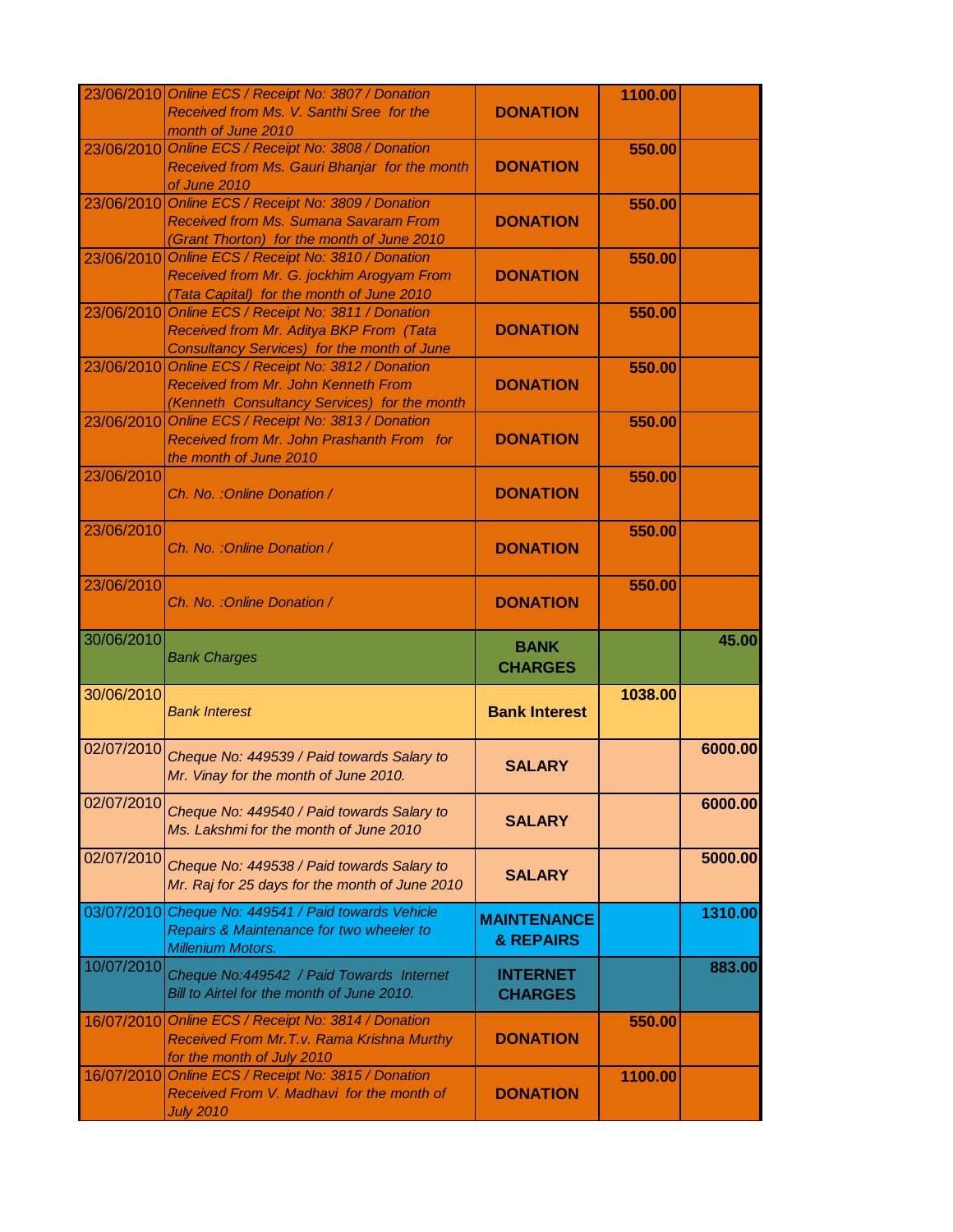| | | | | |
|---|---|---|---|---|
| 23/06/2010 | *Online ECS / Receipt No: 3807 / Donation Received from Ms. V. Santhi Sree for the month of June 2010* | **DONATION** | **1100.00** | |
| 23/06/2010 | *Online ECS / Receipt No: 3808 / Donation Received from Ms. Gauri Bhanjar for the month of June 2010* | **DONATION** | **550.00** | |
| 23/06/2010 | *Online ECS / Receipt No: 3809 / Donation Received from Ms. Sumana Savaram From (Grant Thorton) for the month of June 2010* | **DONATION** | **550.00** | |
| 23/06/2010 | *Online ECS / Receipt No: 3810 / Donation Received from Mr. G. jockhim Arogyam From (Tata Capital) for the month of June 2010* | **DONATION** | **550.00** | |
| 23/06/2010 | *Online ECS / Receipt No: 3811 / Donation Received from Mr. Aditya BKP From (Tata Consultancy Services) for the month of June* | **DONATION** | **550.00** | |
| 23/06/2010 | *Online ECS / Receipt No: 3812 / Donation Received from Mr. John Kenneth From (Kenneth Consultancy Services) for the month* | **DONATION** | **550.00** | |
| 23/06/2010 | *Online ECS / Receipt No: 3813 / Donation Received from Mr. John Prashanth From for the month of June 2010* | **DONATION** | **550.00** | |
| 23/06/2010 | *Ch. No. :Online Donation /* | **DONATION** | **550.00** | |
| 23/06/2010 | *Ch. No. :Online Donation /* | **DONATION** | **550.00** | |
| 23/06/2010 | *Ch. No. :Online Donation /* | **DONATION** | **550.00** | |
| 30/06/2010 | *Bank Charges* | **BANK CHARGES** | | **45.00** |
| 30/06/2010 | *Bank Interest* | **Bank Interest** | **1038.00** | |
| 02/07/2010 | *Cheque No: 449539 / Paid towards Salary to Mr. Vinay for the month of June 2010.* | **SALARY** | | **6000.00** |
| 02/07/2010 | *Cheque No: 449540 / Paid towards Salary to Ms. Lakshmi for the month of June 2010* | **SALARY** | | **6000.00** |
| 02/07/2010 | *Cheque No: 449538 / Paid towards Salary to Mr. Raj for 25 days for the month of June 2010* | **SALARY** | | **5000.00** |
| 03/07/2010 | *Cheque No: 449541 / Paid towards Vehicle Repairs & Maintenance for two wheeler to Millenium Motors.* | **MAINTENANCE & REPAIRS** | | **1310.00** |
| 10/07/2010 | *Cheque No:449542 / Paid Towards Internet Bill to Airtel for the month of June 2010.* | **INTERNET CHARGES** | | **883.00** |
| 16/07/2010 | *Online ECS / Receipt No: 3814 / Donation Received From Mr.T.v. Rama Krishna Murthy for the month of July 2010* | **DONATION** | **550.00** | |
| 16/07/2010 | *Online ECS / Receipt No: 3815 / Donation Received From V. Madhavi for the month of July 2010* | **DONATION** | **1100.00** | |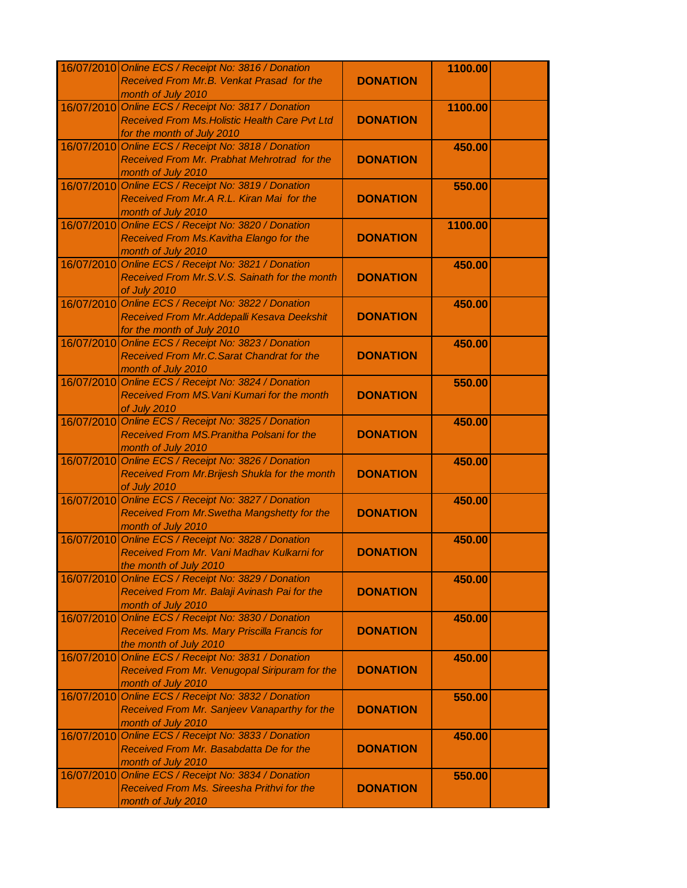| | | | | |
|---|---|---|---|---|
| 16/07/2010 | *Online ECS / Receipt No: 3816 / Donation Received From Mr.B. Venkat Prasad for the month of July 2010* | **DONATION** | **1100.00** | |
| 16/07/2010 | *Online ECS / Receipt No: 3817 / Donation Received From Ms.Holistic Health Care Pvt Ltd for the month of July 2010* | **DONATION** | **1100.00** | |
| 16/07/2010 | *Online ECS / Receipt No: 3818 / Donation Received From Mr. Prabhat Mehrotrad for the month of July 2010* | **DONATION** | **450.00** | |
| 16/07/2010 | *Online ECS / Receipt No: 3819 / Donation Received From Mr.A R.L. Kiran Mai for the month of July 2010* | **DONATION** | **550.00** | |
| 16/07/2010 | *Online ECS / Receipt No: 3820 / Donation Received From Ms.Kavitha Elango for the month of July 2010* | **DONATION** | **1100.00** | |
| 16/07/2010 | *Online ECS / Receipt No: 3821 / Donation Received From Mr.S.V.S. Sainath for the month of July 2010* | **DONATION** | **450.00** | |
| 16/07/2010 | *Online ECS / Receipt No: 3822 / Donation Received From Mr.Addepalli Kesava Deekshit for the month of July 2010* | **DONATION** | **450.00** | |
| 16/07/2010 | *Online ECS / Receipt No: 3823 / Donation Received From Mr.C.Sarat Chandrat for the month of July 2010* | **DONATION** | **450.00** | |
| 16/07/2010 | *Online ECS / Receipt No: 3824 / Donation Received From MS.Vani Kumari for the month of July 2010* | **DONATION** | **550.00** | |
| 16/07/2010 | *Online ECS / Receipt No: 3825 / Donation Received From MS.Pranitha Polsani for the month of July 2010* | **DONATION** | **450.00** | |
| 16/07/2010 | *Online ECS / Receipt No: 3826 / Donation Received From Mr.Brijesh Shukla for the month of July 2010* | **DONATION** | **450.00** | |
| 16/07/2010 | *Online ECS / Receipt No: 3827 / Donation Received From Mr.Swetha Mangshetty for the month of July 2010* | **DONATION** | **450.00** | |
| 16/07/2010 | *Online ECS / Receipt No: 3828 / Donation Received From Mr. Vani Madhav Kulkarni for the month of July 2010* | **DONATION** | **450.00** | |
| 16/07/2010 | *Online ECS / Receipt No: 3829 / Donation Received From Mr. Balaji Avinash Pai for the month of July 2010* | **DONATION** | **450.00** | |
| 16/07/2010 | *Online ECS / Receipt No: 3830 / Donation Received From Ms. Mary Priscilla Francis for the month of July 2010* | **DONATION** | **450.00** | |
| 16/07/2010 | *Online ECS / Receipt No: 3831 / Donation Received From Mr. Venugopal Siripuram for the month of July 2010* | **DONATION** | **450.00** | |
| 16/07/2010 | *Online ECS / Receipt No: 3832 / Donation Received From Mr. Sanjeev Vanaparthy for the month of July 2010* | **DONATION** | **550.00** | |
| 16/07/2010 | *Online ECS / Receipt No: 3833 / Donation Received From Mr. Basabdatta De for the month of July 2010* | **DONATION** | **450.00** | |
| 16/07/2010 | *Online ECS / Receipt No: 3834 / Donation Received From Ms. Sireesha Prithvi for the month of July 2010* | **DONATION** | **550.00** | |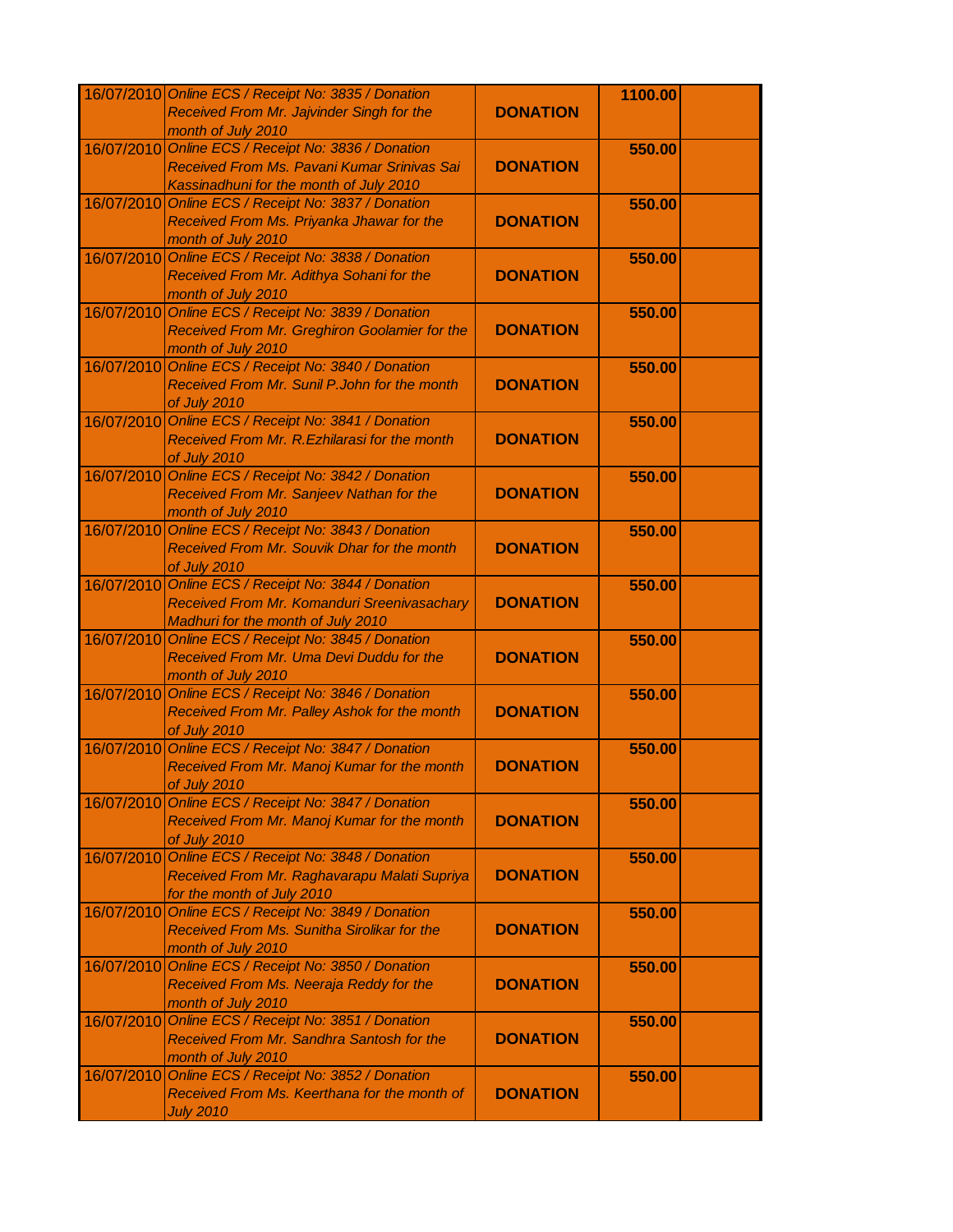| | | | | |
|---|---|---|---|---|
| 16/07/2010 | *Online ECS / Receipt No: 3835 / Donation Received From Mr. Jajvinder Singh for the month of July 2010* | **DONATION** | **1100.00** | |
| 16/07/2010 | *Online ECS / Receipt No: 3836 / Donation Received From Ms. Pavani Kumar Srinivas Sai Kassinadhuni for the month of July 2010* | **DONATION** | **550.00** | |
| 16/07/2010 | *Online ECS / Receipt No: 3837 / Donation Received From Ms. Priyanka Jhawar for the month of July 2010* | **DONATION** | **550.00** | |
| 16/07/2010 | *Online ECS / Receipt No: 3838 / Donation Received From Mr. Adithya Sohani for the month of July 2010* | **DONATION** | **550.00** | |
| 16/07/2010 | *Online ECS / Receipt No: 3839 / Donation Received From Mr. Greghiron Goolamier for the month of July 2010* | **DONATION** | **550.00** | |
| 16/07/2010 | *Online ECS / Receipt No: 3840 / Donation Received From Mr. Sunil P.John for the month of July 2010* | **DONATION** | **550.00** | |
| 16/07/2010 | *Online ECS / Receipt No: 3841 / Donation Received From Mr. R.Ezhilarasi for the month of July 2010* | **DONATION** | **550.00** | |
| 16/07/2010 | *Online ECS / Receipt No: 3842 / Donation Received From Mr. Sanjeev Nathan for the month of July 2010* | **DONATION** | **550.00** | |
| 16/07/2010 | *Online ECS / Receipt No: 3843 / Donation Received From Mr. Souvik Dhar for the month of July 2010* | **DONATION** | **550.00** | |
| 16/07/2010 | *Online ECS / Receipt No: 3844 / Donation Received From Mr. Komanduri Sreenivasachary Madhuri for the month of July 2010* | **DONATION** | **550.00** | |
| 16/07/2010 | *Online ECS / Receipt No: 3845 / Donation Received From Mr. Uma Devi Duddu for the month of July 2010* | **DONATION** | **550.00** | |
| 16/07/2010 | *Online ECS / Receipt No: 3846 / Donation Received From Mr. Palley Ashok for the month of July 2010* | **DONATION** | **550.00** | |
| 16/07/2010 | *Online ECS / Receipt No: 3847 / Donation Received From Mr. Manoj Kumar for the month of July 2010* | **DONATION** | **550.00** | |
| 16/07/2010 | *Online ECS / Receipt No: 3847 / Donation Received From Mr. Manoj Kumar for the month of July 2010* | **DONATION** | **550.00** | |
| 16/07/2010 | *Online ECS / Receipt No: 3848 / Donation Received From Mr. Raghavarapu Malati Supriya for the month of July 2010* | **DONATION** | **550.00** | |
| 16/07/2010 | *Online ECS / Receipt No: 3849 / Donation Received From Ms. Sunitha Sirolikar for the month of July 2010* | **DONATION** | **550.00** | |
| 16/07/2010 | *Online ECS / Receipt No: 3850 / Donation Received From Ms. Neeraja Reddy for the month of July 2010* | **DONATION** | **550.00** | |
| 16/07/2010 | *Online ECS / Receipt No: 3851 / Donation Received From Mr. Sandhra Santosh for the month of July 2010* | **DONATION** | **550.00** | |
| 16/07/2010 | *Online ECS / Receipt No: 3852 / Donation Received From Ms. Keerthana for the month of July 2010* | **DONATION** | **550.00** | |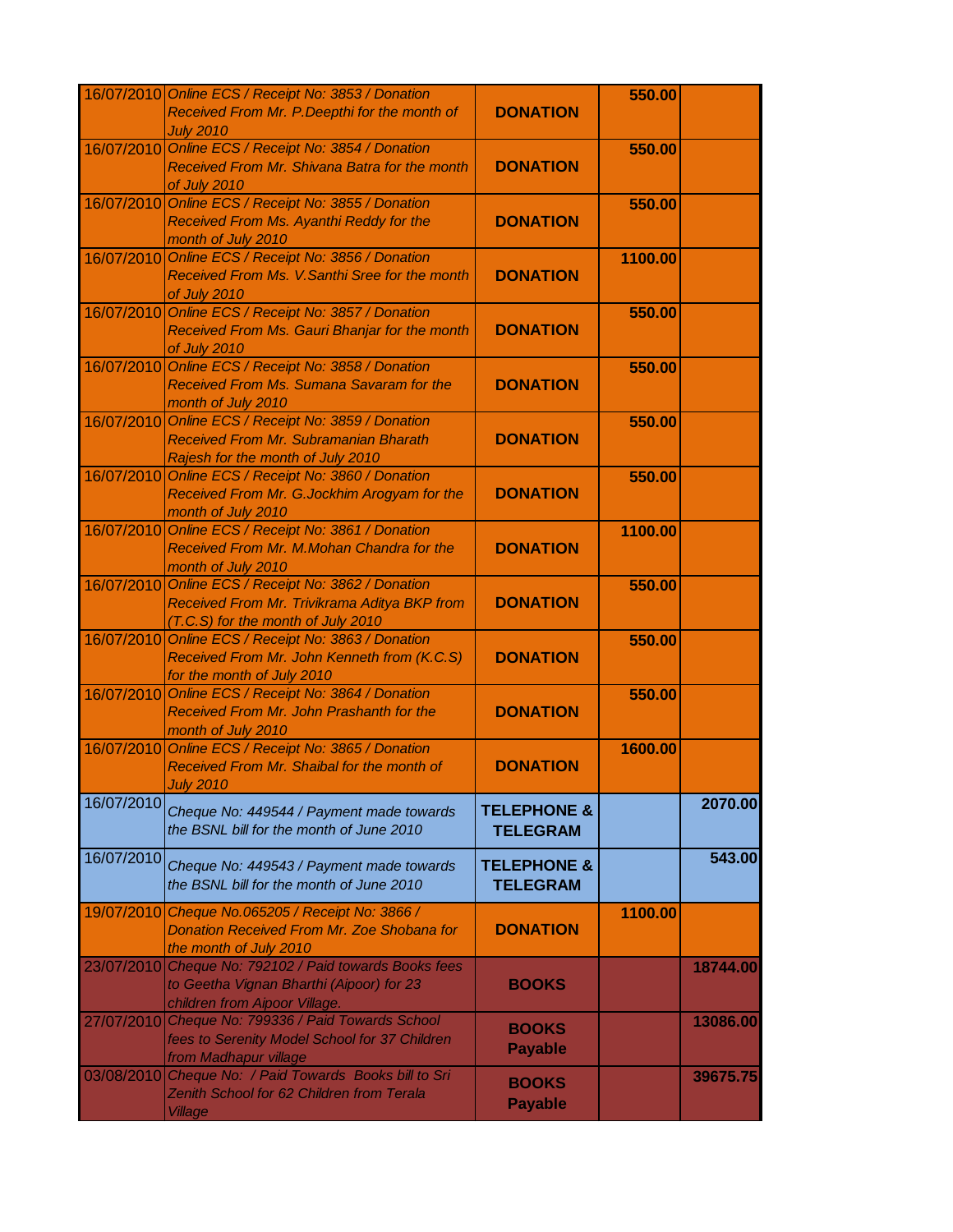| | | | | |
|---|---|---|---|---|
| 16/07/2010 | *Online ECS / Receipt No: 3853 / Donation Received From Mr. P.Deepthi for the month of July 2010* | **DONATION** | **550.00** | |
| 16/07/2010 | *Online ECS / Receipt No: 3854 / Donation Received From Mr. Shivana Batra for the month of July 2010* | **DONATION** | **550.00** | |
| 16/07/2010 | *Online ECS / Receipt No: 3855 / Donation Received From Ms. Ayanthi Reddy for the month of July 2010* | **DONATION** | **550.00** | |
| 16/07/2010 | *Online ECS / Receipt No: 3856 / Donation Received From Ms. V.Santhi Sree for the month of July 2010* | **DONATION** | **1100.00** | |
| 16/07/2010 | *Online ECS / Receipt No: 3857 / Donation Received From Ms. Gauri Bhanjar for the month of July 2010* | **DONATION** | **550.00** | |
| 16/07/2010 | *Online ECS / Receipt No: 3858 / Donation Received From Ms. Sumana Savaram for the month of July 2010* | **DONATION** | **550.00** | |
| 16/07/2010 | *Online ECS / Receipt No: 3859 / Donation Received From Mr. Subramanian Bharath Rajesh for the month of July 2010* | **DONATION** | **550.00** | |
| 16/07/2010 | *Online ECS / Receipt No: 3860 / Donation Received From Mr. G.Jockhim Arogyam for the month of July 2010* | **DONATION** | **550.00** | |
| 16/07/2010 | *Online ECS / Receipt No: 3861 / Donation Received From Mr. M.Mohan Chandra for the month of July 2010* | **DONATION** | **1100.00** | |
| 16/07/2010 | *Online ECS / Receipt No: 3862 / Donation Received From Mr. Trivikrama Aditya BKP from (T.C.S) for the month of July 2010* | **DONATION** | **550.00** | |
| 16/07/2010 | *Online ECS / Receipt No: 3863 / Donation Received From Mr. John Kenneth from (K.C.S) for the month of July 2010* | **DONATION** | **550.00** | |
| 16/07/2010 | *Online ECS / Receipt No: 3864 / Donation Received From Mr. John Prashanth for the month of July 2010* | **DONATION** | **550.00** | |
| 16/07/2010 | *Online ECS / Receipt No: 3865 / Donation Received From Mr. Shaibal for the month of July 2010* | **DONATION** | **1600.00** | |
| 16/07/2010 | *Cheque No: 449544 / Payment made towards the BSNL bill for the month of June 2010* | **TELEPHONE & TELEGRAM** | | **2070.00** |
| 16/07/2010 | *Cheque No: 449543 / Payment made towards the BSNL bill for the month of June 2010* | **TELEPHONE & TELEGRAM** | | **543.00** |
| 19/07/2010 | *Cheque No.065205 / Receipt No: 3866 / Donation Received From Mr. Zoe Shobana for the month of July 2010* | **DONATION** | **1100.00** | |
| 23/07/2010 | *Cheque No: 792102 / Paid towards Books fees to Geetha Vignan Bharthi (Aipoor) for 23 children from Aipoor Village.* | **BOOKS** | | **18744.00** |
| 27/07/2010 | *Cheque No: 799336 / Paid Towards School fees to Serenity Model School for 37 Children from Madhapur village* | **BOOKS Payable** | | **13086.00** |
| 03/08/2010 | *Cheque No: / Paid Towards Books bill to Sri Zenith School for 62 Children from Terala Village* | **BOOKS Payable** | | **39675.75** |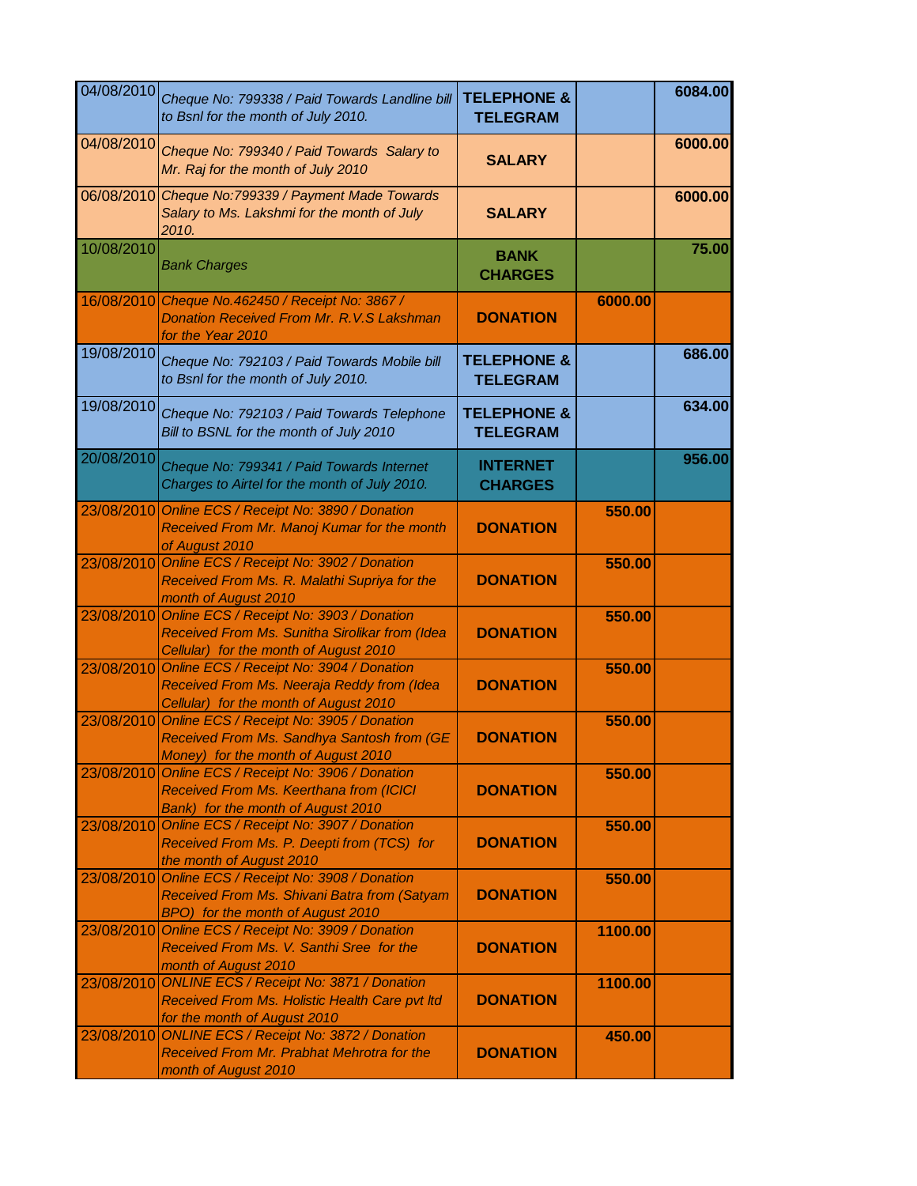| | | | | |
|---|---|---|---|---|
| 04/08/2010 | *Cheque No: 799338 / Paid Towards Landline bill to Bsnl for the month of July 2010.* | **TELEPHONE & TELEGRAM** | | **6084.00** |
| 04/08/2010 | *Cheque No: 799340 / Paid Towards Salary to Mr. Raj for the month of July 2010* | **SALARY** | | **6000.00** |
| 06/08/2010 | *Cheque No:799339 / Payment Made Towards Salary to Ms. Lakshmi for the month of July 2010.* | **SALARY** | | **6000.00** |
| 10/08/2010 | *Bank Charges* | **BANK CHARGES** | | **75.00** |
| 16/08/2010 | *Cheque No.462450 / Receipt No: 3867 / Donation Received From Mr. R.V.S Lakshman for the Year 2010* | **DONATION** | **6000.00** | |
| 19/08/2010 | *Cheque No: 792103 / Paid Towards Mobile bill to Bsnl for the month of July 2010.* | **TELEPHONE & TELEGRAM** | | **686.00** |
| 19/08/2010 | *Cheque No: 792103 / Paid Towards Telephone Bill to BSNL for the month of July 2010* | **TELEPHONE & TELEGRAM** | | **634.00** |
| 20/08/2010 | *Cheque No: 799341 / Paid Towards Internet Charges to Airtel for the month of July 2010.* | **INTERNET CHARGES** | | **956.00** |
| 23/08/2010 | *Online ECS / Receipt No: 3890 / Donation Received From Mr. Manoj Kumar for the month of August 2010* | **DONATION** | **550.00** | |
| 23/08/2010 | *Online ECS / Receipt No: 3902 / Donation Received From Ms. R. Malathi Supriya for the month of August 2010* | **DONATION** | **550.00** | |
| 23/08/2010 | *Online ECS / Receipt No: 3903 / Donation Received From Ms. Sunitha Sirolikar from (Idea Cellular) for the month of August 2010* | **DONATION** | **550.00** | |
| 23/08/2010 | *Online ECS / Receipt No: 3904 / Donation Received From Ms. Neeraja Reddy from (Idea Cellular) for the month of August 2010* | **DONATION** | **550.00** | |
| 23/08/2010 | *Online ECS / Receipt No: 3905 / Donation Received From Ms. Sandhya Santosh from (GE Money) for the month of August 2010* | **DONATION** | **550.00** | |
| 23/08/2010 | *Online ECS / Receipt No: 3906 / Donation Received From Ms. Keerthana from (ICICI Bank) for the month of August 2010* | **DONATION** | **550.00** | |
| 23/08/2010 | *Online ECS / Receipt No: 3907 / Donation Received From Ms. P. Deepti from (TCS) for the month of August 2010* | **DONATION** | **550.00** | |
| 23/08/2010 | *Online ECS / Receipt No: 3908 / Donation Received From Ms. Shivani Batra from (Satyam BPO) for the month of August 2010* | **DONATION** | **550.00** | |
| 23/08/2010 | *Online ECS / Receipt No: 3909 / Donation Received From Ms. V. Santhi Sree for the month of August 2010* | **DONATION** | **1100.00** | |
| 23/08/2010 | *ONLINE ECS / Receipt No: 3871 / Donation Received From Ms. Holistic Health Care pvt ltd for the month of August 2010* | **DONATION** | **1100.00** | |
| 23/08/2010 | *ONLINE ECS / Receipt No: 3872 / Donation Received From Mr. Prabhat Mehrotra for the month of August 2010* | **DONATION** | **450.00** | |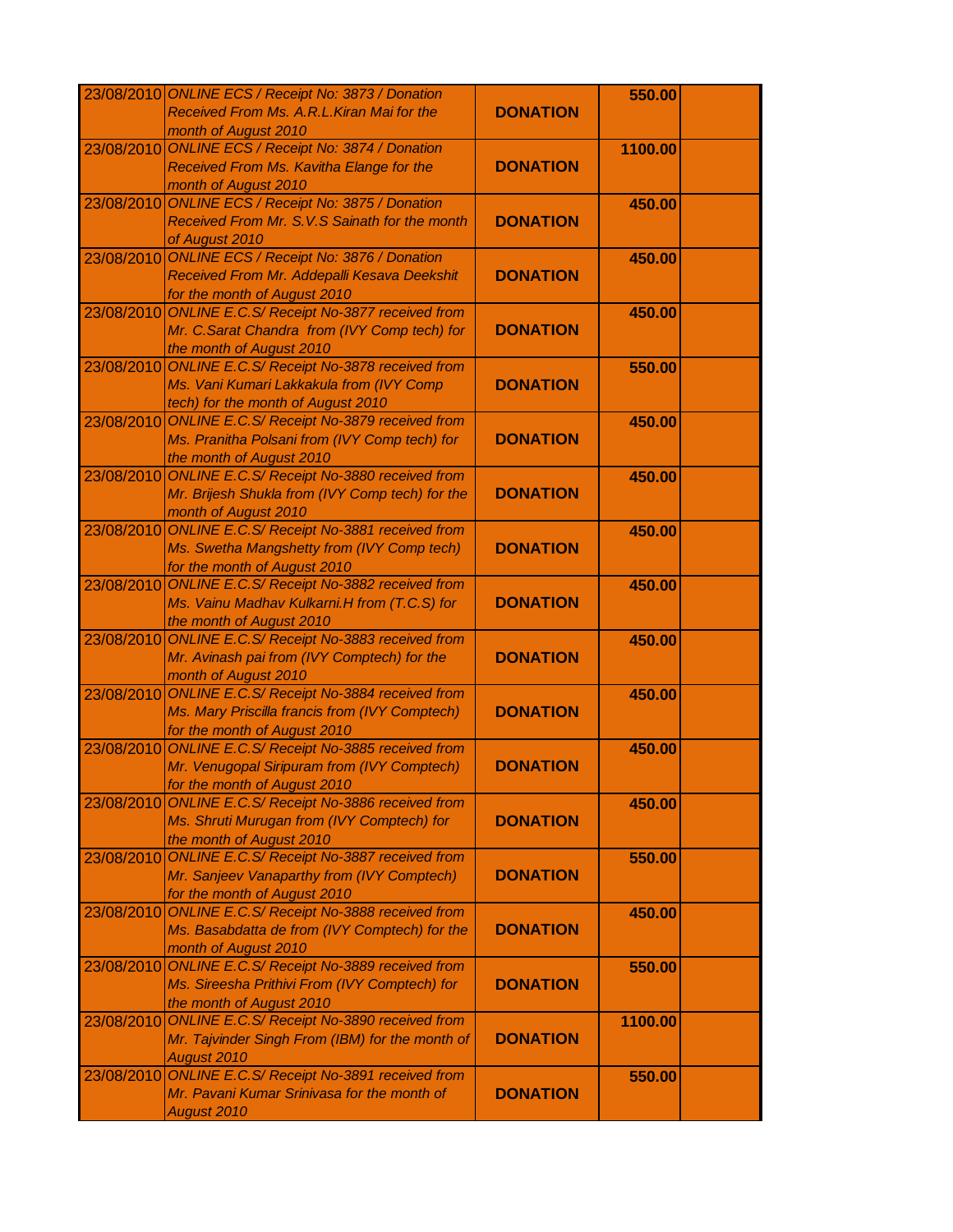| | | | | |
|---|---|---|---|---|
| 23/08/2010 | *ONLINE ECS / Receipt No: 3873 / Donation Received From Ms. A.R.L.Kiran Mai for the month of August 2010* | **DONATION** | **550.00** | |
| 23/08/2010 | *ONLINE ECS / Receipt No: 3874 / Donation Received From Ms. Kavitha Elange for the month of August 2010* | **DONATION** | **1100.00** | |
| 23/08/2010 | *ONLINE ECS / Receipt No: 3875 / Donation Received From Mr. S.V.S Sainath for the month of August 2010* | **DONATION** | **450.00** | |
| 23/08/2010 | *ONLINE ECS / Receipt No: 3876 / Donation Received From Mr. Addepalli Kesava Deekshit for the month of August 2010* | **DONATION** | **450.00** | |
| 23/08/2010 | *ONLINE E.C.S/ Receipt No-3877 received from Mr. C.Sarat Chandra from (IVY Comp tech) for the month of August 2010* | **DONATION** | **450.00** | |
| 23/08/2010 | *ONLINE E.C.S/ Receipt No-3878 received from Ms. Vani Kumari Lakkakula from (IVY Comp tech) for the month of August 2010* | **DONATION** | **550.00** | |
| 23/08/2010 | *ONLINE E.C.S/ Receipt No-3879 received from Ms. Pranitha Polsani from (IVY Comp tech) for the month of August 2010* | **DONATION** | **450.00** | |
| 23/08/2010 | *ONLINE E.C.S/ Receipt No-3880 received from Mr. Brijesh Shukla from (IVY Comp tech) for the month of August 2010* | **DONATION** | **450.00** | |
| 23/08/2010 | *ONLINE E.C.S/ Receipt No-3881 received from Ms. Swetha Mangshetty from (IVY Comp tech) for the month of August 2010* | **DONATION** | **450.00** | |
| 23/08/2010 | *ONLINE E.C.S/ Receipt No-3882 received from Ms. Vainu Madhav Kulkarni.H from (T.C.S) for the month of August 2010* | **DONATION** | **450.00** | |
| 23/08/2010 | *ONLINE E.C.S/ Receipt No-3883 received from Mr. Avinash pai from (IVY Comptech) for the month of August 2010* | **DONATION** | **450.00** | |
| 23/08/2010 | *ONLINE E.C.S/ Receipt No-3884 received from Ms. Mary Priscilla francis from (IVY Comptech) for the month of August 2010* | **DONATION** | **450.00** | |
| 23/08/2010 | *ONLINE E.C.S/ Receipt No-3885 received from Mr. Venugopal Siripuram from (IVY Comptech) for the month of August 2010* | **DONATION** | **450.00** | |
| 23/08/2010 | *ONLINE E.C.S/ Receipt No-3886 received from Ms. Shruti Murugan from (IVY Comptech) for the month of August 2010* | **DONATION** | **450.00** | |
| 23/08/2010 | *ONLINE E.C.S/ Receipt No-3887 received from Mr. Sanjeev Vanaparthy from (IVY Comptech) for the month of August 2010* | **DONATION** | **550.00** | |
| 23/08/2010 | *ONLINE E.C.S/ Receipt No-3888 received from Ms. Basabdatta de from (IVY Comptech) for the month of August 2010* | **DONATION** | **450.00** | |
| 23/08/2010 | *ONLINE E.C.S/ Receipt No-3889 received from Ms. Sireesha Prithivi From (IVY Comptech) for the month of August 2010* | **DONATION** | **550.00** | |
| 23/08/2010 | *ONLINE E.C.S/ Receipt No-3890 received from Mr. Tajvinder Singh From (IBM) for the month of August 2010* | **DONATION** | **1100.00** | |
| 23/08/2010 | *ONLINE E.C.S/ Receipt No-3891 received from Mr. Pavani Kumar Srinivasa for the month of August 2010* | **DONATION** | **550.00** | |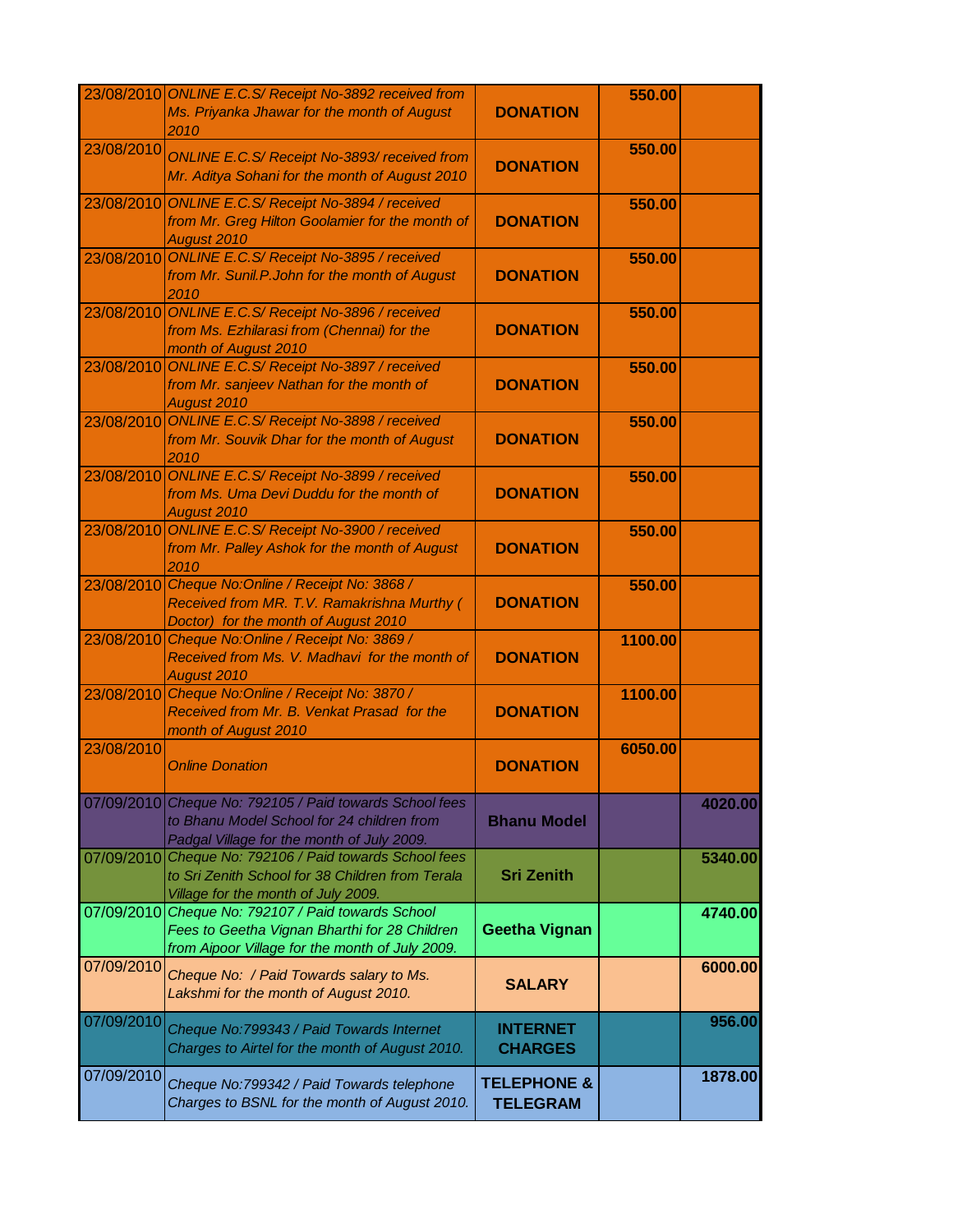| | | | | |
|---|---|---|---|---|
| 23/08/2010 | *ONLINE E.C.S/ Receipt No-3892 received from Ms. Priyanka Jhawar for the month of August 2010* | **DONATION** | **550.00** | |
| 23/08/2010 | *ONLINE E.C.S/ Receipt No-3893/ received from Mr. Aditya Sohani for the month of August 2010* | **DONATION** | **550.00** | |
| 23/08/2010 | *ONLINE E.C.S/ Receipt No-3894 / received from Mr. Greg Hilton Goolamier for the month of August 2010* | **DONATION** | **550.00** | |
| 23/08/2010 | *ONLINE E.C.S/ Receipt No-3895 / received from Mr. Sunil.P.John for the month of August 2010* | **DONATION** | **550.00** | |
| 23/08/2010 | *ONLINE E.C.S/ Receipt No-3896 / received from Ms. Ezhilarasi from (Chennai) for the month of August 2010* | **DONATION** | **550.00** | |
| 23/08/2010 | *ONLINE E.C.S/ Receipt No-3897 / received from Mr. sanjeev Nathan for the month of August 2010* | **DONATION** | **550.00** | |
| 23/08/2010 | *ONLINE E.C.S/ Receipt No-3898 / received from Mr. Souvik Dhar for the month of August 2010* | **DONATION** | **550.00** | |
| 23/08/2010 | *ONLINE E.C.S/ Receipt No-3899 / received from Ms. Uma Devi Duddu for the month of August 2010* | **DONATION** | **550.00** | |
| 23/08/2010 | *ONLINE E.C.S/ Receipt No-3900 / received from Mr. Palley Ashok for the month of August 2010* | **DONATION** | **550.00** | |
| 23/08/2010 | *Cheque No:Online / Receipt No: 3868 / Received from MR. T.V. Ramakrishna Murthy ( Doctor) for the month of August 2010* | **DONATION** | **550.00** | |
| 23/08/2010 | *Cheque No:Online / Receipt No: 3869 / Received from Ms. V. Madhavi for the month of August 2010* | **DONATION** | **1100.00** | |
| 23/08/2010 | *Cheque No:Online / Receipt No: 3870 / Received from Mr. B. Venkat Prasad for the month of August 2010* | **DONATION** | **1100.00** | |
| 23/08/2010 | *Online Donation* | **DONATION** | **6050.00** | |
| 07/09/2010 | *Cheque No: 792105 / Paid towards School fees to Bhanu Model School for 24 children from Padgal Village for the month of July 2009.* | **Bhanu Model** | | **4020.00** |
| 07/09/2010 | *Cheque No: 792106 / Paid towards School fees to Sri Zenith School for 38 Children from Terala Village for the month of July 2009.* | **Sri Zenith** | | **5340.00** |
| 07/09/2010 | *Cheque No: 792107 / Paid towards School Fees to Geetha Vignan Bharthi for 28 Children from Aipoor Village for the month of July 2009.* | **Geetha Vignan** | | **4740.00** |
| 07/09/2010 | *Cheque No: / Paid Towards salary to Ms. Lakshmi for the month of August 2010.* | **SALARY** | | **6000.00** |
| 07/09/2010 | *Cheque No:799343 / Paid Towards Internet Charges to Airtel for the month of August 2010.* | **INTERNET CHARGES** | | **956.00** |
| 07/09/2010 | *Cheque No:799342 / Paid Towards telephone Charges to BSNL for the month of August 2010.* | **TELEPHONE & TELEGRAM** | | **1878.00** |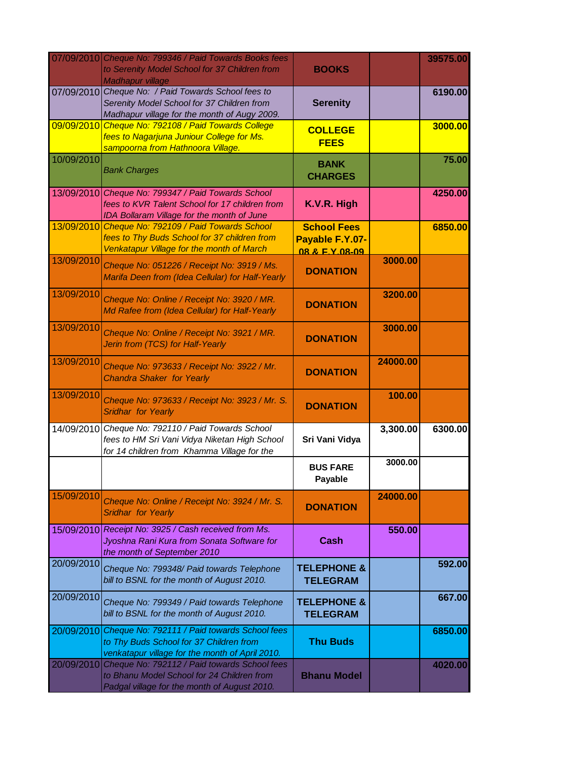|  |  |  |  |  |
|---|---|---|---|---|
| 07/09/2010 | *Cheque No: 799346 / Paid Towards Books fees to Serenity Model School for 37 Children from Madhapur village* | **BOOKS** | | **39575.00** |
| 07/09/2010 | *Cheque No:  / Paid Towards School fees to Serenity Model School for 37 Children from Madhapur village for the month of Augy 2009.* | **Serenity** | | **6190.00** |
| 09/09/2010 | *Cheque No: 792108 / Paid Towards College fees to Nagarjuna Juniour College for Ms. sampoorna from Hathnoora Village.* | **COLLEGE FEES** | | **3000.00** |
| 10/09/2010 | *Bank Charges* | **BANK CHARGES** | | **75.00** |
| 13/09/2010 | *Cheque No: 799347 / Paid Towards School fees to KVR Talent School for 17 children from IDA Bollaram Village for the month of June* | **K.V.R. High** | | **4250.00** |
| 13/09/2010 | *Cheque No: 792109 / Paid Towards School fees to Thy Buds School for 37 children from Venkatapur Village for the month of March* | **School Fees Payable F.Y.07-08 & F.Y.08-09** | | **6850.00** |
| 13/09/2010 | *Cheque No: 051226 / Receipt No: 3919 / Ms. Marifa Deen from (Idea Cellular) for Half-Yearly* | **DONATION** | **3000.00** | |
| 13/09/2010 | *Cheque No: Online / Receipt No: 3920 / MR. Md Rafee from (Idea Cellular) for Half-Yearly* | **DONATION** | **3200.00** | |
| 13/09/2010 | *Cheque No: Online / Receipt No: 3921 / MR. Jerin from (TCS) for Half-Yearly* | **DONATION** | **3000.00** | |
| 13/09/2010 | *Cheque No: 973633 / Receipt No: 3922 / Mr. Chandra Shaker  for Yearly* | **DONATION** | **24000.00** | |
| 13/09/2010 | *Cheque No: 973633 / Receipt No: 3923 / Mr. S. Sridhar  for Yearly* | **DONATION** | **100.00** | |
| 14/09/2010 | *Cheque No: 792110 / Paid Towards School fees to HM Sri Vani Vidya Niketan High School for 14 children from  Khamma Village for the* | **Sri Vani Vidya** | **3,300.00** | **6300.00** |
| | | **BUS FARE Payable** | **3000.00** | |
| 15/09/2010 | *Cheque No: Online / Receipt No: 3924 / Mr. S. Sridhar  for Yearly* | **DONATION** | **24000.00** | |
| 15/09/2010 | *Receipt No: 3925 / Cash received from Ms. Jyoshna Rani Kura from Sonata Software for the month of September 2010* | **Cash** | **550.00** | |
| 20/09/2010 | *Cheque No: 799348/ Paid towards Telephone bill to BSNL for the month of August 2010.* | **TELEPHONE & TELEGRAM** | | **592.00** |
| 20/09/2010 | *Cheque No: 799349 / Paid towards Telephone bill to BSNL for the month of August 2010.* | **TELEPHONE & TELEGRAM** | | **667.00** |
| 20/09/2010 | *Cheque No: 792111 / Paid towards School fees to Thy Buds School for 37 Children from venkatapur village for the month of April 2010.* | **Thu Buds** | | **6850.00** |
| 20/09/2010 | *Cheque No: 792112 / Paid towards School fees to Bhanu Model School for 24 Children from Padgal village for the month of August 2010.* | **Bhanu Model** | | **4020.00** |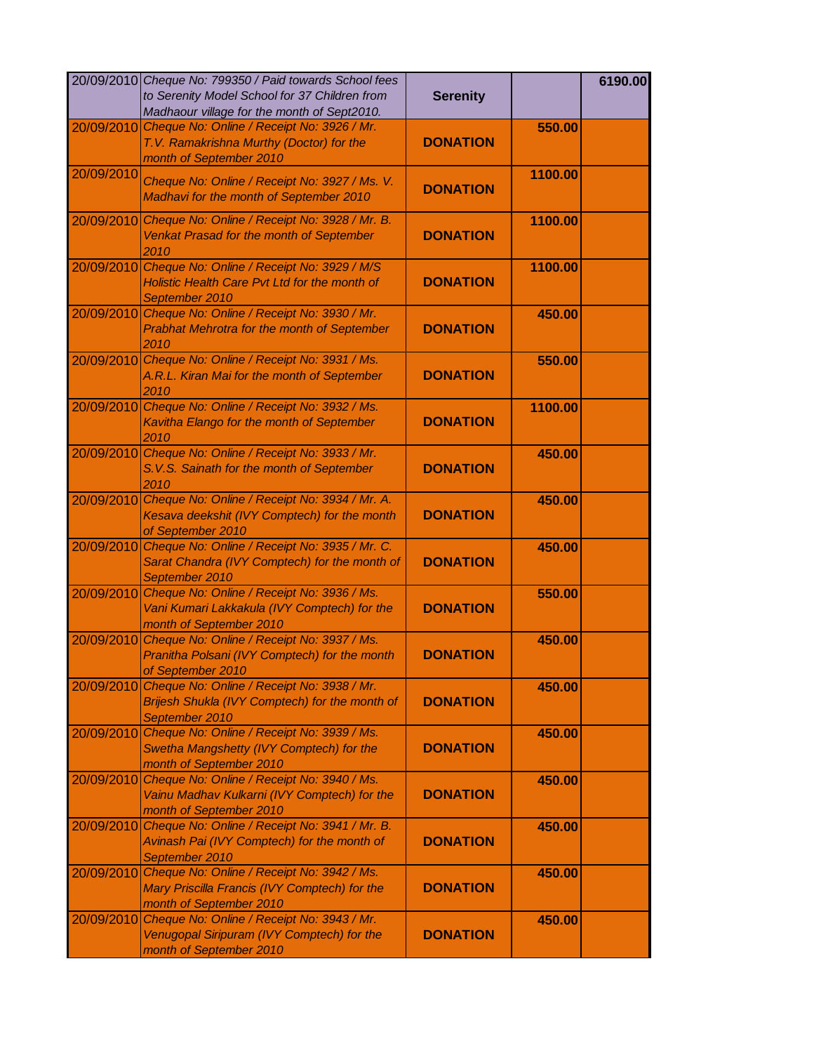| | | | | |
|---|---|---|---|---|
| 20/09/2010 | *Cheque No: 799350 / Paid towards School fees to Serenity Model School for 37 Children from Madhaour village for the month of Sept2010.* | **Serenity** | | **6190.00** |
| 20/09/2010 | *Cheque No: Online / Receipt No: 3926 / Mr. T.V. Ramakrishna Murthy (Doctor) for the month of September 2010* | **DONATION** | **550.00** | |
| 20/09/2010 | *Cheque No: Online / Receipt No: 3927 / Ms. V. Madhavi for the month of September 2010* | **DONATION** | **1100.00** | |
| 20/09/2010 | *Cheque No: Online / Receipt No: 3928 / Mr. B. Venkat Prasad for the month of September 2010* | **DONATION** | **1100.00** | |
| 20/09/2010 | *Cheque No: Online / Receipt No: 3929 / M/S Holistic Health Care Pvt Ltd for the month of September 2010* | **DONATION** | **1100.00** | |
| 20/09/2010 | *Cheque No: Online / Receipt No: 3930 / Mr. Prabhat Mehrotra for the month of September 2010* | **DONATION** | **450.00** | |
| 20/09/2010 | *Cheque No: Online / Receipt No: 3931 / Ms. A.R.L. Kiran Mai for the month of September 2010* | **DONATION** | **550.00** | |
| 20/09/2010 | *Cheque No: Online / Receipt No: 3932 / Ms. Kavitha Elango for the month of September 2010* | **DONATION** | **1100.00** | |
| 20/09/2010 | *Cheque No: Online / Receipt No: 3933 / Mr. S.V.S. Sainath for the month of September 2010* | **DONATION** | **450.00** | |
| 20/09/2010 | *Cheque No: Online / Receipt No: 3934 / Mr. A. Kesava deekshit (IVY Comptech) for the month of September 2010* | **DONATION** | **450.00** | |
| 20/09/2010 | *Cheque No: Online / Receipt No: 3935 / Mr. C. Sarat Chandra (IVY Comptech) for the month of September 2010* | **DONATION** | **450.00** | |
| 20/09/2010 | *Cheque No: Online / Receipt No: 3936 / Ms. Vani Kumari Lakkakula (IVY Comptech) for the month of September 2010* | **DONATION** | **550.00** | |
| 20/09/2010 | *Cheque No: Online / Receipt No: 3937 / Ms. Pranitha Polsani (IVY Comptech) for the month of September 2010* | **DONATION** | **450.00** | |
| 20/09/2010 | *Cheque No: Online / Receipt No: 3938 / Mr. Brijesh Shukla (IVY Comptech) for the month of September 2010* | **DONATION** | **450.00** | |
| 20/09/2010 | *Cheque No: Online / Receipt No: 3939 / Ms. Swetha Mangshetty (IVY Comptech) for the month of September 2010* | **DONATION** | **450.00** | |
| 20/09/2010 | *Cheque No: Online / Receipt No: 3940 / Ms. Vainu Madhav Kulkarni (IVY Comptech) for the month of September 2010* | **DONATION** | **450.00** | |
| 20/09/2010 | *Cheque No: Online / Receipt No: 3941 / Mr. B. Avinash Pai (IVY Comptech) for the month of September 2010* | **DONATION** | **450.00** | |
| 20/09/2010 | *Cheque No: Online / Receipt No: 3942 / Ms. Mary Priscilla Francis (IVY Comptech) for the month of September 2010* | **DONATION** | **450.00** | |
| 20/09/2010 | *Cheque No: Online / Receipt No: 3943 / Mr. Venugopal Siripuram (IVY Comptech) for the month of September 2010* | **DONATION** | **450.00** | |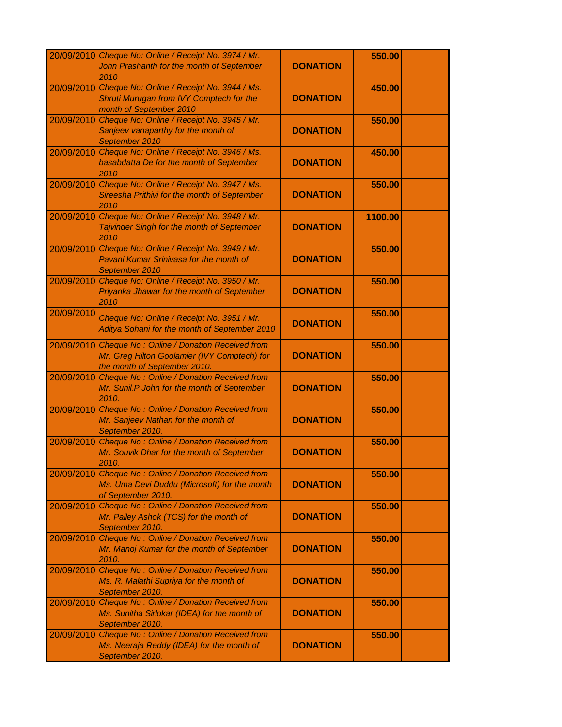| | | | | |
|---|---|---|---|---|
| 20/09/2010 | *Cheque No: Online / Receipt No: 3974 / Mr. John Prashanth for the month of September 2010* | **DONATION** | **550.00** | |
| 20/09/2010 | *Cheque No: Online / Receipt No: 3944 / Ms. Shruti Murugan from IVY Comptech for the month of September 2010* | **DONATION** | **450.00** | |
| 20/09/2010 | *Cheque No: Online / Receipt No: 3945 / Mr. Sanjeev vanaparthy for the month of September 2010* | **DONATION** | **550.00** | |
| 20/09/2010 | *Cheque No: Online / Receipt No: 3946 / Ms. basabdatta De for the month of September 2010* | **DONATION** | **450.00** | |
| 20/09/2010 | *Cheque No: Online / Receipt No: 3947 / Ms. Sireesha Prithivi for the month of September 2010* | **DONATION** | **550.00** | |
| 20/09/2010 | *Cheque No: Online / Receipt No: 3948 / Mr. Tajvinder Singh for the month of September 2010* | **DONATION** | **1100.00** | |
| 20/09/2010 | *Cheque No: Online / Receipt No: 3949 / Mr. Pavani Kumar Srinivasa for the month of September 2010* | **DONATION** | **550.00** | |
| 20/09/2010 | *Cheque No: Online / Receipt No: 3950 / Mr. Priyanka Jhawar for the month of September 2010* | **DONATION** | **550.00** | |
| 20/09/2010 | *Cheque No: Online / Receipt No: 3951 / Mr. Aditya Sohani for the month of September 2010* | **DONATION** | **550.00** | |
| 20/09/2010 | *Cheque No : Online / Donation Received from Mr. Greg Hilton Goolamier (IVY Comptech) for the month of September 2010.* | **DONATION** | **550.00** | |
| 20/09/2010 | *Cheque No : Online / Donation Received from Mr. Sunil.P.John for the month of September 2010.* | **DONATION** | **550.00** | |
| 20/09/2010 | *Cheque No : Online / Donation Received from Mr. Sanjeev Nathan for the month of September 2010.* | **DONATION** | **550.00** | |
| 20/09/2010 | *Cheque No : Online / Donation Received from Mr. Souvik Dhar for the month of September 2010.* | **DONATION** | **550.00** | |
| 20/09/2010 | *Cheque No : Online / Donation Received from Ms. Uma Devi Duddu (Microsoft) for the month of September 2010.* | **DONATION** | **550.00** | |
| 20/09/2010 | *Cheque No : Online / Donation Received from Mr. Palley Ashok (TCS) for the month of September 2010.* | **DONATION** | **550.00** | |
| 20/09/2010 | *Cheque No : Online / Donation Received from Mr. Manoj Kumar for the month of September 2010.* | **DONATION** | **550.00** | |
| 20/09/2010 | *Cheque No : Online / Donation Received from Ms. R. Malathi Supriya for the month of September 2010.* | **DONATION** | **550.00** | |
| 20/09/2010 | *Cheque No : Online / Donation Received from Ms. Sunitha Sirlokar (IDEA) for the month of September 2010.* | **DONATION** | **550.00** | |
| 20/09/2010 | *Cheque No : Online / Donation Received from Ms. Neeraja Reddy (IDEA) for the month of September 2010.* | **DONATION** | **550.00** | |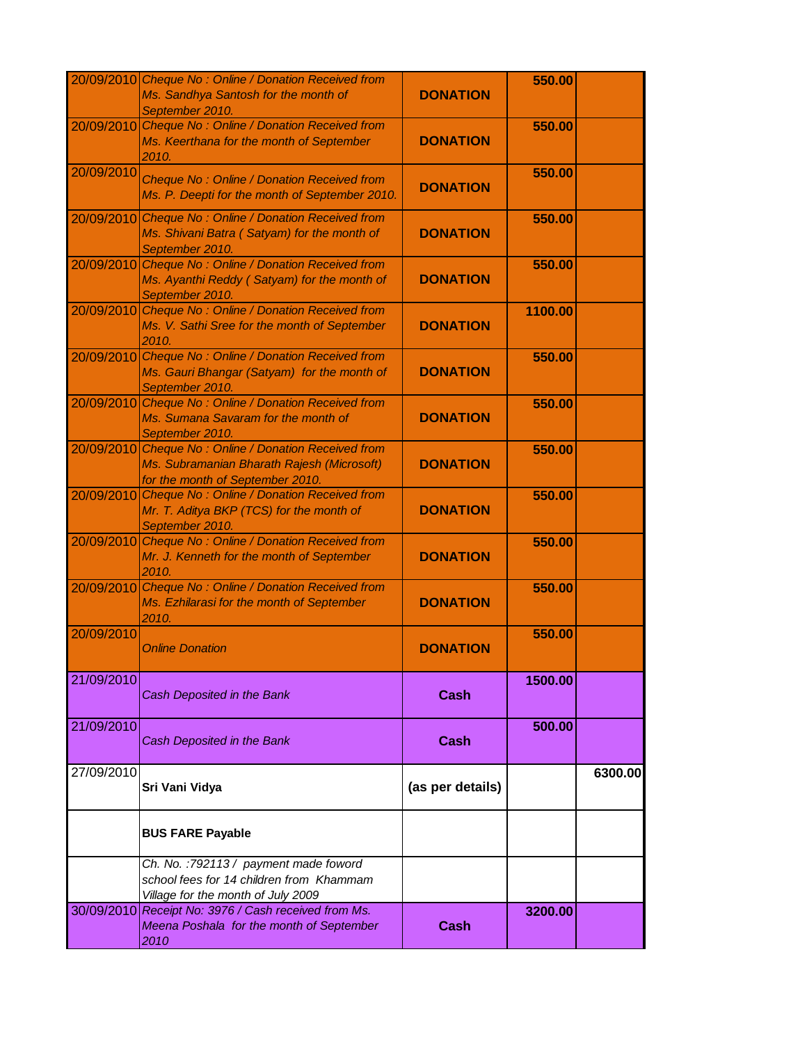| | | | | |
|---|---|---|---|---|
| 20/09/2010 | *Cheque No : Online / Donation Received from Ms. Sandhya Santosh for the month of September 2010.* | **DONATION** | **550.00** | |
| 20/09/2010 | *Cheque No : Online / Donation Received from Ms. Keerthana for the month of September 2010.* | **DONATION** | **550.00** | |
| 20/09/2010 | *Cheque No : Online / Donation Received from Ms. P. Deepti for the month of September 2010.* | **DONATION** | **550.00** | |
| 20/09/2010 | *Cheque No : Online / Donation Received from Ms. Shivani Batra ( Satyam) for the month of September 2010.* | **DONATION** | **550.00** | |
| 20/09/2010 | *Cheque No : Online / Donation Received from Ms. Ayanthi Reddy ( Satyam) for the month of September 2010.* | **DONATION** | **550.00** | |
| 20/09/2010 | *Cheque No : Online / Donation Received from Ms. V. Sathi Sree for the month of September 2010.* | **DONATION** | **1100.00** | |
| 20/09/2010 | *Cheque No : Online / Donation Received from Ms. Gauri Bhangar (Satyam) for the month of September 2010.* | **DONATION** | **550.00** | |
| 20/09/2010 | *Cheque No : Online / Donation Received from Ms. Sumana Savaram for the month of September 2010.* | **DONATION** | **550.00** | |
| 20/09/2010 | *Cheque No : Online / Donation Received from Ms. Subramanian Bharath Rajesh (Microsoft) for the month of September 2010.* | **DONATION** | **550.00** | |
| 20/09/2010 | *Cheque No : Online / Donation Received from Mr. T. Aditya BKP (TCS) for the month of September 2010.* | **DONATION** | **550.00** | |
| 20/09/2010 | *Cheque No : Online / Donation Received from Mr. J. Kenneth for the month of September 2010.* | **DONATION** | **550.00** | |
| 20/09/2010 | *Cheque No : Online / Donation Received from Ms. Ezhilarasi for the month of September 2010.* | **DONATION** | **550.00** | |
| 20/09/2010 | *Online Donation* | **DONATION** | **550.00** | |
| 21/09/2010 | *Cash Deposited in the Bank* | **Cash** | **1500.00** | |
| 21/09/2010 | *Cash Deposited in the Bank* | **Cash** | **500.00** | |
| 27/09/2010 | **Sri Vani Vidya** | **(as per details)** | | **6300.00** |
| | **BUS FARE Payable** | | | |
| | *Ch. No. :792113 / payment made foword school fees for 14 children from Khammam Village for the month of July 2009* | | | |
| 30/09/2010 | *Receipt No: 3976 / Cash received from Ms. Meena Poshala for the month of September 2010* | **Cash** | **3200.00** | |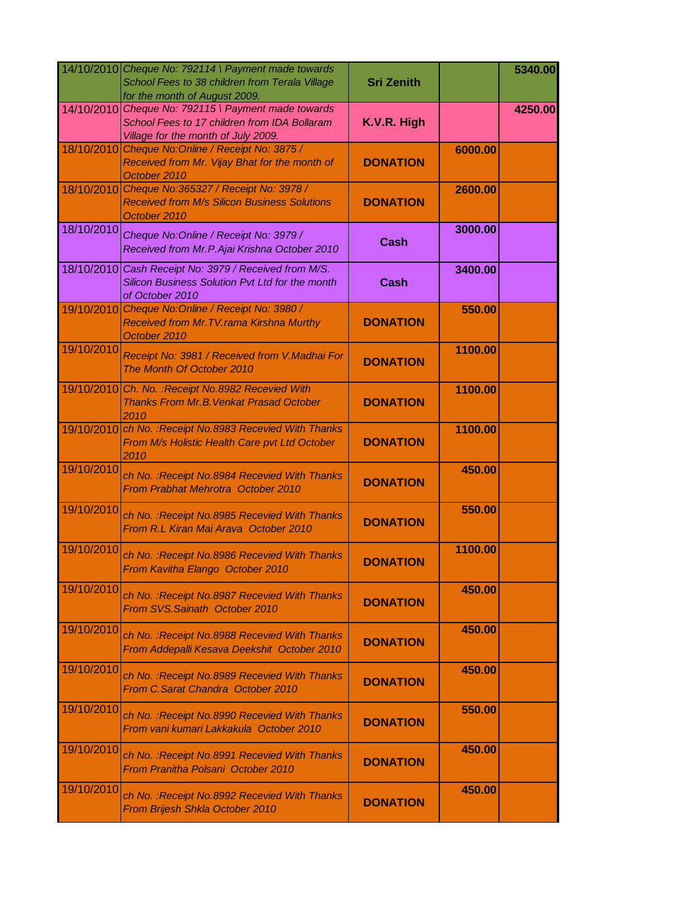| | | | | |
|---|---|---|---|---|
| 14/10/2010 | *Cheque No: 792114 \ Payment made towards School Fees to 38 children from Terala Village for the month of August 2009.* | **Sri Zenith** | | **5340.00** |
| 14/10/2010 | *Cheque No: 792115 \ Payment made towards School Fees to 17 children from IDA Bollaram Village for the month of July 2009.* | **K.V.R. High** | | **4250.00** |
| 18/10/2010 | *Cheque No:Online / Receipt No: 3875 / Received from Mr. Vijay Bhat for the month of October 2010* | **DONATION** | **6000.00** | |
| 18/10/2010 | *Cheque No:365327 / Receipt No: 3978 / Received from M/s Silicon Business Solutions October 2010* | **DONATION** | **2600.00** | |
| 18/10/2010 | *Cheque No:Online / Receipt No: 3979 / Received from Mr.P.Ajai Krishna October 2010* | **Cash** | **3000.00** | |
| 18/10/2010 | *Cash Receipt No: 3979 / Received from M/S. Silicon Business Solution Pvt Ltd for the month of October 2010* | **Cash** | **3400.00** | |
| 19/10/2010 | *Cheque No:Online / Receipt No: 3980 / Received from Mr.TV.rama Kirshna Murthy October 2010* | **DONATION** | **550.00** | |
| 19/10/2010 | *Receipt No: 3981 / Received from V.Madhai For The Month Of October 2010* | **DONATION** | **1100.00** | |
| 19/10/2010 | *Ch. No. :Receipt No.8982 Recevied With Thanks From Mr.B.Venkat Prasad October 2010* | **DONATION** | **1100.00** | |
| 19/10/2010 | *ch No. :Receipt No.8983 Recevied With Thanks From M/s Holistic Health Care pvt Ltd October 2010* | **DONATION** | **1100.00** | |
| 19/10/2010 | *ch No. :Receipt No.8984 Recevied With Thanks From Prabhat Mehrotra October 2010* | **DONATION** | **450.00** | |
| 19/10/2010 | *ch No. :Receipt No.8985 Recevied With Thanks From R.L Kiran Mai Arava October 2010* | **DONATION** | **550.00** | |
| 19/10/2010 | *ch No. :Receipt No.8986 Recevied With Thanks From Kavitha Elango October 2010* | **DONATION** | **1100.00** | |
| 19/10/2010 | *ch No. :Receipt No.8987 Recevied With Thanks From SVS.Sainath October 2010* | **DONATION** | **450.00** | |
| 19/10/2010 | *ch No. :Receipt No.8988 Recevied With Thanks From Addepalli Kesava Deekshit October 2010* | **DONATION** | **450.00** | |
| 19/10/2010 | *ch No. :Receipt No.8989 Recevied With Thanks From C.Sarat Chandra October 2010* | **DONATION** | **450.00** | |
| 19/10/2010 | *ch No. :Receipt No.8990 Recevied With Thanks From vani kumari Lakkakula October 2010* | **DONATION** | **550.00** | |
| 19/10/2010 | *ch No. :Receipt No.8991 Recevied With Thanks From Pranitha Polsani October 2010* | **DONATION** | **450.00** | |
| 19/10/2010 | *ch No. :Receipt No.8992 Recevied With Thanks From Brijesh Shkla October 2010* | **DONATION** | **450.00** | |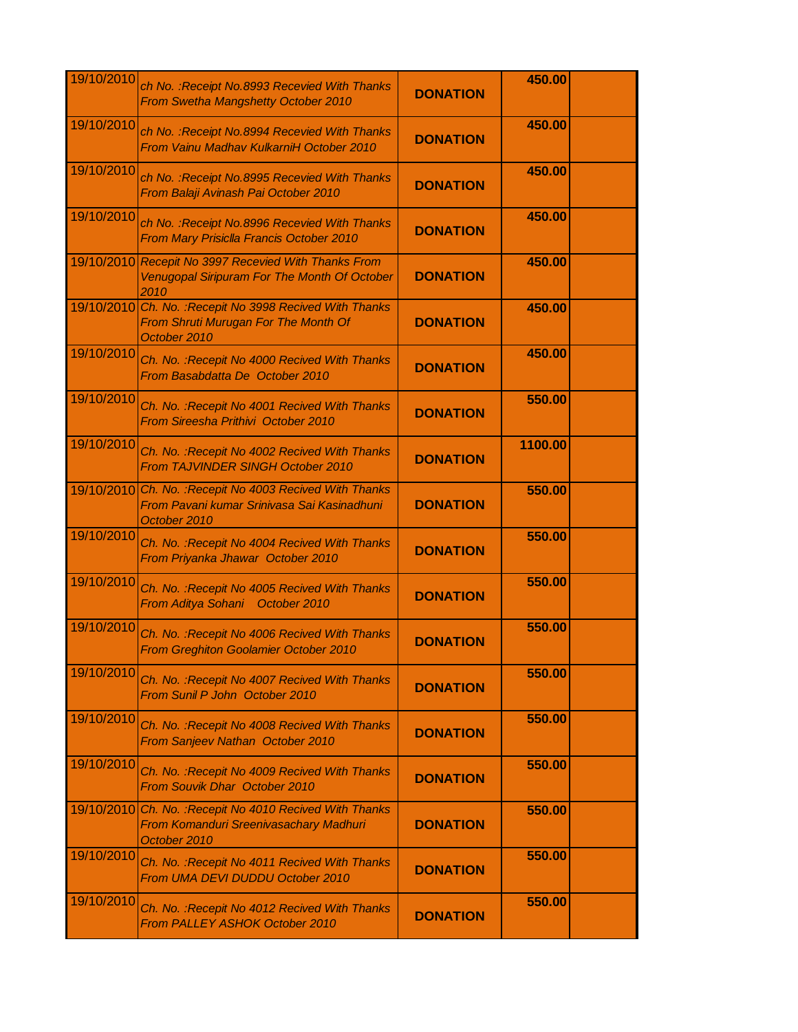| | | | | |
|---|---|---|---|---|
| 19/10/2010 | *ch No. :Receipt No.8993 Recevied With Thanks From Swetha Mangshetty October 2010* | **DONATION** | **450.00** | |
| 19/10/2010 | *ch No. :Receipt No.8994 Recevied With Thanks From Vainu Madhav KulkarniH October 2010* | **DONATION** | **450.00** | |
| 19/10/2010 | *ch No. :Receipt No.8995 Recevied With Thanks From Balaji Avinash Pai October 2010* | **DONATION** | **450.00** | |
| 19/10/2010 | *ch No. :Receipt No.8996 Recevied With Thanks From Mary Prisiclla Francis October 2010* | **DONATION** | **450.00** | |
| 19/10/2010 | *Recepit No 3997 Recevied With Thanks From Venugopal Siripuram For The Month Of October 2010* | **DONATION** | **450.00** | |
| 19/10/2010 | *Ch. No. :Recepit No 3998 Recived With Thanks From Shruti Murugan For The Month Of October 2010* | **DONATION** | **450.00** | |
| 19/10/2010 | *Ch. No. :Recepit No 4000 Recived With Thanks From Basabdatta De October 2010* | **DONATION** | **450.00** | |
| 19/10/2010 | *Ch. No. :Recepit No 4001 Recived With Thanks From Sireesha Prithivi October 2010* | **DONATION** | **550.00** | |
| 19/10/2010 | *Ch. No. :Recepit No 4002 Recived With Thanks From TAJVINDER SINGH October 2010* | **DONATION** | **1100.00** | |
| 19/10/2010 | *Ch. No. :Recepit No 4003 Recived With Thanks From Pavani kumar Srinivasa Sai Kasinadhuni October 2010* | **DONATION** | **550.00** | |
| 19/10/2010 | *Ch. No. :Recepit No 4004 Recived With Thanks From Priyanka Jhawar October 2010* | **DONATION** | **550.00** | |
| 19/10/2010 | *Ch. No. :Recepit No 4005 Recived With Thanks From Aditya Sohani October 2010* | **DONATION** | **550.00** | |
| 19/10/2010 | *Ch. No. :Recepit No 4006 Recived With Thanks From Greghiton Goolamier October 2010* | **DONATION** | **550.00** | |
| 19/10/2010 | *Ch. No. :Recepit No 4007 Recived With Thanks From Sunil P John October 2010* | **DONATION** | **550.00** | |
| 19/10/2010 | *Ch. No. :Recepit No 4008 Recived With Thanks From Sanjeev Nathan October 2010* | **DONATION** | **550.00** | |
| 19/10/2010 | *Ch. No. :Recepit No 4009 Recived With Thanks From Souvik Dhar October 2010* | **DONATION** | **550.00** | |
| 19/10/2010 | *Ch. No. :Recepit No 4010 Recived With Thanks From Komanduri Sreenivasachary Madhuri October 2010* | **DONATION** | **550.00** | |
| 19/10/2010 | *Ch. No. :Recepit No 4011 Recived With Thanks From UMA DEVI DUDDU October 2010* | **DONATION** | **550.00** | |
| 19/10/2010 | *Ch. No. :Recepit No 4012 Recived With Thanks From PALLEY ASHOK October 2010* | **DONATION** | **550.00** | |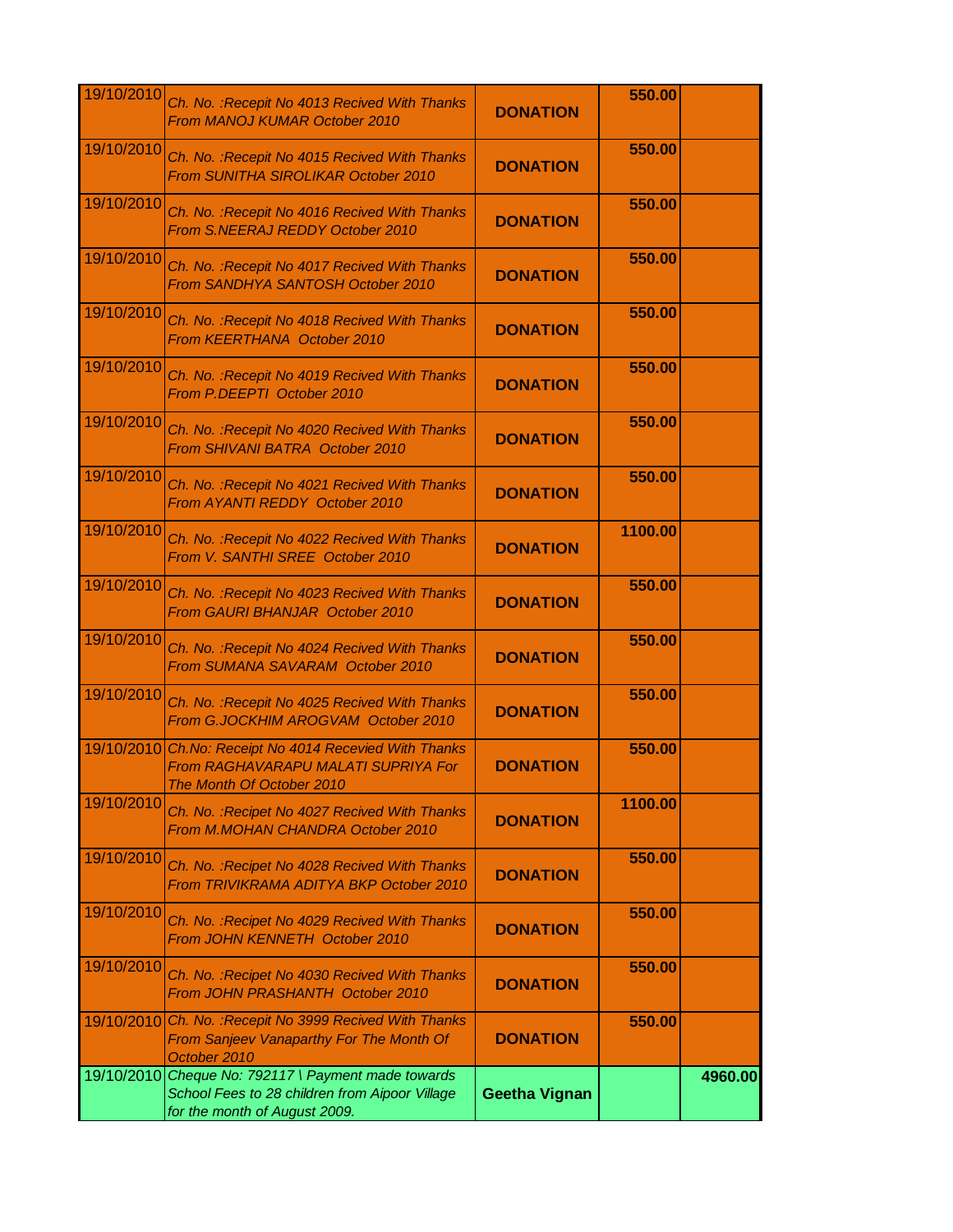| | | | | |
|---|---|---|---|---|
| 19/10/2010 | *Ch. No. :Recepit No 4013 Recived With Thanks From MANOJ KUMAR October 2010* | **DONATION** | **550.00** | |
| 19/10/2010 | *Ch. No. :Recepit No 4015 Recived With Thanks From SUNITHA SIROLIKAR October 2010* | **DONATION** | **550.00** | |
| 19/10/2010 | *Ch. No. :Recepit No 4016 Recived With Thanks From S.NEERAJ REDDY October 2010* | **DONATION** | **550.00** | |
| 19/10/2010 | *Ch. No. :Recepit No 4017 Recived With Thanks From SANDHYA SANTOSH October 2010* | **DONATION** | **550.00** | |
| 19/10/2010 | *Ch. No. :Recepit No 4018 Recived With Thanks From KEERTHANA October 2010* | **DONATION** | **550.00** | |
| 19/10/2010 | *Ch. No. :Recepit No 4019 Recived With Thanks From P.DEEPTI October 2010* | **DONATION** | **550.00** | |
| 19/10/2010 | *Ch. No. :Recepit No 4020 Recived With Thanks From SHIVANI BATRA October 2010* | **DONATION** | **550.00** | |
| 19/10/2010 | *Ch. No. :Recepit No 4021 Recived With Thanks From AYANTI REDDY October 2010* | **DONATION** | **550.00** | |
| 19/10/2010 | *Ch. No. :Recepit No 4022 Recived With Thanks From V. SANTHI SREE October 2010* | **DONATION** | **1100.00** | |
| 19/10/2010 | *Ch. No. :Recepit No 4023 Recived With Thanks From GAURI BHANJAR October 2010* | **DONATION** | **550.00** | |
| 19/10/2010 | *Ch. No. :Recepit No 4024 Recived With Thanks From SUMANA SAVARAM October 2010* | **DONATION** | **550.00** | |
| 19/10/2010 | *Ch. No. :Recepit No 4025 Recived With Thanks From G.JOCKHIM AROGVAM October 2010* | **DONATION** | **550.00** | |
| 19/10/2010 | *Ch.No: Receipt No 4014 Recevied With Thanks From RAGHAVARAPU MALATI SUPRIYA For The Month Of October 2010* | **DONATION** | **550.00** | |
| 19/10/2010 | *Ch. No. :Recepit No 4027 Recived With Thanks From M.MOHAN CHANDRA October 2010* | **DONATION** | **1100.00** | |
| 19/10/2010 | *Ch. No. :Recipet No 4028 Recived With Thanks From TRIVIKRAMA ADITYA BKP October 2010* | **DONATION** | **550.00** | |
| 19/10/2010 | *Ch. No. :Recipet No 4029 Recived With Thanks From JOHN KENNETH October 2010* | **DONATION** | **550.00** | |
| 19/10/2010 | *Ch. No. :Recipet No 4030 Recived With Thanks From JOHN PRASHANTH October 2010* | **DONATION** | **550.00** | |
| 19/10/2010 | *Ch. No. :Recepit No 3999 Recived With Thanks From Sanjeev Vanaparthy For The Month Of October 2010* | **DONATION** | **550.00** | |
| 19/10/2010 | *Cheque No: 792117 \ Payment made towards School Fees to 28 children from Aipoor Village for the month of August 2009.* | **Geetha Vignan** | | **4960.00** |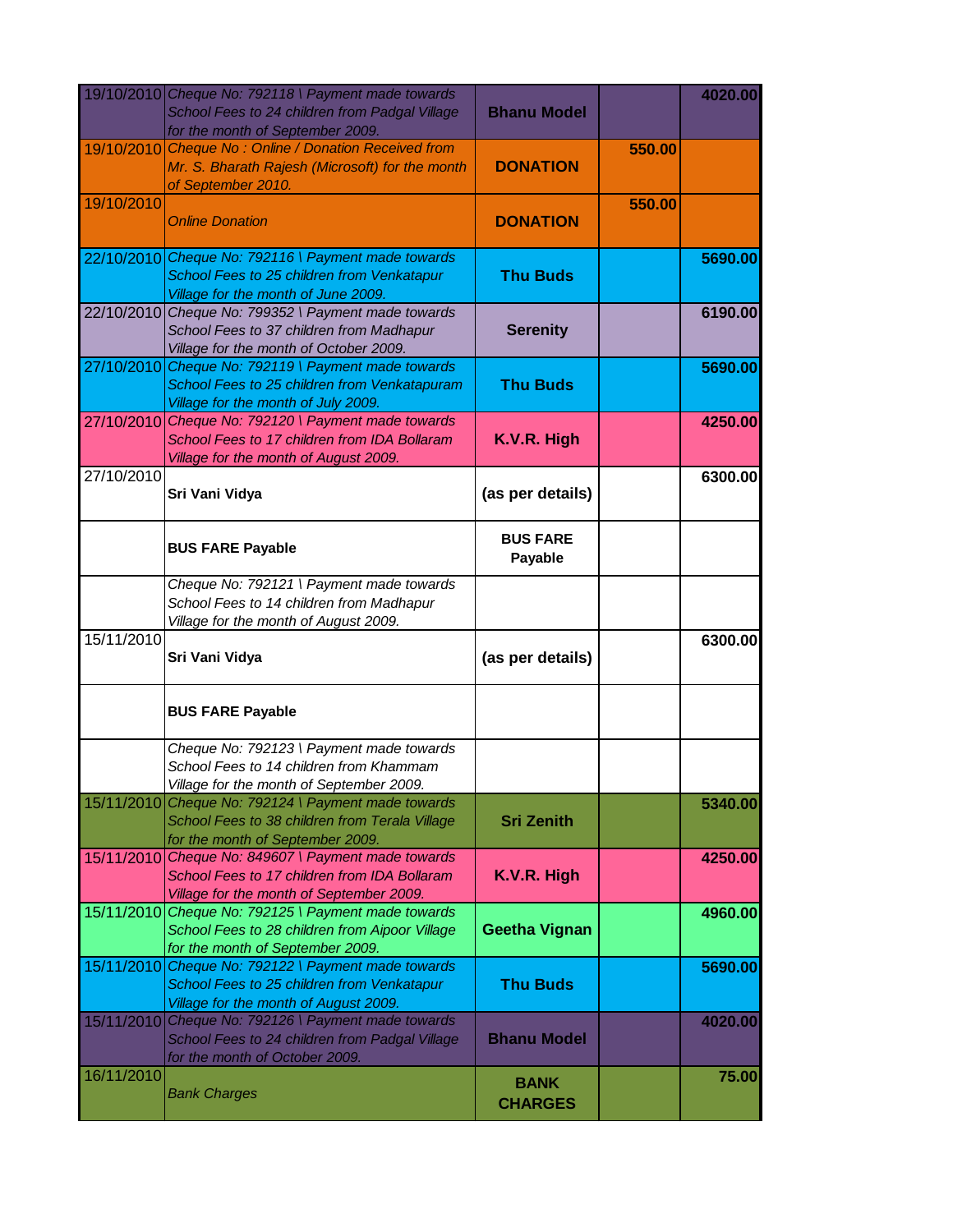| | | | | |
|---|---|---|---|---|
| 19/10/2010 | *Cheque No: 792118 \ Payment made towards School Fees to 24 children from Padgal Village for the month of September 2009.* | **Bhanu Model** | | **4020.00** |
| 19/10/2010 | *Cheque No : Online / Donation Received from Mr. S. Bharath Rajesh (Microsoft) for the month of September 2010.* | **DONATION** | **550.00** | |
| 19/10/2010 | *Online Donation* | **DONATION** | **550.00** | |
| 22/10/2010 | *Cheque No: 792116 \ Payment made towards School Fees to 25 children from Venkatapur Village for the month of June 2009.* | **Thu Buds** | | **5690.00** |
| 22/10/2010 | *Cheque No: 799352 \ Payment made towards School Fees to 37 children from Madhapur Village for the month of October 2009.* | **Serenity** | | **6190.00** |
| 27/10/2010 | *Cheque No: 792119 \ Payment made towards School Fees to 25 children from Venkatapuram Village for the month of July 2009.* | **Thu Buds** | | **5690.00** |
| 27/10/2010 | *Cheque No: 792120 \ Payment made towards School Fees to 17 children from IDA Bollaram Village for the month of August 2009.* | **K.V.R. High** | | **4250.00** |
| 27/10/2010 | **Sri Vani Vidya** | **(as per details)** | | **6300.00** |
| | **BUS FARE Payable** | **BUS FARE Payable** | | |
| | *Cheque No: 792121 \ Payment made towards School Fees to 14 children from Madhapur Village for the month of August 2009.* | | | |
| 15/11/2010 | **Sri Vani Vidya** | **(as per details)** | | **6300.00** |
| | **BUS FARE Payable** | | | |
| | *Cheque No: 792123 \ Payment made towards School Fees to 14 children from Khammam Village for the month of September 2009.* | | | |
| 15/11/2010 | *Cheque No: 792124 \ Payment made towards School Fees to 38 children from Terala Village for the month of September 2009.* | **Sri Zenith** | | **5340.00** |
| 15/11/2010 | *Cheque No: 849607 \ Payment made towards School Fees to 17 children from IDA Bollaram Village for the month of September 2009.* | **K.V.R. High** | | **4250.00** |
| 15/11/2010 | *Cheque No: 792125 \ Payment made towards School Fees to 28 children from Aipoor Village for the month of September 2009.* | **Geetha Vignan** | | **4960.00** |
| 15/11/2010 | *Cheque No: 792122 \ Payment made towards School Fees to 25 children from Venkatapur Village for the month of August 2009.* | **Thu Buds** | | **5690.00** |
| 15/11/2010 | *Cheque No: 792126 \ Payment made towards School Fees to 24 children from Padgal Village for the month of October 2009.* | **Bhanu Model** | | **4020.00** |
| 16/11/2010 | *Bank Charges* | **BANK CHARGES** | | **75.00** |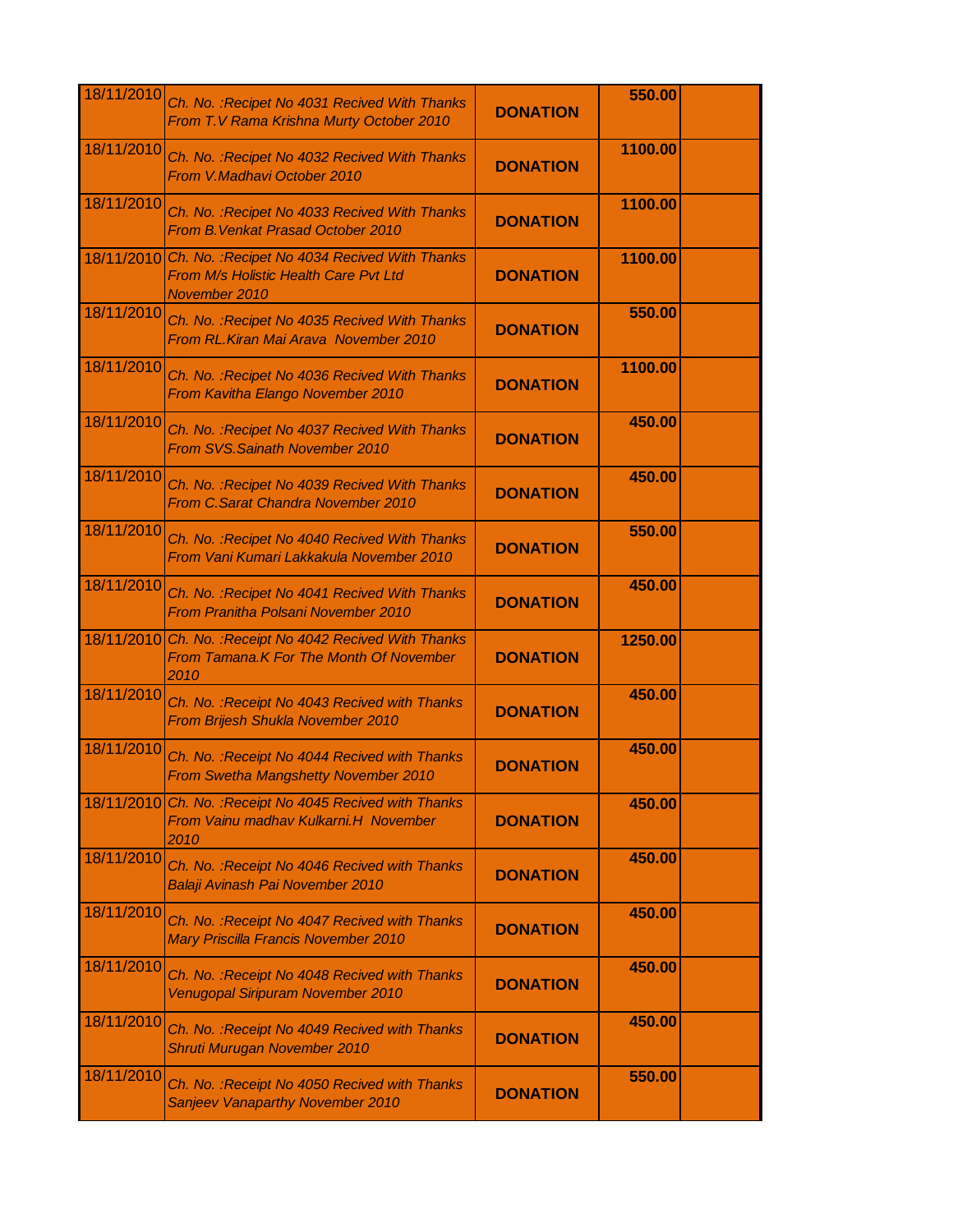| | | | | |
|---|---|---|---|---|
| 18/11/2010 | Ch. No. :Recipet No 4031 Recived With Thanks From T.V Rama Krishna Murty October 2010 | DONATION | 550.00 | |
| 18/11/2010 | Ch. No. :Recipet No 4032 Recived With Thanks From V.Madhavi October 2010 | DONATION | 1100.00 | |
| 18/11/2010 | Ch. No. :Recipet No 4033 Recived With Thanks From B.Venkat Prasad October 2010 | DONATION | 1100.00 | |
| 18/11/2010 | Ch. No. :Recipet No 4034 Recived With Thanks From M/s Holistic Health Care Pvt Ltd November 2010 | DONATION | 1100.00 | |
| 18/11/2010 | Ch. No. :Recipet No 4035 Recived With Thanks From RL.Kiran Mai Arava November 2010 | DONATION | 550.00 | |
| 18/11/2010 | Ch. No. :Recipet No 4036 Recived With Thanks From Kavitha Elango November 2010 | DONATION | 1100.00 | |
| 18/11/2010 | Ch. No. :Recipet No 4037 Recived With Thanks From SVS.Sainath November 2010 | DONATION | 450.00 | |
| 18/11/2010 | Ch. No. :Recipet No 4039 Recived With Thanks From C.Sarat Chandra November 2010 | DONATION | 450.00 | |
| 18/11/2010 | Ch. No. :Recipet No 4040 Recived With Thanks From Vani Kumari Lakkakula November 2010 | DONATION | 550.00 | |
| 18/11/2010 | Ch. No. :Recipet No 4041 Recived With Thanks From Pranitha Polsani November 2010 | DONATION | 450.00 | |
| 18/11/2010 | Ch. No. :Receipt No 4042 Recived With Thanks From Tamana.K For The Month Of November 2010 | DONATION | 1250.00 | |
| 18/11/2010 | Ch. No. :Receipt No 4043 Recived with Thanks From Brijesh Shukla November 2010 | DONATION | 450.00 | |
| 18/11/2010 | Ch. No. :Receipt No 4044 Recived with Thanks From Swetha Mangshetty November 2010 | DONATION | 450.00 | |
| 18/11/2010 | Ch. No. :Receipt No 4045 Recived with Thanks From Vainu madhav Kulkarni.H November 2010 | DONATION | 450.00 | |
| 18/11/2010 | Ch. No. :Receipt No 4046 Recived with Thanks Balaji Avinash Pai November 2010 | DONATION | 450.00 | |
| 18/11/2010 | Ch. No. :Receipt No 4047 Recived with Thanks Mary Priscilla Francis November 2010 | DONATION | 450.00 | |
| 18/11/2010 | Ch. No. :Receipt No 4048 Recived with Thanks Venugopal Siripuram November 2010 | DONATION | 450.00 | |
| 18/11/2010 | Ch. No. :Receipt No 4049 Recived with Thanks Shruti Murugan November 2010 | DONATION | 450.00 | |
| 18/11/2010 | Ch. No. :Receipt No 4050 Recived with Thanks Sanjeev Vanaparthy November 2010 | DONATION | 550.00 | |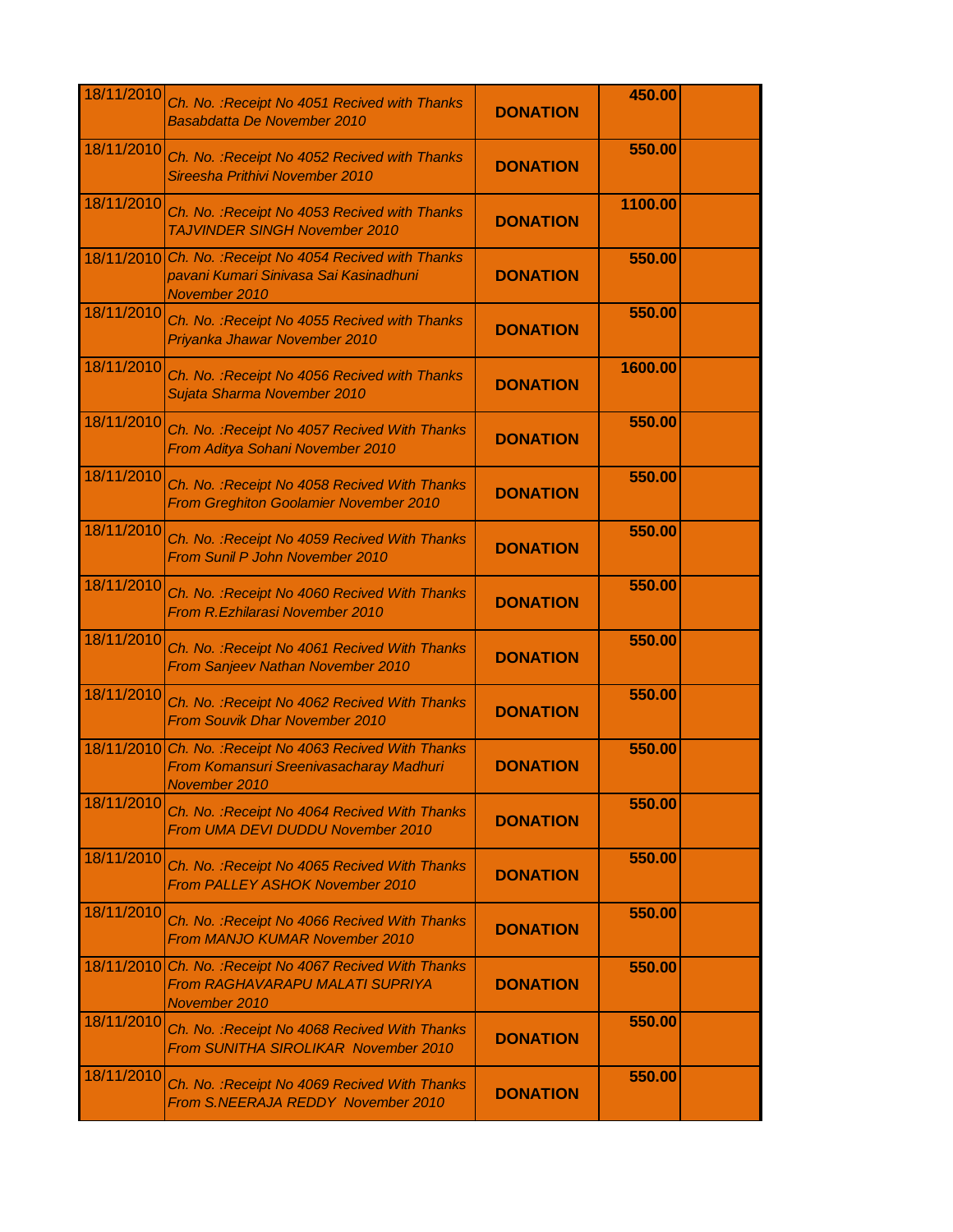| | | | | |
|---|---|---|---|---|
| 18/11/2010 | *Ch. No. :Receipt No 4051 Recived with Thanks Basabdatta De November 2010* | **DONATION** | **450.00** | |
| 18/11/2010 | *Ch. No. :Receipt No 4052 Recived with Thanks Sireesha Prithivi November 2010* | **DONATION** | **550.00** | |
| 18/11/2010 | *Ch. No. :Receipt No 4053 Recived with Thanks TAJVINDER SINGH November 2010* | **DONATION** | **1100.00** | |
| 18/11/2010 | *Ch. No. :Receipt No 4054 Recived with Thanks pavani Kumari Sinivasa Sai Kasinadhuni November 2010* | **DONATION** | **550.00** | |
| 18/11/2010 | *Ch. No. :Receipt No 4055 Recived with Thanks Priyanka Jhawar November 2010* | **DONATION** | **550.00** | |
| 18/11/2010 | *Ch. No. :Receipt No 4056 Recived with Thanks Sujata Sharma November 2010* | **DONATION** | **1600.00** | |
| 18/11/2010 | *Ch. No. :Receipt No 4057 Recived With Thanks From Aditya Sohani November 2010* | **DONATION** | **550.00** | |
| 18/11/2010 | *Ch. No. :Receipt No 4058 Recived With Thanks From Greghiton Goolamier November 2010* | **DONATION** | **550.00** | |
| 18/11/2010 | *Ch. No. :Receipt No 4059 Recived With Thanks From Sunil P John November 2010* | **DONATION** | **550.00** | |
| 18/11/2010 | *Ch. No. :Receipt No 4060 Recived With Thanks From R.Ezhilarasi November 2010* | **DONATION** | **550.00** | |
| 18/11/2010 | *Ch. No. :Receipt No 4061 Recived With Thanks From Sanjeev Nathan November 2010* | **DONATION** | **550.00** | |
| 18/11/2010 | *Ch. No. :Receipt No 4062 Recived With Thanks From Souvik Dhar November 2010* | **DONATION** | **550.00** | |
| 18/11/2010 | *Ch. No. :Receipt No 4063 Recived With Thanks From Komansuri Sreenivasacharay Madhuri November 2010* | **DONATION** | **550.00** | |
| 18/11/2010 | *Ch. No. :Receipt No 4064 Recived With Thanks From UMA DEVI DUDDU November 2010* | **DONATION** | **550.00** | |
| 18/11/2010 | *Ch. No. :Receipt No 4065 Recived With Thanks From PALLEY ASHOK November 2010* | **DONATION** | **550.00** | |
| 18/11/2010 | *Ch. No. :Receipt No 4066 Recived With Thanks From MANJO KUMAR November 2010* | **DONATION** | **550.00** | |
| 18/11/2010 | *Ch. No. :Receipt No 4067 Recived With Thanks From RAGHAVARAPU MALATI SUPRIYA November 2010* | **DONATION** | **550.00** | |
| 18/11/2010 | *Ch. No. :Receipt No 4068 Recived With Thanks From SUNITHA SIROLIKAR November 2010* | **DONATION** | **550.00** | |
| 18/11/2010 | *Ch. No. :Receipt No 4069 Recived With Thanks From S.NEERAJA REDDY November 2010* | **DONATION** | **550.00** | |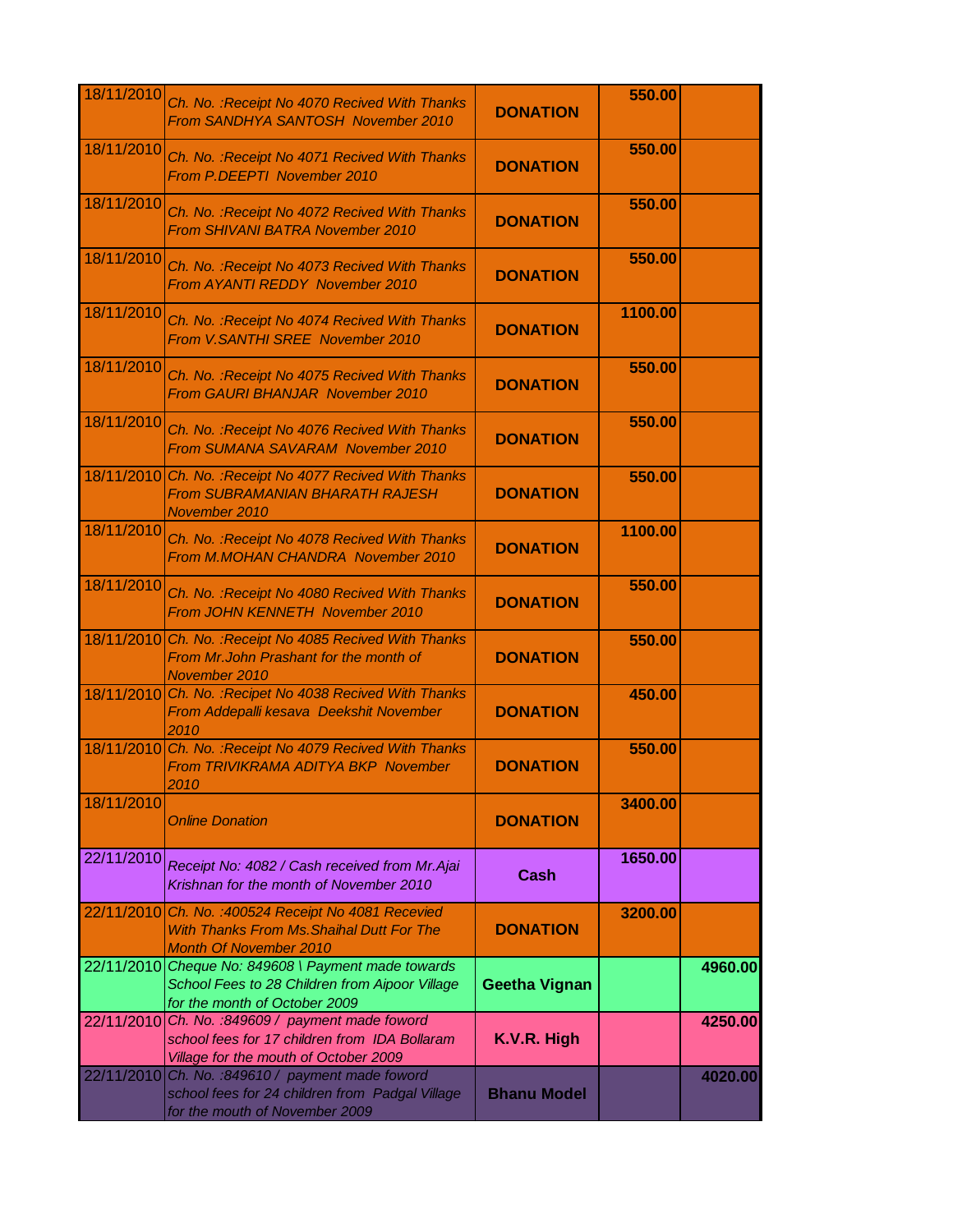| | | | | |
|---|---|---|---|---|
| 18/11/2010 | Ch. No. :Receipt No 4070 Recived With Thanks From SANDHYA SANTOSH November 2010 | **DONATION** | **550.00** | |
| 18/11/2010 | Ch. No. :Receipt No 4071 Recived With Thanks From P.DEEPTI November 2010 | **DONATION** | **550.00** | |
| 18/11/2010 | Ch. No. :Receipt No 4072 Recived With Thanks From SHIVANI BATRA November 2010 | **DONATION** | **550.00** | |
| 18/11/2010 | Ch. No. :Receipt No 4073 Recived With Thanks From AYANTI REDDY November 2010 | **DONATION** | **550.00** | |
| 18/11/2010 | Ch. No. :Receipt No 4074 Recived With Thanks From V.SANTHI SREE November 2010 | **DONATION** | **1100.00** | |
| 18/11/2010 | Ch. No. :Receipt No 4075 Recived With Thanks From GAURI BHANJAR November 2010 | **DONATION** | **550.00** | |
| 18/11/2010 | Ch. No. :Receipt No 4076 Recived With Thanks From SUMANA SAVARAM November 2010 | **DONATION** | **550.00** | |
| 18/11/2010 | Ch. No. :Receipt No 4077 Recived With Thanks From SUBRAMANIAN BHARATH RAJESH November 2010 | **DONATION** | **550.00** | |
| 18/11/2010 | Ch. No. :Receipt No 4078 Recived With Thanks From M.MOHAN CHANDRA November 2010 | **DONATION** | **1100.00** | |
| 18/11/2010 | Ch. No. :Receipt No 4080 Recived With Thanks From JOHN KENNETH November 2010 | **DONATION** | **550.00** | |
| 18/11/2010 | Ch. No. :Receipt No 4085 Recived With Thanks From Mr.John Prashant for the month of November 2010 | **DONATION** | **550.00** | |
| 18/11/2010 | Ch. No. :Recipet No 4038 Recived With Thanks From Addepalli kesava Deekshit November 2010 | **DONATION** | **450.00** | |
| 18/11/2010 | Ch. No. :Receipt No 4079 Recived With Thanks From TRIVIKRAMA ADITYA BKP November 2010 | **DONATION** | **550.00** | |
| 18/11/2010 | Online Donation | **DONATION** | **3400.00** | |
| 22/11/2010 | Receipt No: 4082 / Cash received from Mr.Ajai Krishnan for the month of November 2010 | **Cash** | **1650.00** | |
| 22/11/2010 | Ch. No. :400524 Receipt No 4081 Recevied With Thanks From Ms.Shaihal Dutt For The Month Of November 2010 | **DONATION** | **3200.00** | |
| 22/11/2010 | Cheque No: 849608 \ Payment made towards School Fees to 28 Children from Aipoor Village for the month of October 2009 | **Geetha Vignan** | | **4960.00** |
| 22/11/2010 | Ch. No. :849609 / payment made foword school fees for 17 children from IDA Bollaram Village for the mouth of October 2009 | **K.V.R. High** | | **4250.00** |
| 22/11/2010 | Ch. No. :849610 / payment made foword school fees for 24 children from Padgal Village for the mouth of November 2009 | **Bhanu Model** | | **4020.00** |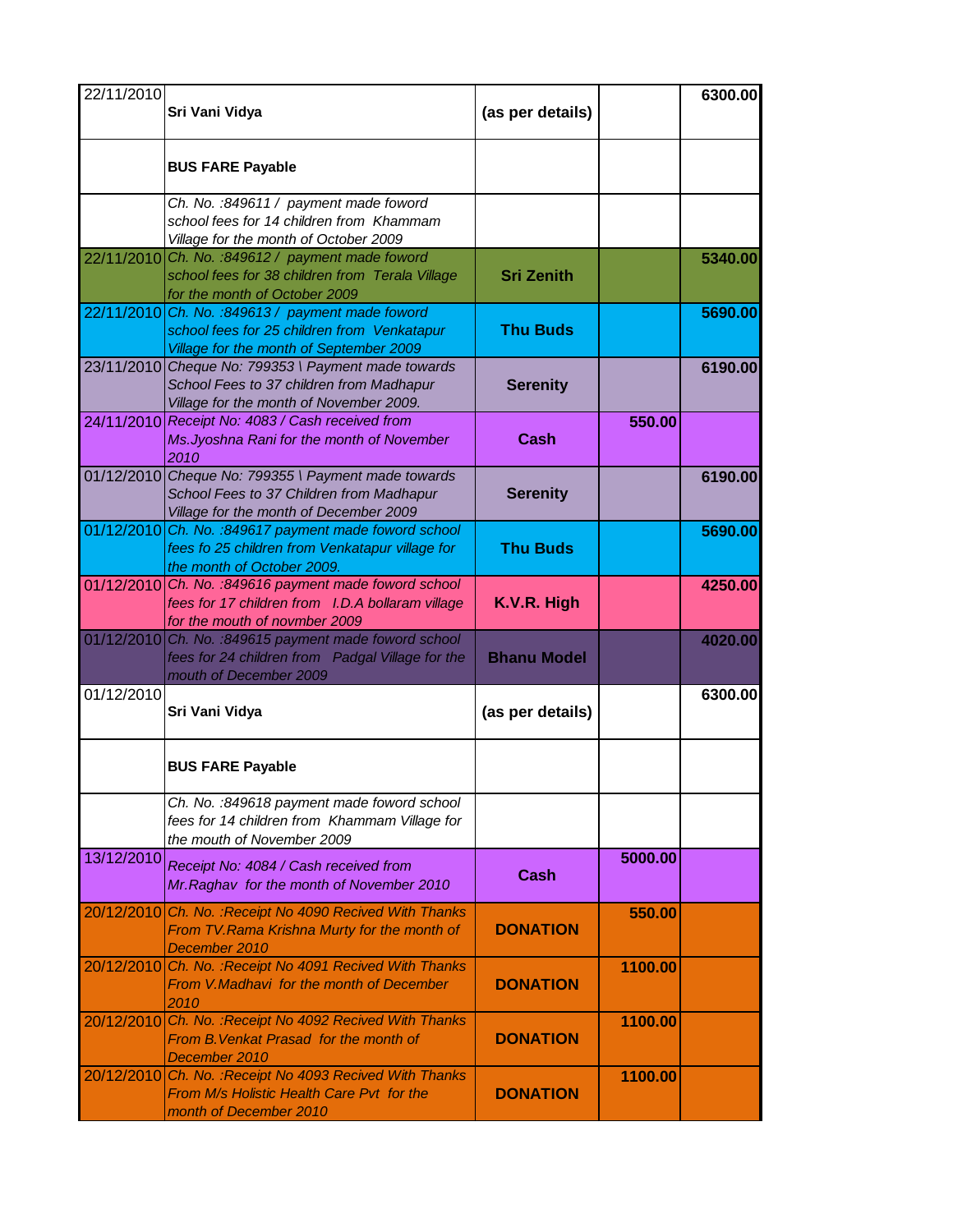| | | | | |
|---|---|---|---|---|
| 22/11/2010 | **Sri Vani Vidya** | **(as per details)** | | **6300.00** |
| | **BUS FARE Payable** | | | |
| | *Ch. No. :849611 / payment made foword school fees for 14 children from Khammam Village for the month of October 2009* | | | |
| 22/11/2010 | *Ch. No. :849612 / payment made foword school fees for 38 children from Terala Village for the month of October 2009* | **Sri Zenith** | | **5340.00** |
| 22/11/2010 | *Ch. No. :849613 / payment made foword school fees for 25 children from Venkatapur Village for the month of September 2009* | **Thu Buds** | | **5690.00** |
| 23/11/2010 | *Cheque No: 799353 \ Payment made towards School Fees to 37 children from Madhapur Village for the month of November 2009.* | **Serenity** | | **6190.00** |
| 24/11/2010 | *Receipt No: 4083 / Cash received from Ms.Jyoshna Rani for the month of November 2010* | **Cash** | **550.00** | |
| 01/12/2010 | *Cheque No: 799355 \ Payment made towards School Fees to 37 Children from Madhapur Village for the month of December 2009* | **Serenity** | | **6190.00** |
| 01/12/2010 | *Ch. No. :849617 payment made foword school fees fo 25 children from Venkatapur village for the month of October 2009.* | **Thu Buds** | | **5690.00** |
| 01/12/2010 | *Ch. No. :849616 payment made foword school fees for 17 children from I.D.A bollaram village for the mouth of novmber 2009* | **K.V.R. High** | | **4250.00** |
| 01/12/2010 | *Ch. No. :849615 payment made foword school fees for 24 children from Padgal Village for the mouth of December 2009* | **Bhanu Model** | | **4020.00** |
| 01/12/2010 | **Sri Vani Vidya** | **(as per details)** | | **6300.00** |
| | **BUS FARE Payable** | | | |
| | *Ch. No. :849618 payment made foword school fees for 14 children from Khammam Village for the mouth of November 2009* | | | |
| 13/12/2010 | *Receipt No: 4084 / Cash received from Mr.Raghav for the month of November 2010* | **Cash** | **5000.00** | |
| 20/12/2010 | *Ch. No. :Receipt No 4090 Recived With Thanks From TV.Rama Krishna Murty for the month of December 2010* | **DONATION** | **550.00** | |
| 20/12/2010 | *Ch. No. :Receipt No 4091 Recived With Thanks From V.Madhavi for the month of December 2010* | **DONATION** | **1100.00** | |
| 20/12/2010 | *Ch. No. :Receipt No 4092 Recived With Thanks From B.Venkat Prasad for the month of December 2010* | **DONATION** | **1100.00** | |
| 20/12/2010 | *Ch. No. :Receipt No 4093 Recived With Thanks From M/s Holistic Health Care Pvt for the month of December 2010* | **DONATION** | **1100.00** | |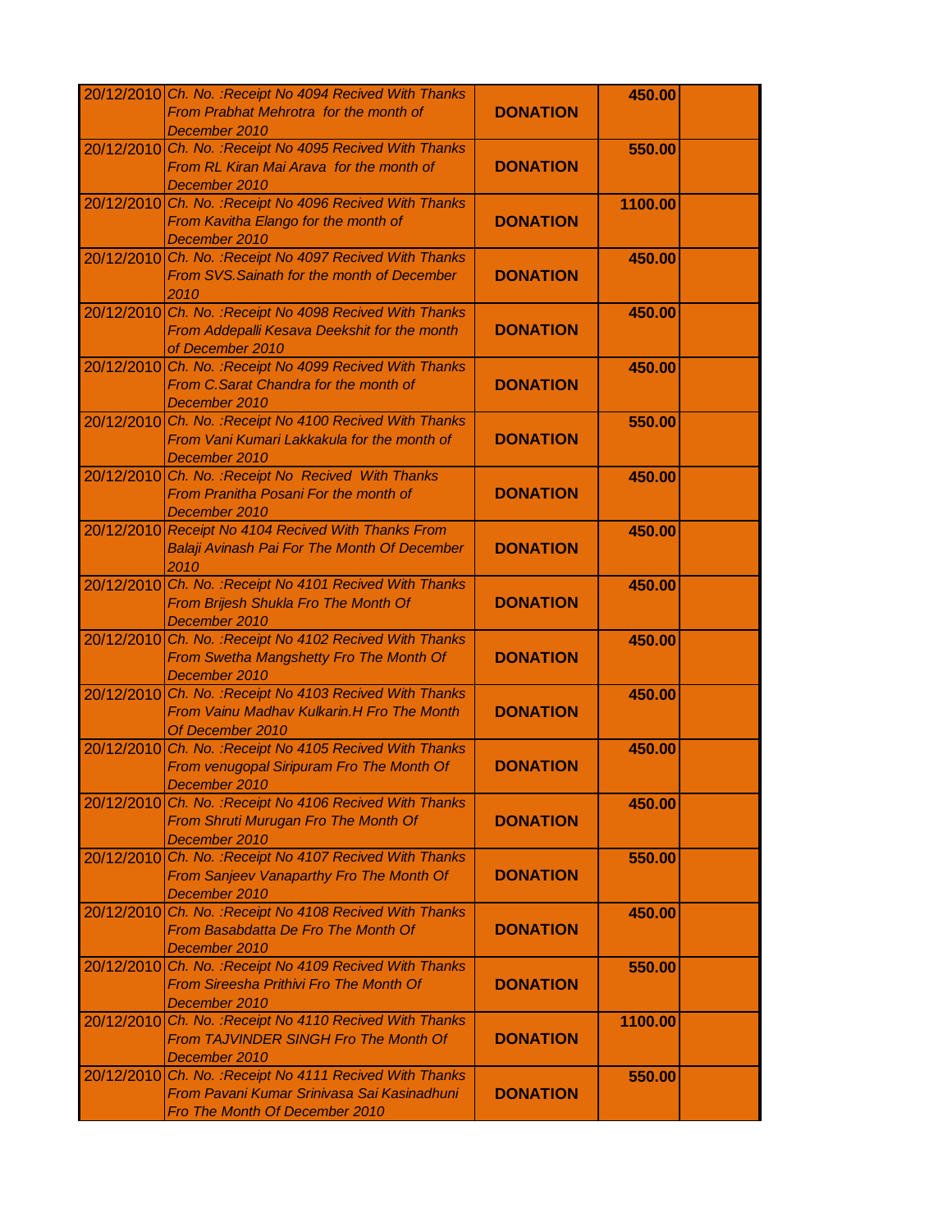| | | | | |
|---|---|---|---|---|
| 20/12/2010 | Ch. No. :Receipt No 4094 Recived With Thanks From Prabhat Mehrotra for the month of December 2010 | DONATION | 450.00 | |
| 20/12/2010 | Ch. No. :Receipt No 4095 Recived With Thanks From RL Kiran Mai Arava for the month of December 2010 | DONATION | 550.00 | |
| 20/12/2010 | Ch. No. :Receipt No 4096 Recived With Thanks From Kavitha Elango for the month of December 2010 | DONATION | 1100.00 | |
| 20/12/2010 | Ch. No. :Receipt No 4097 Recived With Thanks From SVS.Sainath for the month of December 2010 | DONATION | 450.00 | |
| 20/12/2010 | Ch. No. :Receipt No 4098 Recived With Thanks From Addepalli Kesava Deekshit for the month of December 2010 | DONATION | 450.00 | |
| 20/12/2010 | Ch. No. :Receipt No 4099 Recived With Thanks From C.Sarat Chandra for the month of December 2010 | DONATION | 450.00 | |
| 20/12/2010 | Ch. No. :Receipt No 4100 Recived With Thanks From Vani Kumari Lakkakula for the month of December 2010 | DONATION | 550.00 | |
| 20/12/2010 | Ch. No. :Receipt No Recived With Thanks From Pranitha Posani For the month of December 2010 | DONATION | 450.00 | |
| 20/12/2010 | Receipt No 4104 Recived With Thanks From Balaji Avinash Pai For The Month Of December 2010 | DONATION | 450.00 | |
| 20/12/2010 | Ch. No. :Receipt No 4101 Recived With Thanks From Brijesh Shukla Fro The Month Of December 2010 | DONATION | 450.00 | |
| 20/12/2010 | Ch. No. :Receipt No 4102 Recived With Thanks From Swetha Mangshetty Fro The Month Of December 2010 | DONATION | 450.00 | |
| 20/12/2010 | Ch. No. :Receipt No 4103 Recived With Thanks From Vainu Madhav Kulkarin.H Fro The Month Of December 2010 | DONATION | 450.00 | |
| 20/12/2010 | Ch. No. :Receipt No 4105 Recived With Thanks From venugopal Siripuram Fro The Month Of December 2010 | DONATION | 450.00 | |
| 20/12/2010 | Ch. No. :Receipt No 4106 Recived With Thanks From Shruti Murugan Fro The Month Of December 2010 | DONATION | 450.00 | |
| 20/12/2010 | Ch. No. :Receipt No 4107 Recived With Thanks From Sanjeev Vanaparthy Fro The Month Of December 2010 | DONATION | 550.00 | |
| 20/12/2010 | Ch. No. :Receipt No 4108 Recived With Thanks From Basabdatta De Fro The Month Of December 2010 | DONATION | 450.00 | |
| 20/12/2010 | Ch. No. :Receipt No 4109 Recived With Thanks From Sireesha Prithivi Fro The Month Of December 2010 | DONATION | 550.00 | |
| 20/12/2010 | Ch. No. :Receipt No 4110 Recived With Thanks From TAJVINDER SINGH Fro The Month Of December 2010 | DONATION | 1100.00 | |
| 20/12/2010 | Ch. No. :Receipt No 4111 Recived With Thanks From Pavani Kumar Srinivasa Sai Kasinadhuni Fro The Month Of December 2010 | DONATION | 550.00 | |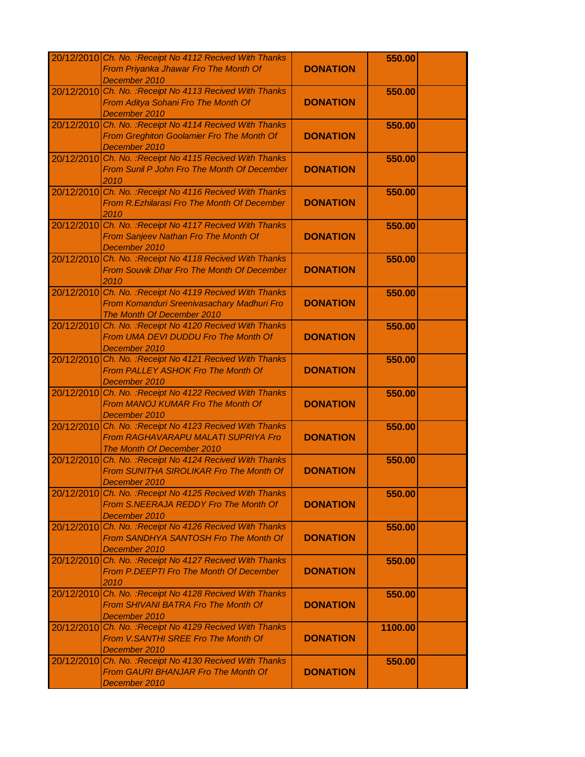| | | | | |
|---|---|---|---|---|
| 20/12/2010 | *Ch. No. :Receipt No 4112 Recived With Thanks From Priyanka Jhawar Fro The Month Of December 2010* | **DONATION** | **550.00** | |
| 20/12/2010 | *Ch. No. :Receipt No 4113 Recived With Thanks From Aditya Sohani Fro The Month Of December 2010* | **DONATION** | **550.00** | |
| 20/12/2010 | *Ch. No. :Receipt No 4114 Recived With Thanks From Greghiton Goolamier Fro The Month Of December 2010* | **DONATION** | **550.00** | |
| 20/12/2010 | *Ch. No. :Receipt No 4115 Recived With Thanks From Sunil P John Fro The Month Of December 2010* | **DONATION** | **550.00** | |
| 20/12/2010 | *Ch. No. :Receipt No 4116 Recived With Thanks From R.Ezhilarasi Fro The Month Of December 2010* | **DONATION** | **550.00** | |
| 20/12/2010 | *Ch. No. :Receipt No 4117 Recived With Thanks From Sanjeev Nathan Fro The Month Of December 2010* | **DONATION** | **550.00** | |
| 20/12/2010 | *Ch. No. :Receipt No 4118 Recived With Thanks From Souvik Dhar Fro The Month Of December 2010* | **DONATION** | **550.00** | |
| 20/12/2010 | *Ch. No. :Receipt No 4119 Recived With Thanks From Komanduri Sreenivasachary Madhuri Fro The Month Of December 2010* | **DONATION** | **550.00** | |
| 20/12/2010 | *Ch. No. :Receipt No 4120 Recived With Thanks From UMA DEVI DUDDU Fro The Month Of December 2010* | **DONATION** | **550.00** | |
| 20/12/2010 | *Ch. No. :Receipt No 4121 Recived With Thanks From PALLEY ASHOK Fro The Month Of December 2010* | **DONATION** | **550.00** | |
| 20/12/2010 | *Ch. No. :Receipt No 4122 Recived With Thanks From MANOJ KUMAR Fro The Month Of December 2010* | **DONATION** | **550.00** | |
| 20/12/2010 | *Ch. No. :Receipt No 4123 Recived With Thanks From RAGHAVARAPU MALATI SUPRIYA Fro The Month Of December 2010* | **DONATION** | **550.00** | |
| 20/12/2010 | *Ch. No. :Receipt No 4124 Recived With Thanks From SUNITHA SIROLIKAR Fro The Month Of December 2010* | **DONATION** | **550.00** | |
| 20/12/2010 | *Ch. No. :Receipt No 4125 Recived With Thanks From S.NEERAJA REDDY Fro The Month Of December 2010* | **DONATION** | **550.00** | |
| 20/12/2010 | *Ch. No. :Receipt No 4126 Recived With Thanks From SANDHYA SANTOSH Fro The Month Of December 2010* | **DONATION** | **550.00** | |
| 20/12/2010 | *Ch. No. :Receipt No 4127 Recived With Thanks From P.DEEPTI Fro The Month Of December 2010* | **DONATION** | **550.00** | |
| 20/12/2010 | *Ch. No. :Receipt No 4128 Recived With Thanks From SHIVANI BATRA Fro The Month Of December 2010* | **DONATION** | **550.00** | |
| 20/12/2010 | *Ch. No. :Receipt No 4129 Recived With Thanks From V.SANTHI SREE Fro The Month Of December 2010* | **DONATION** | **1100.00** | |
| 20/12/2010 | *Ch. No. :Receipt No 4130 Recived With Thanks From GAURI BHANJAR Fro The Month Of December 2010* | **DONATION** | **550.00** | |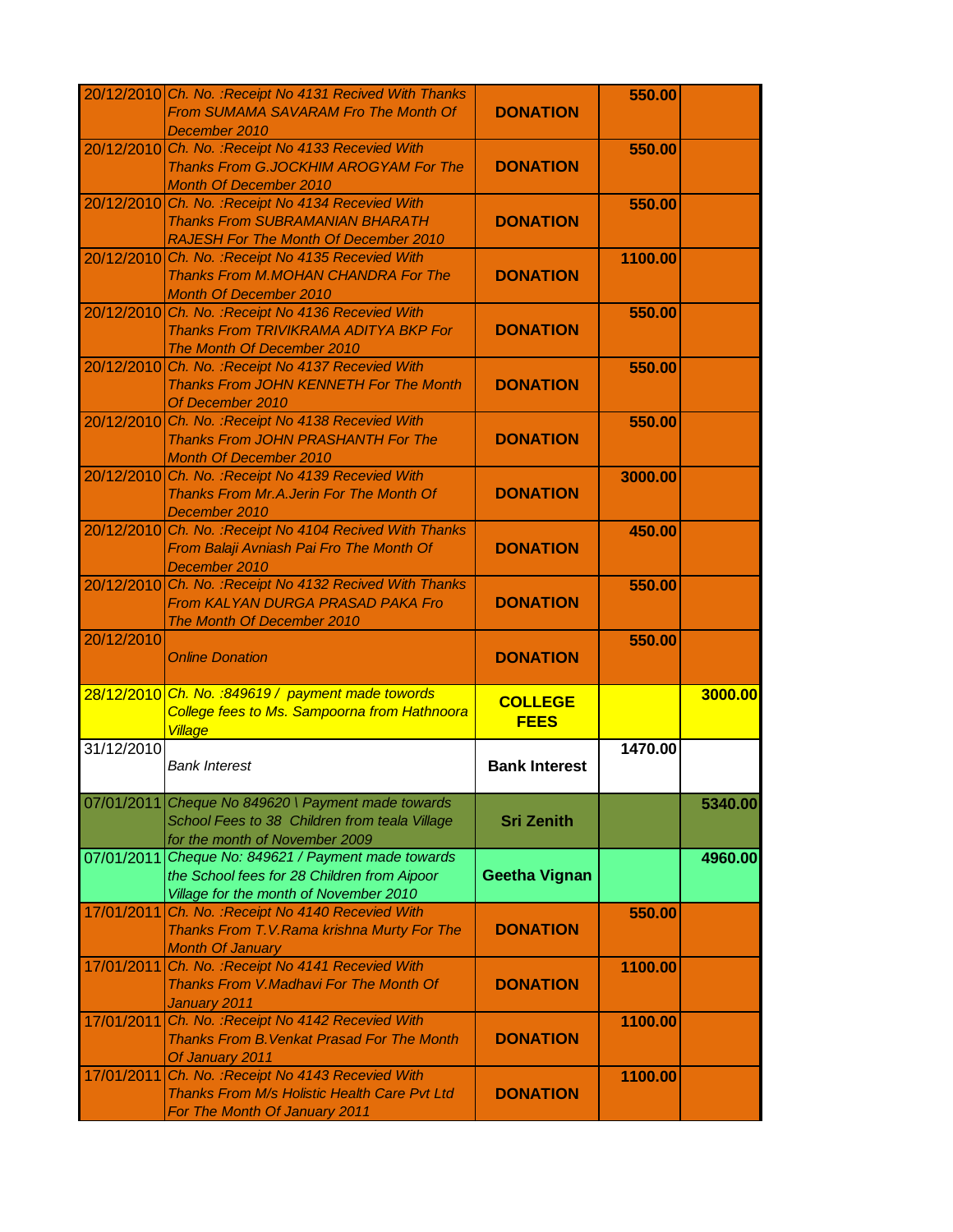| | | | | |
|---|---|---|---|---|
| 20/12/2010 | *Ch. No. :Receipt No 4131 Recived With Thanks From SUMAMA SAVARAM Fro The Month Of December 2010* | **DONATION** | **550.00** | |
| 20/12/2010 | *Ch. No. :Receipt No 4133 Recevied With Thanks From G.JOCKHIM AROGYAM For The Month Of December 2010* | **DONATION** | **550.00** | |
| 20/12/2010 | *Ch. No. :Receipt No 4134 Recevied With Thanks From SUBRAMANIAN BHARATH RAJESH For The Month Of December 2010* | **DONATION** | **550.00** | |
| 20/12/2010 | *Ch. No. :Receipt No 4135 Recevied With Thanks From M.MOHAN CHANDRA For The Month Of December 2010* | **DONATION** | **1100.00** | |
| 20/12/2010 | *Ch. No. :Receipt No 4136 Recevied With Thanks From TRIVIKRAMA ADITYA BKP For The Month Of December 2010* | **DONATION** | **550.00** | |
| 20/12/2010 | *Ch. No. :Receipt No 4137 Recevied With Thanks From JOHN KENNETH For The Month Of December 2010* | **DONATION** | **550.00** | |
| 20/12/2010 | *Ch. No. :Receipt No 4138 Recevied With Thanks From JOHN PRASHANTH For The Month Of December 2010* | **DONATION** | **550.00** | |
| 20/12/2010 | *Ch. No. :Receipt No 4139 Recevied With Thanks From Mr.A.Jerin For The Month Of December 2010* | **DONATION** | **3000.00** | |
| 20/12/2010 | *Ch. No. :Receipt No 4104 Recived With Thanks From Balaji Avniash Pai Fro The Month Of December 2010* | **DONATION** | **450.00** | |
| 20/12/2010 | *Ch. No. :Receipt No 4132 Recived With Thanks From KALYAN DURGA PRASAD PAKA Fro The Month Of December 2010* | **DONATION** | **550.00** | |
| 20/12/2010 | *Online Donation* | **DONATION** | **550.00** | |
| 28/12/2010 | *Ch. No. :849619 / payment made towords College fees to Ms. Sampoorna from Hathnoora Village* | **COLLEGE FEES** | | **3000.00** |
| 31/12/2010 | *Bank Interest* | **Bank Interest** | **1470.00** | |
| 07/01/2011 | *Cheque No 849620 \ Payment made towards School Fees to 38 Children from teala Village for the month of November 2009* | **Sri Zenith** | | **5340.00** |
| 07/01/2011 | *Cheque No: 849621 / Payment made towards the School fees for 28 Children from Aipoor Village for the month of November 2010* | **Geetha Vignan** | | **4960.00** |
| 17/01/2011 | *Ch. No. :Receipt No 4140 Recevied With Thanks From T.V.Rama krishna Murty For The Month Of January* | **DONATION** | **550.00** | |
| 17/01/2011 | *Ch. No. :Receipt No 4141 Recevied With Thanks From V.Madhavi For The Month Of January 2011* | **DONATION** | **1100.00** | |
| 17/01/2011 | *Ch. No. :Receipt No 4142 Recevied With Thanks From B.Venkat Prasad For The Month Of January 2011* | **DONATION** | **1100.00** | |
| 17/01/2011 | *Ch. No. :Receipt No 4143 Recevied With Thanks From M/s Holistic Health Care Pvt Ltd For The Month Of January 2011* | **DONATION** | **1100.00** | |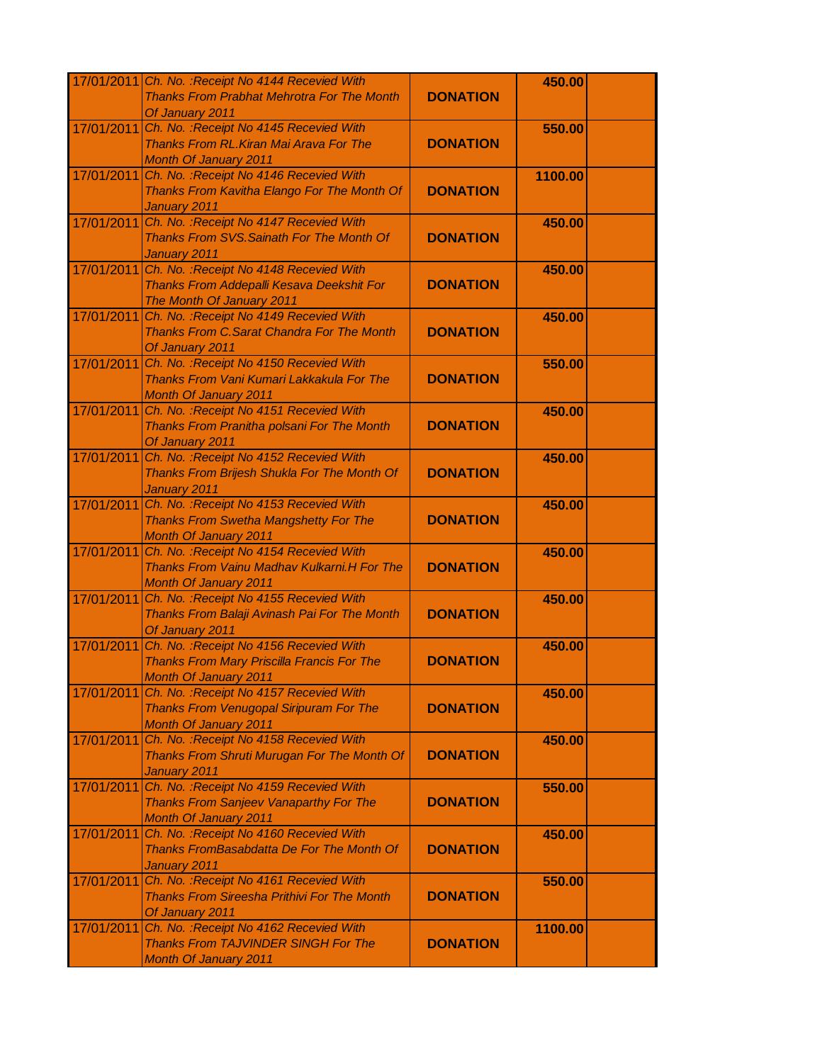| | | | | |
|---|---|---|---|---|
| 17/01/2011 | *Ch. No. :Receipt No 4144 Recevied With Thanks From Prabhat Mehrotra For The Month Of January 2011* | **DONATION** | **450.00** | |
| 17/01/2011 | *Ch. No. :Receipt No 4145 Recevied With Thanks From RL.Kiran Mai Arava For The Month Of January 2011* | **DONATION** | **550.00** | |
| 17/01/2011 | *Ch. No. :Receipt No 4146 Recevied With Thanks From Kavitha Elango For The Month Of January 2011* | **DONATION** | **1100.00** | |
| 17/01/2011 | *Ch. No. :Receipt No 4147 Recevied With Thanks From SVS.Sainath For The Month Of January 2011* | **DONATION** | **450.00** | |
| 17/01/2011 | *Ch. No. :Receipt No 4148 Recevied With Thanks From Addepalli Kesava Deekshit For The Month Of January 2011* | **DONATION** | **450.00** | |
| 17/01/2011 | *Ch. No. :Receipt No 4149 Recevied With Thanks From C.Sarat Chandra For The Month Of January 2011* | **DONATION** | **450.00** | |
| 17/01/2011 | *Ch. No. :Receipt No 4150 Recevied With Thanks From Vani Kumari Lakkakula For The Month Of January 2011* | **DONATION** | **550.00** | |
| 17/01/2011 | *Ch. No. :Receipt No 4151 Recevied With Thanks From Pranitha polsani For The Month Of January 2011* | **DONATION** | **450.00** | |
| 17/01/2011 | *Ch. No. :Receipt No 4152 Recevied With Thanks From Brijesh Shukla For The Month Of January 2011* | **DONATION** | **450.00** | |
| 17/01/2011 | *Ch. No. :Receipt No 4153 Recevied With Thanks From Swetha Mangshetty For The Month Of January 2011* | **DONATION** | **450.00** | |
| 17/01/2011 | *Ch. No. :Receipt No 4154 Recevied With Thanks From Vainu Madhav Kulkarni.H For The Month Of January 2011* | **DONATION** | **450.00** | |
| 17/01/2011 | *Ch. No. :Receipt No 4155 Recevied With Thanks From Balaji Avinash Pai For The Month Of January 2011* | **DONATION** | **450.00** | |
| 17/01/2011 | *Ch. No. :Receipt No 4156 Recevied With Thanks From Mary Priscilla Francis For The Month Of January 2011* | **DONATION** | **450.00** | |
| 17/01/2011 | *Ch. No. :Receipt No 4157 Recevied With Thanks From Venugopal Siripuram For The Month Of January 2011* | **DONATION** | **450.00** | |
| 17/01/2011 | *Ch. No. :Receipt No 4158 Recevied With Thanks From Shruti Murugan For The Month Of January 2011* | **DONATION** | **450.00** | |
| 17/01/2011 | *Ch. No. :Receipt No 4159 Recevied With Thanks From Sanjeev Vanaparthy For The Month Of January 2011* | **DONATION** | **550.00** | |
| 17/01/2011 | *Ch. No. :Receipt No 4160 Recevied With Thanks FromBasabdatta De For The Month Of January 2011* | **DONATION** | **450.00** | |
| 17/01/2011 | *Ch. No. :Receipt No 4161 Recevied With Thanks From Sireesha Prithivi For The Month Of January 2011* | **DONATION** | **550.00** | |
| 17/01/2011 | *Ch. No. :Receipt No 4162 Recevied With Thanks From TAJVINDER SINGH For The Month Of January 2011* | **DONATION** | **1100.00** | |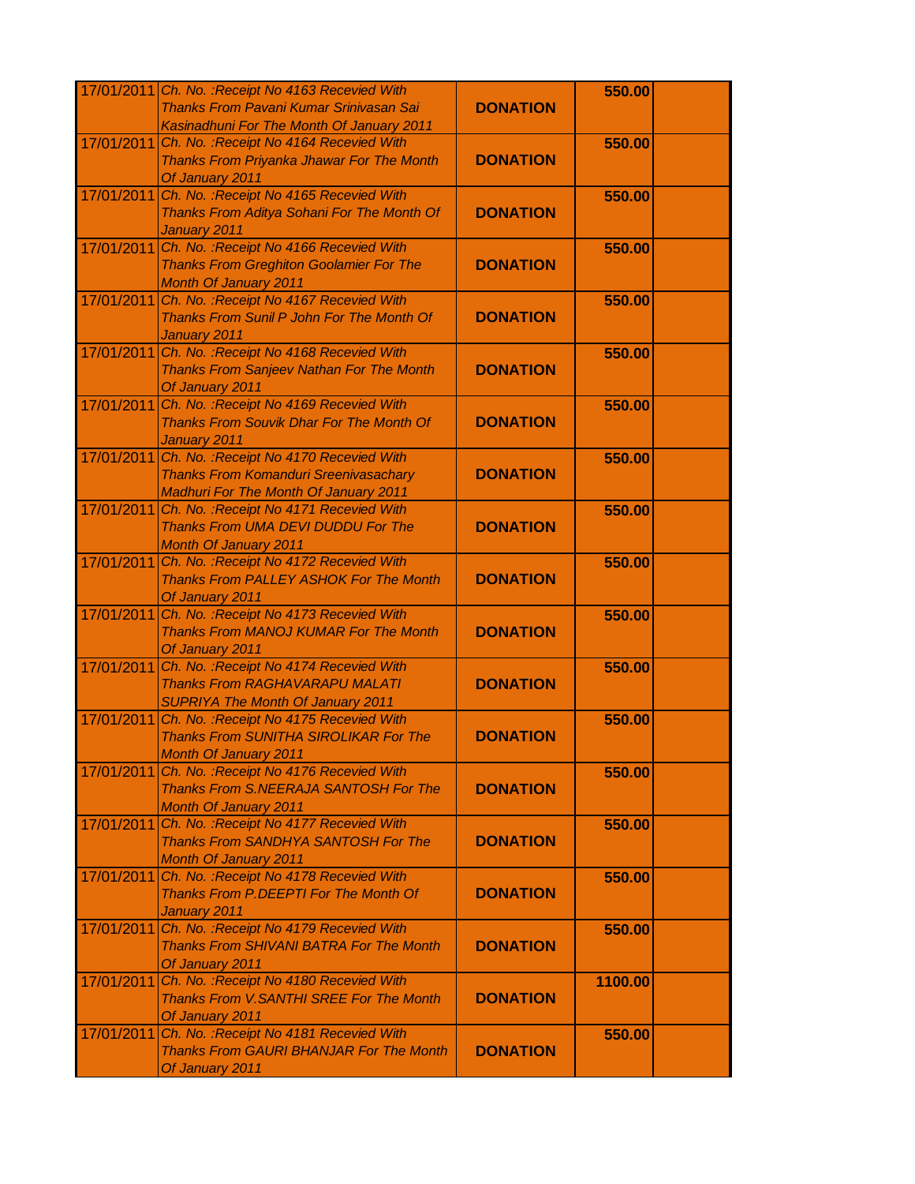| | | | | |
|---|---|---|---|---|
| 17/01/2011 | *Ch. No. :Receipt No 4163 Recevied With Thanks From Pavani Kumar Srinivasan Sai Kasinadhuni For The Month Of January 2011* | **DONATION** | **550.00** | |
| 17/01/2011 | *Ch. No. :Receipt No 4164 Recevied With Thanks From Priyanka Jhawar For The Month Of January 2011* | **DONATION** | **550.00** | |
| 17/01/2011 | *Ch. No. :Receipt No 4165 Recevied With Thanks From Aditya Sohani For The Month Of January 2011* | **DONATION** | **550.00** | |
| 17/01/2011 | *Ch. No. :Receipt No 4166 Recevied With Thanks From Greghiton Goolamier For The Month Of January 2011* | **DONATION** | **550.00** | |
| 17/01/2011 | *Ch. No. :Receipt No 4167 Recevied With Thanks From Sunil P John For The Month Of January 2011* | **DONATION** | **550.00** | |
| 17/01/2011 | *Ch. No. :Receipt No 4168 Recevied With Thanks From Sanjeev Nathan For The Month Of January 2011* | **DONATION** | **550.00** | |
| 17/01/2011 | *Ch. No. :Receipt No 4169 Recevied With Thanks From Souvik Dhar For The Month Of January 2011* | **DONATION** | **550.00** | |
| 17/01/2011 | *Ch. No. :Receipt No 4170 Recevied With Thanks From Komanduri Sreenivasachary Madhuri For The Month Of January 2011* | **DONATION** | **550.00** | |
| 17/01/2011 | *Ch. No. :Receipt No 4171 Recevied With Thanks From UMA DEVI DUDDU For The Month Of January 2011* | **DONATION** | **550.00** | |
| 17/01/2011 | *Ch. No. :Receipt No 4172 Recevied With Thanks From PALLEY ASHOK For The Month Of January 2011* | **DONATION** | **550.00** | |
| 17/01/2011 | *Ch. No. :Receipt No 4173 Recevied With Thanks From MANOJ KUMAR For The Month Of January 2011* | **DONATION** | **550.00** | |
| 17/01/2011 | *Ch. No. :Receipt No 4174 Recevied With Thanks From RAGHAVARAPU MALATI SUPRIYA The Month Of January 2011* | **DONATION** | **550.00** | |
| 17/01/2011 | *Ch. No. :Receipt No 4175 Recevied With Thanks From SUNITHA SIROLIKAR For The Month Of January 2011* | **DONATION** | **550.00** | |
| 17/01/2011 | *Ch. No. :Receipt No 4176 Recevied With Thanks From S.NEERAJA SANTOSH For The Month Of January 2011* | **DONATION** | **550.00** | |
| 17/01/2011 | *Ch. No. :Receipt No 4177 Recevied With Thanks From SANDHYA SANTOSH For The Month Of January 2011* | **DONATION** | **550.00** | |
| 17/01/2011 | *Ch. No. :Receipt No 4178 Recevied With Thanks From P.DEEPTI For The Month Of January 2011* | **DONATION** | **550.00** | |
| 17/01/2011 | *Ch. No. :Receipt No 4179 Recevied With Thanks From SHIVANI BATRA For The Month Of January 2011* | **DONATION** | **550.00** | |
| 17/01/2011 | *Ch. No. :Receipt No 4180 Recevied With Thanks From V.SANTHI SREE For The Month Of January 2011* | **DONATION** | **1100.00** | |
| 17/01/2011 | *Ch. No. :Receipt No 4181 Recevied With Thanks From GAURI BHANJAR For The Month Of January 2011* | **DONATION** | **550.00** | |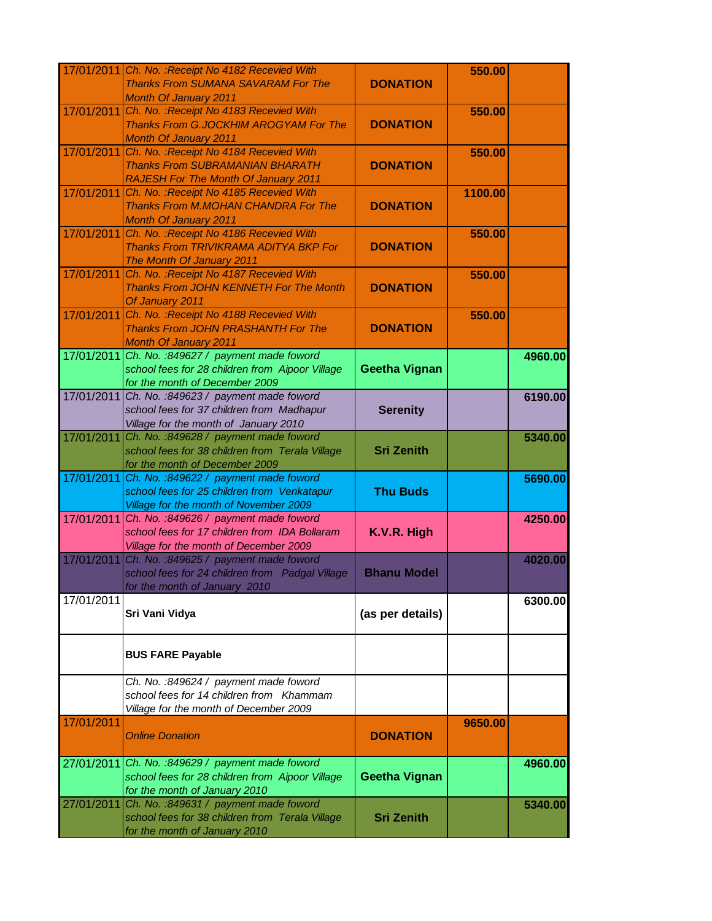| | | | | |
|---|---|---|---|---|
| 17/01/2011 | *Ch. No. :Receipt No 4182 Recevied With Thanks From SUMANA SAVARAM For The Month Of January 2011* | **DONATION** | **550.00** | |
| 17/01/2011 | *Ch. No. :Receipt No 4183 Recevied With Thanks From G.JOCKHIM AROGYAM For The Month Of January 2011* | **DONATION** | **550.00** | |
| 17/01/2011 | *Ch. No. :Receipt No 4184 Recevied With Thanks From SUBRAMANIAN BHARATH RAJESH For The Month Of January 2011* | **DONATION** | **550.00** | |
| 17/01/2011 | *Ch. No. :Receipt No 4185 Recevied With Thanks From M.MOHAN CHANDRA For The Month Of January 2011* | **DONATION** | **1100.00** | |
| 17/01/2011 | *Ch. No. :Receipt No 4186 Recevied With Thanks From TRIVIKRAMA ADITYA BKP For The Month Of January 2011* | **DONATION** | **550.00** | |
| 17/01/2011 | *Ch. No. :Receipt No 4187 Recevied With Thanks From JOHN KENNETH For The Month Of January 2011* | **DONATION** | **550.00** | |
| 17/01/2011 | *Ch. No. :Receipt No 4188 Recevied With Thanks From JOHN PRASHANTH For The Month Of January 2011* | **DONATION** | **550.00** | |
| 17/01/2011 | *Ch. No. :849627 / payment made foword school fees for 28 children from Aipoor Village for the month of December 2009* | **Geetha Vignan** | | **4960.00** |
| 17/01/2011 | *Ch. No. :849623 / payment made foword school fees for 37 children from Madhapur Village for the month of January 2010* | **Serenity** | | **6190.00** |
| 17/01/2011 | *Ch. No. :849628 / payment made foword school fees for 38 children from Terala Village for the month of December 2009* | **Sri Zenith** | | **5340.00** |
| 17/01/2011 | *Ch. No. :849622 / payment made foword school fees for 25 children from Venkatapur Village for the month of November 2009* | **Thu Buds** | | **5690.00** |
| 17/01/2011 | *Ch. No. :849626 / payment made foword school fees for 17 children from IDA Bollaram Village for the month of December 2009* | **K.V.R. High** | | **4250.00** |
| 17/01/2011 | *Ch. No. :849625 / payment made foword school fees for 24 children from Padgal Village for the month of January 2010* | **Bhanu Model** | | **4020.00** |
| 17/01/2011 | **Sri Vani Vidya** | **(as per details)** | | **6300.00** |
| | **BUS FARE Payable** | | | |
| | *Ch. No. :849624 / payment made foword school fees for 14 children from Khammam Village for the month of December 2009* | | | |
| 17/01/2011 | *Online Donation* | **DONATION** | **9650.00** | |
| 27/01/2011 | *Ch. No. :849629 / payment made foword school fees for 28 children from Aipoor Village for the month of January 2010* | **Geetha Vignan** | | **4960.00** |
| 27/01/2011 | *Ch. No. :849631 / payment made foword school fees for 38 children from Terala Village for the month of January 2010* | **Sri Zenith** | | **5340.00** |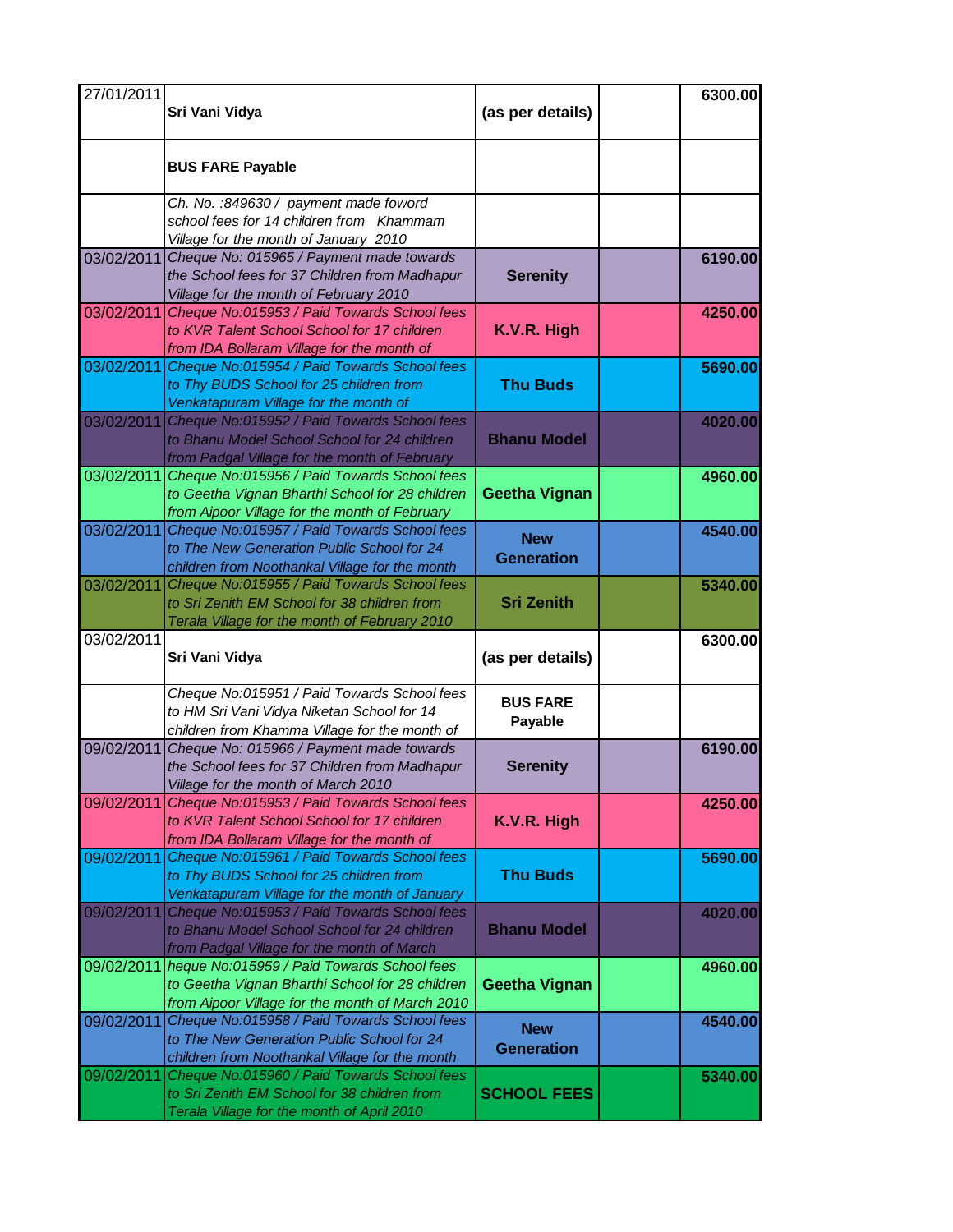| | | | | |
|---|---|---|---|---|
| 27/01/2011 | **Sri Vani Vidya** | **(as per details)** | | **6300.00** |
| | **BUS FARE Payable** | | | |
| | *Ch. No. :849630 / payment made foword school fees for 14 children from Khammam Village for the month of January 2010* | | | |
| 03/02/2011 | *Cheque No: 015965 / Payment made towards the School fees for 37 Children from Madhapur Village for the month of February 2010* | **Serenity** | | **6190.00** |
| 03/02/2011 | *Cheque No:015953 / Paid Towards School fees to KVR Talent School School for 17 children from IDA Bollaram Village for the month of* | **K.V.R. High** | | **4250.00** |
| 03/02/2011 | *Cheque No:015954 / Paid Towards School fees to Thy BUDS School for 25 children from Venkatapuram Village for the month of* | **Thu Buds** | | **5690.00** |
| 03/02/2011 | *Cheque No:015952 / Paid Towards School fees to Bhanu Model School School for 24 children from Padgal Village for the month of February* | **Bhanu Model** | | **4020.00** |
| 03/02/2011 | *Cheque No:015956 / Paid Towards School fees to Geetha Vignan Bharthi School for 28 children from Aipoor Village for the month of February* | **Geetha Vignan** | | **4960.00** |
| 03/02/2011 | *Cheque No:015957 / Paid Towards School fees to The New Generation Public School for 24 children from Noothankal Village for the month* | **New Generation** | | **4540.00** |
| 03/02/2011 | *Cheque No:015955 / Paid Towards School fees to Sri Zenith EM School for 38 children from Terala Village for the month of February 2010* | **Sri Zenith** | | **5340.00** |
| 03/02/2011 | **Sri Vani Vidya** | **(as per details)** | | **6300.00** |
| | *Cheque No:015951 / Paid Towards School fees to HM Sri Vani Vidya Niketan School for 14 children from Khamma Village for the month of* | **BUS FARE Payable** | | |
| 09/02/2011 | *Cheque No: 015966 / Payment made towards the School fees for 37 Children from Madhapur Village for the month of March 2010* | **Serenity** | | **6190.00** |
| 09/02/2011 | *Cheque No:015953 / Paid Towards School fees to KVR Talent School School for 17 children from IDA Bollaram Village for the month of* | **K.V.R. High** | | **4250.00** |
| 09/02/2011 | *Cheque No:015961 / Paid Towards School fees to Thy BUDS School for 25 children from Venkatapuram Village for the month of January* | **Thu Buds** | | **5690.00** |
| 09/02/2011 | *Cheque No:015953 / Paid Towards School fees to Bhanu Model School School for 24 children from Padgal Village for the month of March* | **Bhanu Model** | | **4020.00** |
| 09/02/2011 | *heque No:015959 / Paid Towards School fees to Geetha Vignan Bharthi School for 28 children from Aipoor Village for the month of March 2010* | **Geetha Vignan** | | **4960.00** |
| 09/02/2011 | *Cheque No:015958 / Paid Towards School fees to The New Generation Public School for 24 children from Noothankal Village for the month* | **New Generation** | | **4540.00** |
| 09/02/2011 | *Cheque No:015960 / Paid Towards School fees to Sri Zenith EM School for 38 children from Terala Village for the month of April 2010* | **SCHOOL FEES** | | **5340.00** |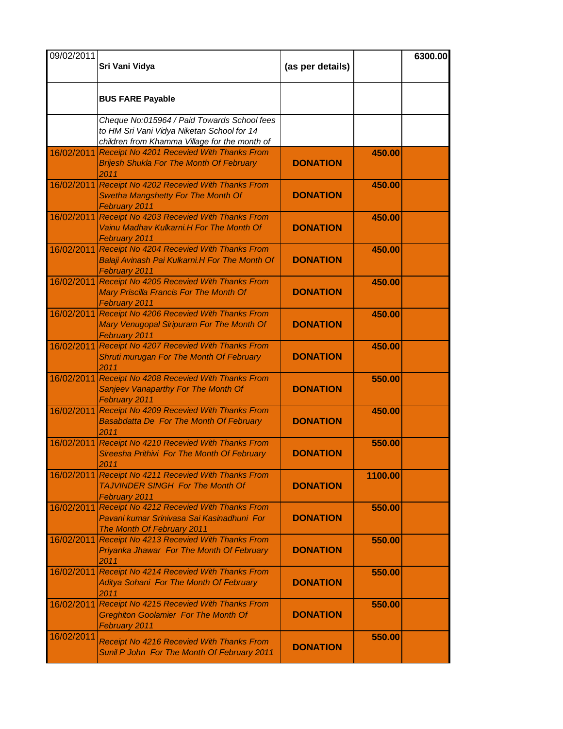| | | | | |
|---|---|---|---|---|
| 09/02/2011 | **Sri Vani Vidya** | **(as per details)** | | **6300.00** |
| | **BUS FARE Payable** | | | |
| | *Cheque No:015964 / Paid Towards School fees to HM Sri Vani Vidya Niketan School for 14 children from Khamma Village for the month of* | | | |
| 16/02/2011 | *Receipt No 4201 Recevied With Thanks From Brijesh Shukla For The Month Of February 2011* | **DONATION** | **450.00** | |
| 16/02/2011 | *Receipt No 4202 Recevied With Thanks From Swetha Mangshetty For The Month Of February 2011* | **DONATION** | **450.00** | |
| 16/02/2011 | *Receipt No 4203 Recevied With Thanks From Vainu Madhav Kulkarni.H For The Month Of February 2011* | **DONATION** | **450.00** | |
| 16/02/2011 | *Receipt No 4204 Recevied With Thanks From Balaji Avinash Pai Kulkarni.H For The Month Of February 2011* | **DONATION** | **450.00** | |
| 16/02/2011 | *Receipt No 4205 Recevied With Thanks From Mary Priscilla Francis For The Month Of February 2011* | **DONATION** | **450.00** | |
| 16/02/2011 | *Receipt No 4206 Recevied With Thanks From Mary Venugopal Siripuram For The Month Of February 2011* | **DONATION** | **450.00** | |
| 16/02/2011 | *Receipt No 4207 Recevied With Thanks From Shruti murugan For The Month Of February 2011* | **DONATION** | **450.00** | |
| 16/02/2011 | *Receipt No 4208 Recevied With Thanks From Sanjeev Vanaparthy For The Month Of February 2011* | **DONATION** | **550.00** | |
| 16/02/2011 | *Receipt No 4209 Recevied With Thanks From Basabdatta De For The Month Of February 2011* | **DONATION** | **450.00** | |
| 16/02/2011 | *Receipt No 4210 Recevied With Thanks From Sireesha Prithivi For The Month Of February 2011* | **DONATION** | **550.00** | |
| 16/02/2011 | *Receipt No 4211 Recevied With Thanks From TAJVINDER SINGH For The Month Of February 2011* | **DONATION** | **1100.00** | |
| 16/02/2011 | *Receipt No 4212 Recevied With Thanks From Pavani kumar Srinivasa Sai Kasinadhuni For The Month Of February 2011* | **DONATION** | **550.00** | |
| 16/02/2011 | *Receipt No 4213 Recevied With Thanks From Priyanka Jhawar For The Month Of February 2011* | **DONATION** | **550.00** | |
| 16/02/2011 | *Receipt No 4214 Recevied With Thanks From Aditya Sohani For The Month Of February 2011* | **DONATION** | **550.00** | |
| 16/02/2011 | *Receipt No 4215 Recevied With Thanks From Greghiton Goolamier For The Month Of February 2011* | **DONATION** | **550.00** | |
| 16/02/2011 | *Receipt No 4216 Recevied With Thanks From Sunil P John For The Month Of February 2011* | **DONATION** | **550.00** | |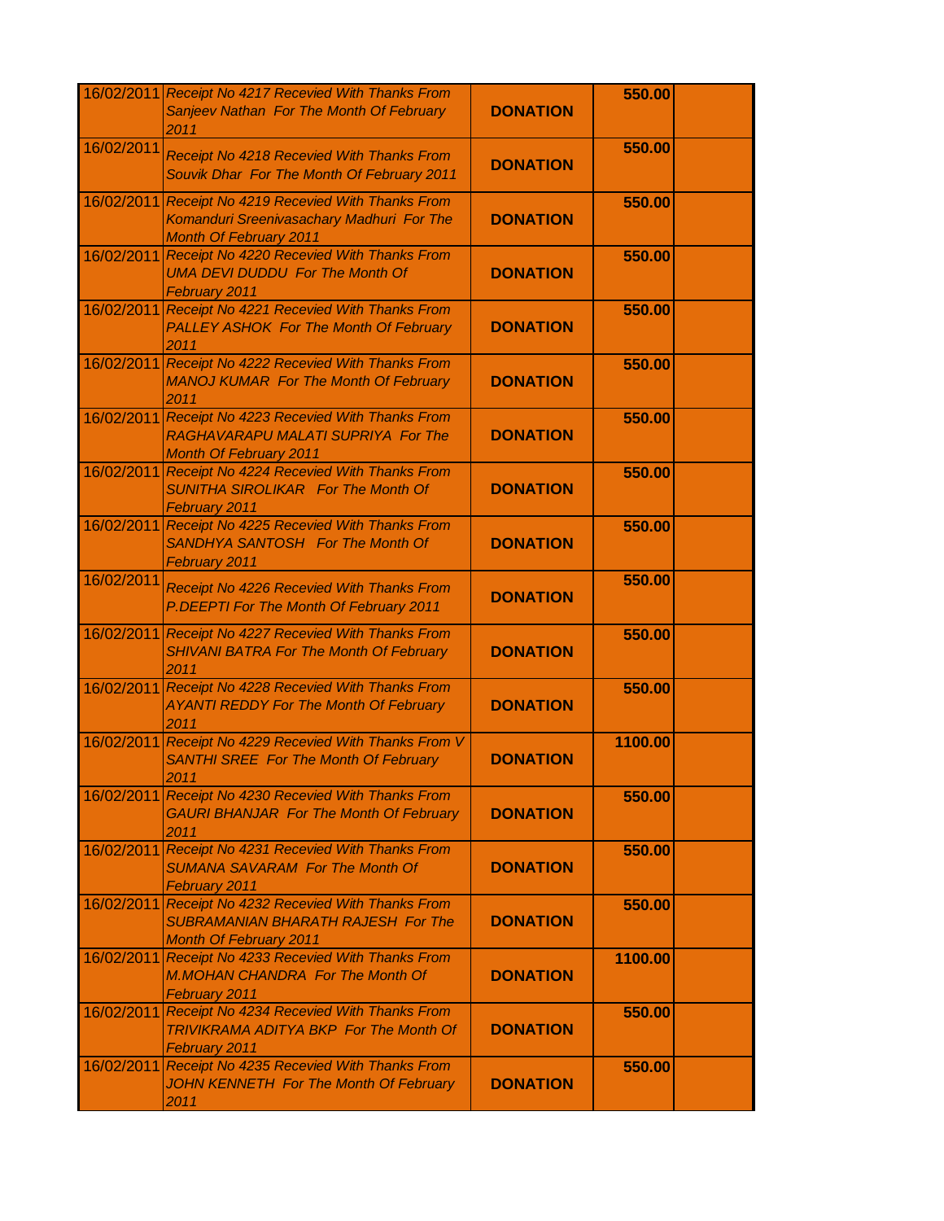| | | | | |
|---|---|---|---|---|
| 16/02/2011 | *Receipt No 4217 Recevied With Thanks From Sanjeev Nathan For The Month Of February 2011* | **DONATION** | **550.00** | |
| 16/02/2011 | *Receipt No 4218 Recevied With Thanks From Souvik Dhar For The Month Of February 2011* | **DONATION** | **550.00** | |
| 16/02/2011 | *Receipt No 4219 Recevied With Thanks From Komanduri Sreenivasachary Madhuri For The Month Of February 2011* | **DONATION** | **550.00** | |
| 16/02/2011 | *Receipt No 4220 Recevied With Thanks From UMA DEVI DUDDU For The Month Of February 2011* | **DONATION** | **550.00** | |
| 16/02/2011 | *Receipt No 4221 Recevied With Thanks From PALLEY ASHOK For The Month Of February 2011* | **DONATION** | **550.00** | |
| 16/02/2011 | *Receipt No 4222 Recevied With Thanks From MANOJ KUMAR For The Month Of February 2011* | **DONATION** | **550.00** | |
| 16/02/2011 | *Receipt No 4223 Recevied With Thanks From RAGHAVARAPU MALATI SUPRIYA For The Month Of February 2011* | **DONATION** | **550.00** | |
| 16/02/2011 | *Receipt No 4224 Recevied With Thanks From SUNITHA SIROLIKAR For The Month Of February 2011* | **DONATION** | **550.00** | |
| 16/02/2011 | *Receipt No 4225 Recevied With Thanks From SANDHYA SANTOSH For The Month Of February 2011* | **DONATION** | **550.00** | |
| 16/02/2011 | *Receipt No 4226 Recevied With Thanks From P.DEEPTI For The Month Of February 2011* | **DONATION** | **550.00** | |
| 16/02/2011 | *Receipt No 4227 Recevied With Thanks From SHIVANI BATRA For The Month Of February 2011* | **DONATION** | **550.00** | |
| 16/02/2011 | *Receipt No 4228 Recevied With Thanks From AYANTI REDDY For The Month Of February 2011* | **DONATION** | **550.00** | |
| 16/02/2011 | *Receipt No 4229 Recevied With Thanks From V SANTHI SREE For The Month Of February 2011* | **DONATION** | **1100.00** | |
| 16/02/2011 | *Receipt No 4230 Recevied With Thanks From GAURI BHANJAR For The Month Of February 2011* | **DONATION** | **550.00** | |
| 16/02/2011 | *Receipt No 4231 Recevied With Thanks From SUMANA SAVARAM For The Month Of February 2011* | **DONATION** | **550.00** | |
| 16/02/2011 | *Receipt No 4232 Recevied With Thanks From SUBRAMANIAN BHARATH RAJESH For The Month Of February 2011* | **DONATION** | **550.00** | |
| 16/02/2011 | *Receipt No 4233 Recevied With Thanks From M.MOHAN CHANDRA For The Month Of February 2011* | **DONATION** | **1100.00** | |
| 16/02/2011 | *Receipt No 4234 Recevied With Thanks From TRIVIKRAMA ADITYA BKP For The Month Of February 2011* | **DONATION** | **550.00** | |
| 16/02/2011 | *Receipt No 4235 Recevied With Thanks From JOHN KENNETH For The Month Of February 2011* | **DONATION** | **550.00** | |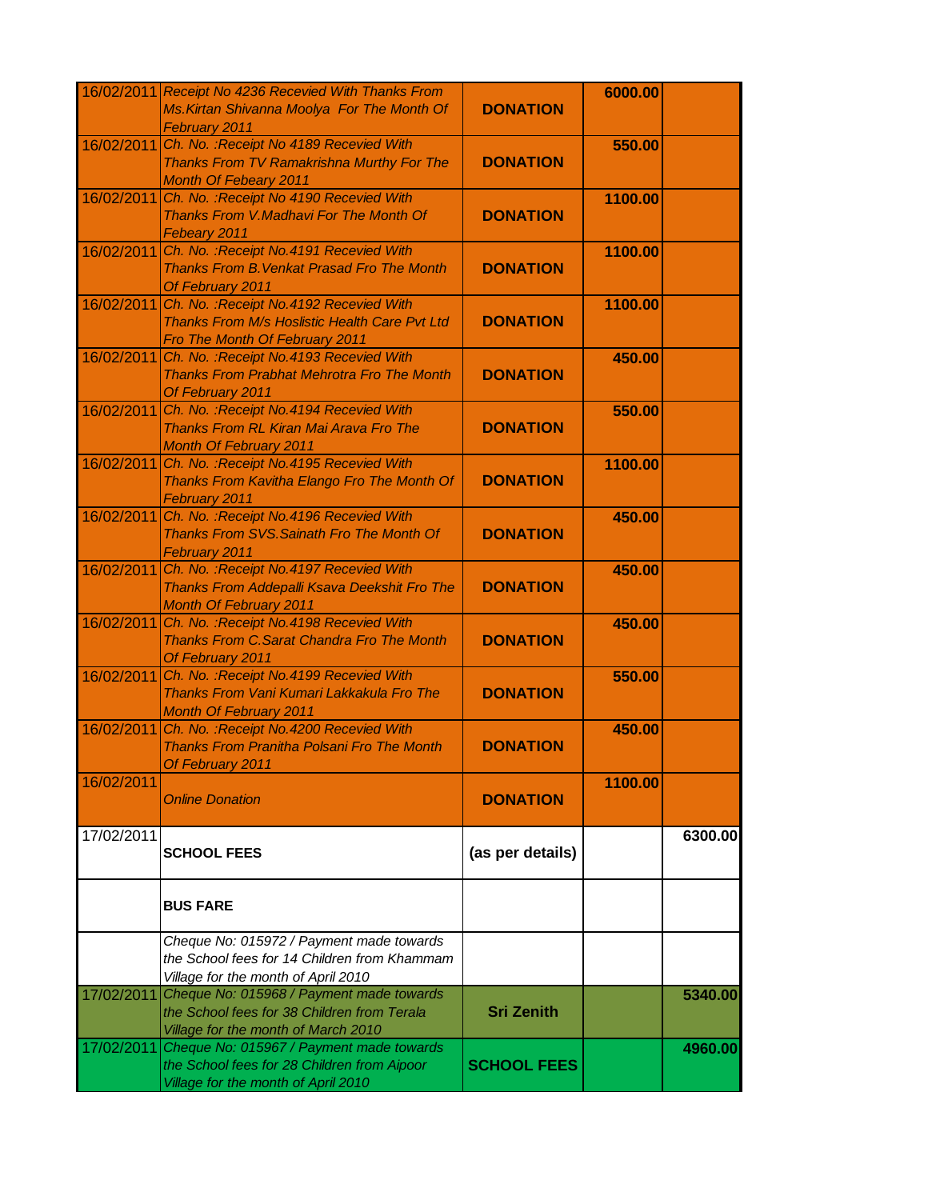| | | | | |
|---|---|---|---|---|
| 16/02/2011 | *Receipt No 4236 Recevied With Thanks From Ms.Kirtan Shivanna Moolya For The Month Of February 2011* | **DONATION** | **6000.00** | |
| 16/02/2011 | *Ch. No. :Receipt No 4189 Recevied With Thanks From TV Ramakrishna Murthy For The Month Of Febeary 2011* | **DONATION** | **550.00** | |
| 16/02/2011 | *Ch. No. :Receipt No 4190 Recevied With Thanks From V.Madhavi For The Month Of Febeary 2011* | **DONATION** | **1100.00** | |
| 16/02/2011 | *Ch. No. :Receipt No.4191 Recevied With Thanks From B.Venkat Prasad Fro The Month Of February 2011* | **DONATION** | **1100.00** | |
| 16/02/2011 | *Ch. No. :Receipt No.4192 Recevied With Thanks From M/s Hoslistic Health Care Pvt Ltd Fro The Month Of February 2011* | **DONATION** | **1100.00** | |
| 16/02/2011 | *Ch. No. :Receipt No.4193 Recevied With Thanks From Prabhat Mehrotra Fro The Month Of February 2011* | **DONATION** | **450.00** | |
| 16/02/2011 | *Ch. No. :Receipt No.4194 Recevied With Thanks From RL Kiran Mai Arava Fro The Month Of February 2011* | **DONATION** | **550.00** | |
| 16/02/2011 | *Ch. No. :Receipt No.4195 Recevied With Thanks From Kavitha Elango Fro The Month Of February 2011* | **DONATION** | **1100.00** | |
| 16/02/2011 | *Ch. No. :Receipt No.4196 Recevied With Thanks From SVS.Sainath Fro The Month Of February 2011* | **DONATION** | **450.00** | |
| 16/02/2011 | *Ch. No. :Receipt No.4197 Recevied With Thanks From Addepalli Ksava Deekshit Fro The Month Of February 2011* | **DONATION** | **450.00** | |
| 16/02/2011 | *Ch. No. :Receipt No.4198 Recevied With Thanks From C.Sarat Chandra Fro The Month Of February 2011* | **DONATION** | **450.00** | |
| 16/02/2011 | *Ch. No. :Receipt No.4199 Recevied With Thanks From Vani Kumari Lakkakula Fro The Month Of February 2011* | **DONATION** | **550.00** | |
| 16/02/2011 | *Ch. No. :Receipt No.4200 Recevied With Thanks From Pranitha Polsani Fro The Month Of February 2011* | **DONATION** | **450.00** | |
| 16/02/2011 | *Online Donation* | **DONATION** | **1100.00** | |
| 17/02/2011 | **SCHOOL FEES** | **(as per details)** | | **6300.00** |
| | **BUS FARE** | | | |
| | *Cheque No: 015972 / Payment made towards the School fees for 14 Children from Khammam Village for the month of April 2010* | | | |
| 17/02/2011 | *Cheque No: 015968 / Payment made towards the School fees for 38 Children from Terala Village for the month of March 2010* | **Sri Zenith** | | **5340.00** |
| 17/02/2011 | *Cheque No: 015967 / Payment made towards the School fees for 28 Children from Aipoor Village for the month of April 2010* | **SCHOOL FEES** | | **4960.00** |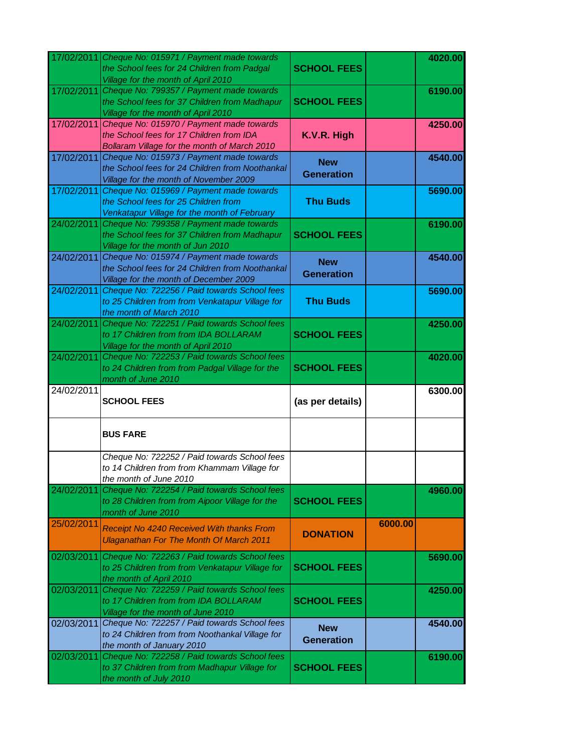| | | | | |
|---|---|---|---|---|
| 17/02/2011 | *Cheque No: 015971 / Payment made towards the School fees for 24 Children from Padgal Village for the month of April 2010* | **SCHOOL FEES** | | **4020.00** |
| 17/02/2011 | *Cheque No: 799357 / Payment made towards the School fees for 37 Children from Madhapur Village for the month of April 2010* | **SCHOOL FEES** | | **6190.00** |
| 17/02/2011 | *Cheque No: 015970 / Payment made towards the School fees for 17 Children from IDA Bollaram Village for the month of March 2010* | **K.V.R. High** | | **4250.00** |
| 17/02/2011 | *Cheque No: 015973 / Payment made towards the School fees for 24 Children from Noothankal Village for the month of November 2009* | **New Generation** | | **4540.00** |
| 17/02/2011 | *Cheque No: 015969 / Payment made towards the School fees for 25 Children from Venkatapur Village for the month of February* | **Thu Buds** | | **5690.00** |
| 24/02/2011 | *Cheque No: 799358 / Payment made towards the School fees for 37 Children from Madhapur Village for the month of Jun 2010* | **SCHOOL FEES** | | **6190.00** |
| 24/02/2011 | *Cheque No: 015974 / Payment made towards the School fees for 24 Children from Noothankal Village for the month of December 2009* | **New Generation** | | **4540.00** |
| 24/02/2011 | *Cheque No: 722256 / Paid towards School fees to 25 Children from from Venkatapur Village for the month of March 2010* | **Thu Buds** | | **5690.00** |
| 24/02/2011 | *Cheque No: 722251 / Paid towards School fees to 17 Children from from IDA BOLLARAM Village for the month of April 2010* | **SCHOOL FEES** | | **4250.00** |
| 24/02/2011 | *Cheque No: 722253 / Paid towards School fees to 24 Children from from Padgal Village for the month of June 2010* | **SCHOOL FEES** | | **4020.00** |
| 24/02/2011 | **SCHOOL FEES** | **(as per details)** | | **6300.00** |
| | **BUS FARE** | | | |
| | *Cheque No: 722252 / Paid towards School fees to 14 Children from from Khammam Village for the month of June 2010* | | | |
| 24/02/2011 | *Cheque No: 722254 / Paid towards School fees to 28 Children from from Aipoor Village for the month of June 2010* | **SCHOOL FEES** | | **4960.00** |
| 25/02/2011 | *Receipt No 4240 Received With thanks From Ulaganathan For The Month Of March 2011* | **DONATION** | **6000.00** | |
| 02/03/2011 | *Cheque No: 722263 / Paid towards School fees to 25 Children from from Venkatapur Village for the month of April 2010* | **SCHOOL FEES** | | **5690.00** |
| 02/03/2011 | *Cheque No: 722259 / Paid towards School fees to 17 Children from from IDA BOLLARAM Village for the month of June 2010* | **SCHOOL FEES** | | **4250.00** |
| 02/03/2011 | *Cheque No: 722257 / Paid towards School fees to 24 Children from from Noothankal Village for the month of January 2010* | **New Generation** | | **4540.00** |
| 02/03/2011 | *Cheque No: 722258 / Paid towards School fees to 37 Children from from Madhapur Village for the month of July 2010* | **SCHOOL FEES** | | **6190.00** |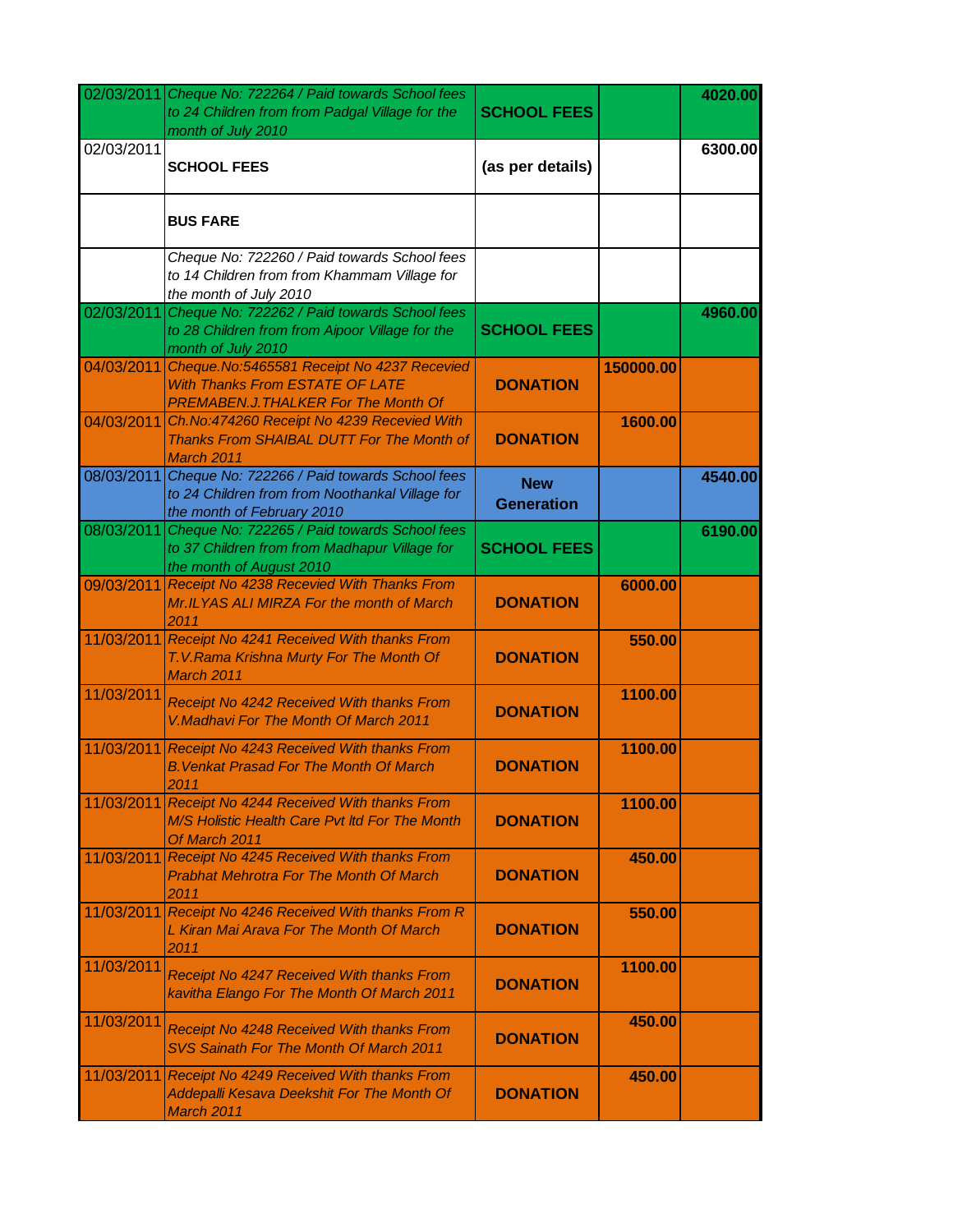| | | | | |
|---|---|---|---|---|
| 02/03/2011 | *Cheque No: 722264 / Paid towards School fees to 24 Children from from Padgal Village for the month of July 2010* | **SCHOOL FEES** | | **4020.00** |
| 02/03/2011 | **SCHOOL FEES** | **(as per details)** | | **6300.00** |
| | **BUS FARE** | | | |
| | *Cheque No: 722260 / Paid towards School fees to 14 Children from from Khammam Village for the month of July 2010* | | | |
| 02/03/2011 | *Cheque No: 722262 / Paid towards School fees to 28 Children from from Aipoor Village for the month of July 2010* | **SCHOOL FEES** | | **4960.00** |
| 04/03/2011 | *Cheque.No:5465581 Receipt No 4237 Recevied With Thanks From ESTATE OF LATE PREMABEN.J.THALKER For The Month Of* | **DONATION** | **150000.00** | |
| 04/03/2011 | *Ch.No:474260 Receipt No 4239 Recevied With Thanks From SHAIBAL DUTT For The Month of March 2011* | **DONATION** | **1600.00** | |
| 08/03/2011 | *Cheque No: 722266 / Paid towards School fees to 24 Children from from Noothankal Village for the month of February 2010* | **New Generation** | | **4540.00** |
| 08/03/2011 | *Cheque No: 722265 / Paid towards School fees to 37 Children from from Madhapur Village for the month of August 2010* | **SCHOOL FEES** | | **6190.00** |
| 09/03/2011 | *Receipt No 4238 Recevied With Thanks From Mr.ILYAS ALI MIRZA For the month of March 2011* | **DONATION** | **6000.00** | |
| 11/03/2011 | *Receipt No 4241 Received With thanks From T.V.Rama Krishna Murty For The Month Of March 2011* | **DONATION** | **550.00** | |
| 11/03/2011 | *Receipt No 4242 Received With thanks From V.Madhavi For The Month Of March 2011* | **DONATION** | **1100.00** | |
| 11/03/2011 | *Receipt No 4243 Received With thanks From B.Venkat Prasad For The Month Of March 2011* | **DONATION** | **1100.00** | |
| 11/03/2011 | *Receipt No 4244 Received With thanks From M/S Holistic Health Care Pvt ltd For The Month Of March 2011* | **DONATION** | **1100.00** | |
| 11/03/2011 | *Receipt No 4245 Received With thanks From Prabhat Mehrotra For The Month Of March 2011* | **DONATION** | **450.00** | |
| 11/03/2011 | *Receipt No 4246 Received With thanks From R L Kiran Mai Arava For The Month Of March 2011* | **DONATION** | **550.00** | |
| 11/03/2011 | *Receipt No 4247 Received With thanks From kavitha Elango For The Month Of March 2011* | **DONATION** | **1100.00** | |
| 11/03/2011 | *Receipt No 4248 Received With thanks From SVS Sainath For The Month Of March 2011* | **DONATION** | **450.00** | |
| 11/03/2011 | *Receipt No 4249 Received With thanks From Addepalli Kesava Deekshit For The Month Of March 2011* | **DONATION** | **450.00** | |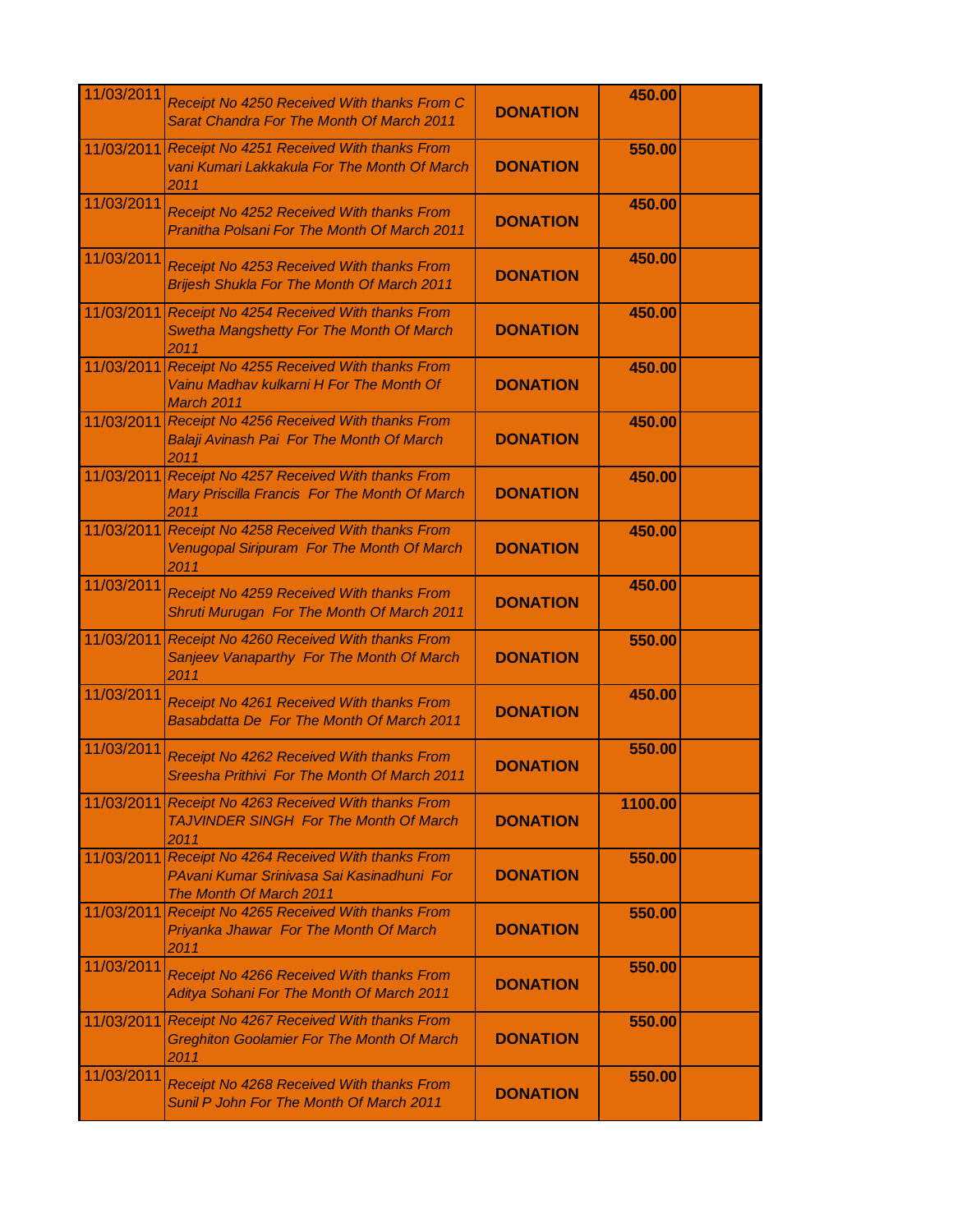| 11/03/2011 | *Receipt No 4250 Received With thanks From C Sarat Chandra For The Month Of March 2011* | **DONATION** | **450.00** | |
|---|---|---|---|---|
| 11/03/2011 | *Receipt No 4251 Received With thanks From vani Kumari Lakkakula For The Month Of March 2011* | **DONATION** | **550.00** | |
| 11/03/2011 | *Receipt No 4252 Received With thanks From Pranitha Polsani For The Month Of March 2011* | **DONATION** | **450.00** | |
| 11/03/2011 | *Receipt No 4253 Received With thanks From Brijesh Shukla For The Month Of March 2011* | **DONATION** | **450.00** | |
| 11/03/2011 | *Receipt No 4254 Received With thanks From Swetha Mangshetty For The Month Of March 2011* | **DONATION** | **450.00** | |
| 11/03/2011 | *Receipt No 4255 Received With thanks From Vainu Madhav kulkarni H For The Month Of March 2011* | **DONATION** | **450.00** | |
| 11/03/2011 | *Receipt No 4256 Received With thanks From Balaji Avinash Pai For The Month Of March 2011* | **DONATION** | **450.00** | |
| 11/03/2011 | *Receipt No 4257 Received With thanks From Mary Priscilla Francis For The Month Of March 2011* | **DONATION** | **450.00** | |
| 11/03/2011 | *Receipt No 4258 Received With thanks From Venugopal Siripuram For The Month Of March 2011* | **DONATION** | **450.00** | |
| 11/03/2011 | *Receipt No 4259 Received With thanks From Shruti Murugan For The Month Of March 2011* | **DONATION** | **450.00** | |
| 11/03/2011 | *Receipt No 4260 Received With thanks From Sanjeev Vanaparthy For The Month Of March 2011* | **DONATION** | **550.00** | |
| 11/03/2011 | *Receipt No 4261 Received With thanks From Basabdatta De For The Month Of March 2011* | **DONATION** | **450.00** | |
| 11/03/2011 | *Receipt No 4262 Received With thanks From Sreesha Prithivi For The Month Of March 2011* | **DONATION** | **550.00** | |
| 11/03/2011 | *Receipt No 4263 Received With thanks From TAJVINDER SINGH For The Month Of March 2011* | **DONATION** | **1100.00** | |
| 11/03/2011 | *Receipt No 4264 Received With thanks From PAvani Kumar Srinivasa Sai Kasinadhuni For The Month Of March 2011* | **DONATION** | **550.00** | |
| 11/03/2011 | *Receipt No 4265 Received With thanks From Priyanka Jhawar For The Month Of March 2011* | **DONATION** | **550.00** | |
| 11/03/2011 | *Receipt No 4266 Received With thanks From Aditya Sohani For The Month Of March 2011* | **DONATION** | **550.00** | |
| 11/03/2011 | *Receipt No 4267 Received With thanks From Greghiton Goolamier For The Month Of March 2011* | **DONATION** | **550.00** | |
| 11/03/2011 | *Receipt No 4268 Received With thanks From Sunil P John For The Month Of March 2011* | **DONATION** | **550.00** | |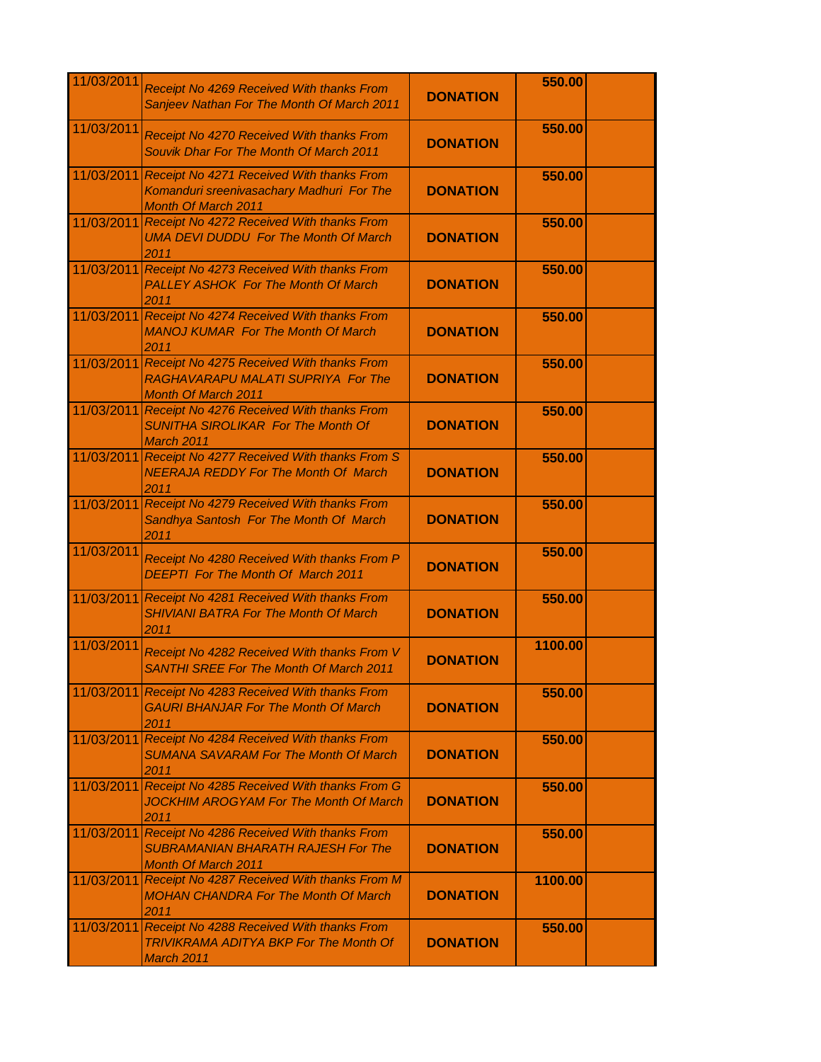| | | | | |
|---|---|---|---|---|
| 11/03/2011 | *Receipt No 4269 Received With thanks From Sanjeev Nathan For The Month Of March 2011* | **DONATION** | **550.00** | |
| 11/03/2011 | *Receipt No 4270 Received With thanks From Souvik Dhar For The Month Of March 2011* | **DONATION** | **550.00** | |
| 11/03/2011 | *Receipt No 4271 Received With thanks From Komanduri sreenivasachary Madhuri For The Month Of March 2011* | **DONATION** | **550.00** | |
| 11/03/2011 | *Receipt No 4272 Received With thanks From UMA DEVI DUDDU For The Month Of March 2011* | **DONATION** | **550.00** | |
| 11/03/2011 | *Receipt No 4273 Received With thanks From PALLEY ASHOK For The Month Of March 2011* | **DONATION** | **550.00** | |
| 11/03/2011 | *Receipt No 4274 Received With thanks From MANOJ KUMAR For The Month Of March 2011* | **DONATION** | **550.00** | |
| 11/03/2011 | *Receipt No 4275 Received With thanks From RAGHAVARAPU MALATI SUPRIYA For The Month Of March 2011* | **DONATION** | **550.00** | |
| 11/03/2011 | *Receipt No 4276 Received With thanks From SUNITHA SIROLIKAR For The Month Of March 2011* | **DONATION** | **550.00** | |
| 11/03/2011 | *Receipt No 4277 Received With thanks From S NEERAJA REDDY For The Month Of March 2011* | **DONATION** | **550.00** | |
| 11/03/2011 | *Receipt No 4279 Received With thanks From Sandhya Santosh For The Month Of March 2011* | **DONATION** | **550.00** | |
| 11/03/2011 | *Receipt No 4280 Received With thanks From P DEEPTI For The Month Of March 2011* | **DONATION** | **550.00** | |
| 11/03/2011 | *Receipt No 4281 Received With thanks From SHIVIANI BATRA For The Month Of March 2011* | **DONATION** | **550.00** | |
| 11/03/2011 | *Receipt No 4282 Received With thanks From V SANTHI SREE For The Month Of March 2011* | **DONATION** | **1100.00** | |
| 11/03/2011 | *Receipt No 4283 Received With thanks From GAURI BHANJAR For The Month Of March 2011* | **DONATION** | **550.00** | |
| 11/03/2011 | *Receipt No 4284 Received With thanks From SUMANA SAVARAM For The Month Of March 2011* | **DONATION** | **550.00** | |
| 11/03/2011 | *Receipt No 4285 Received With thanks From G JOCKHIM AROGYAM For The Month Of March 2011* | **DONATION** | **550.00** | |
| 11/03/2011 | *Receipt No 4286 Received With thanks From SUBRAMANIAN BHARATH RAJESH For The Month Of March 2011* | **DONATION** | **550.00** | |
| 11/03/2011 | *Receipt No 4287 Received With thanks From M MOHAN CHANDRA For The Month Of March 2011* | **DONATION** | **1100.00** | |
| 11/03/2011 | *Receipt No 4288 Received With thanks From TRIVIKRAMA ADITYA BKP For The Month Of March 2011* | **DONATION** | **550.00** | |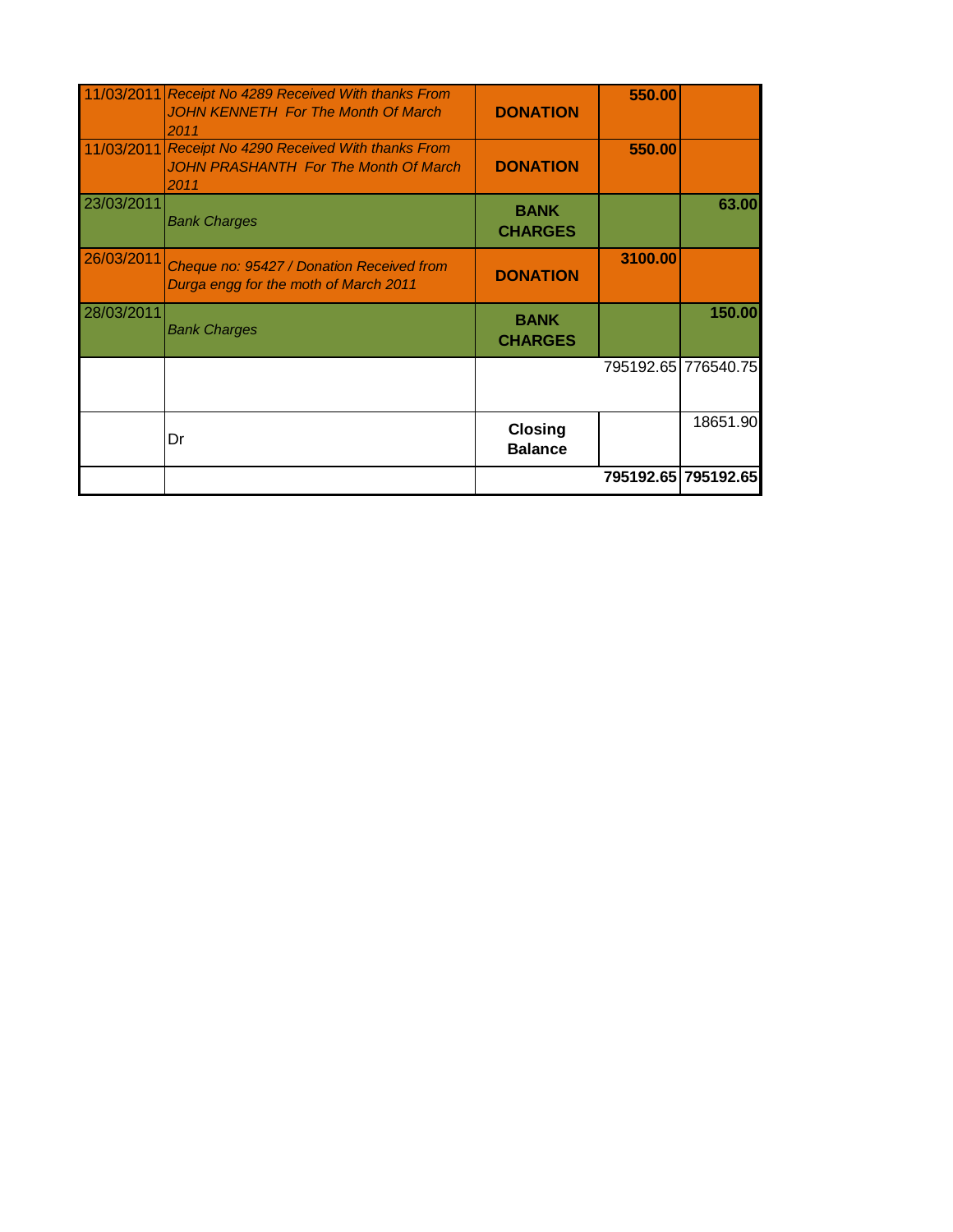| | | | | |
|---|---|---|---|---|
| 11/03/2011 | *Receipt No 4289 Received With thanks From JOHN KENNETH For The Month Of March 2011* | **DONATION** | **550.00** | |
| 11/03/2011 | *Receipt No 4290 Received With thanks From JOHN PRASHANTH For The Month Of March 2011* | **DONATION** | **550.00** | |
| 23/03/2011 | *Bank Charges* | **BANK CHARGES** | | **63.00** |
| 26/03/2011 | *Cheque no: 95427 / Donation Received from Durga engg for the moth of March 2011* | **DONATION** | **3100.00** | |
| 28/03/2011 | *Bank Charges* | **BANK CHARGES** | | **150.00** |
| | | | 795192.65 | 776540.75 |
| | Dr | **Closing Balance** | | 18651.90 |
| | | | **795192.65** | **795192.65** |